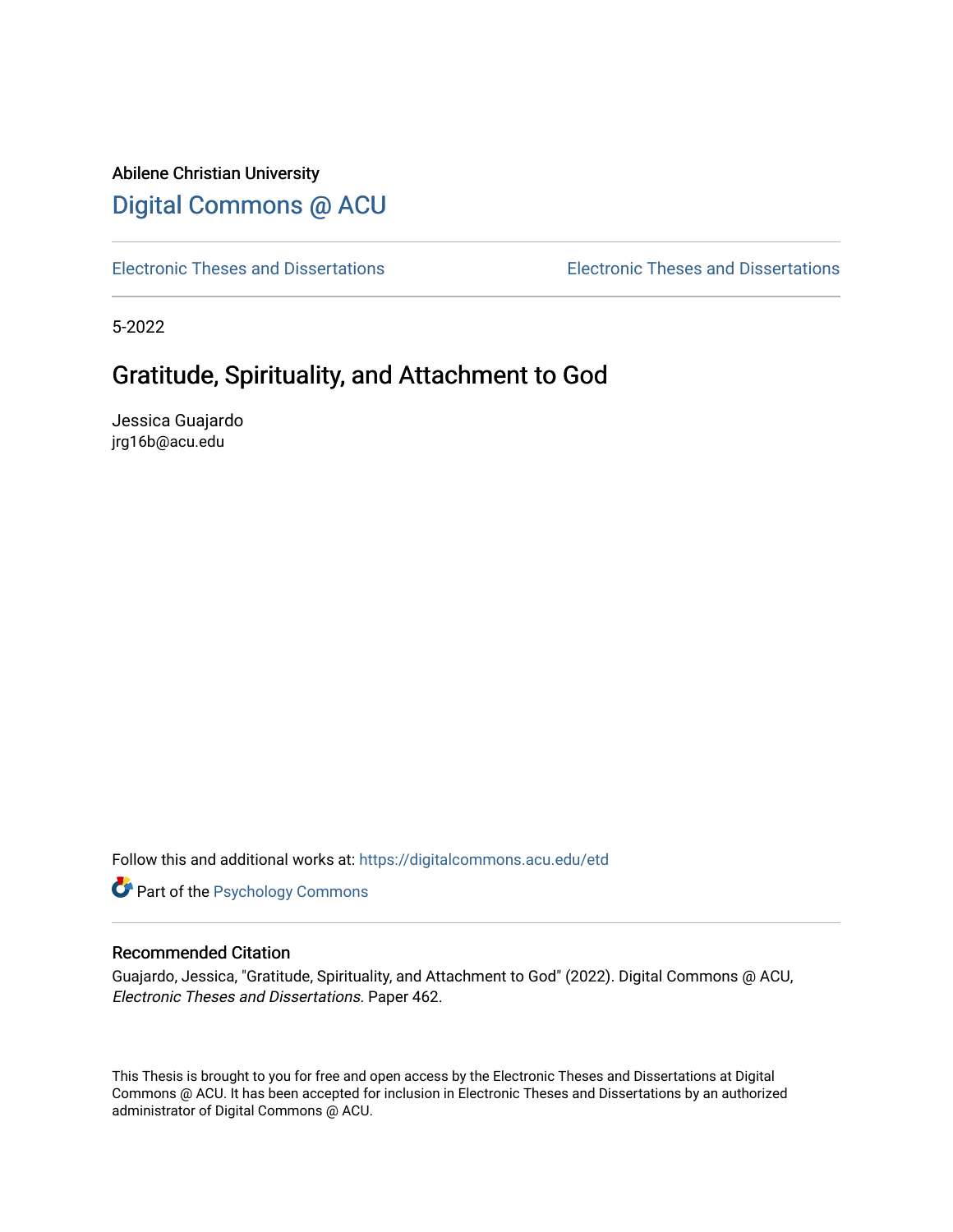Abilene Christian University

Digital Commons @ ACU

Electronic Theses and Dissertations

Electronic Theses and Dissertations

5-2022

# Gratitude, Spirituality, and Attachment to God

Jessica Guajardo
jrg16b@acu.edu

Follow this and additional works at: https://digitalcommons.acu.edu/etd

Part of the Psychology Commons

## Recommended Citation

Guajardo, Jessica, "Gratitude, Spirituality, and Attachment to God" (2022). Digital Commons @ ACU, *Electronic Theses and Dissertations*. Paper 462.

This Thesis is brought to you for free and open access by the Electronic Theses and Dissertations at Digital Commons @ ACU. It has been accepted for inclusion in Electronic Theses and Dissertations by an authorized administrator of Digital Commons @ ACU.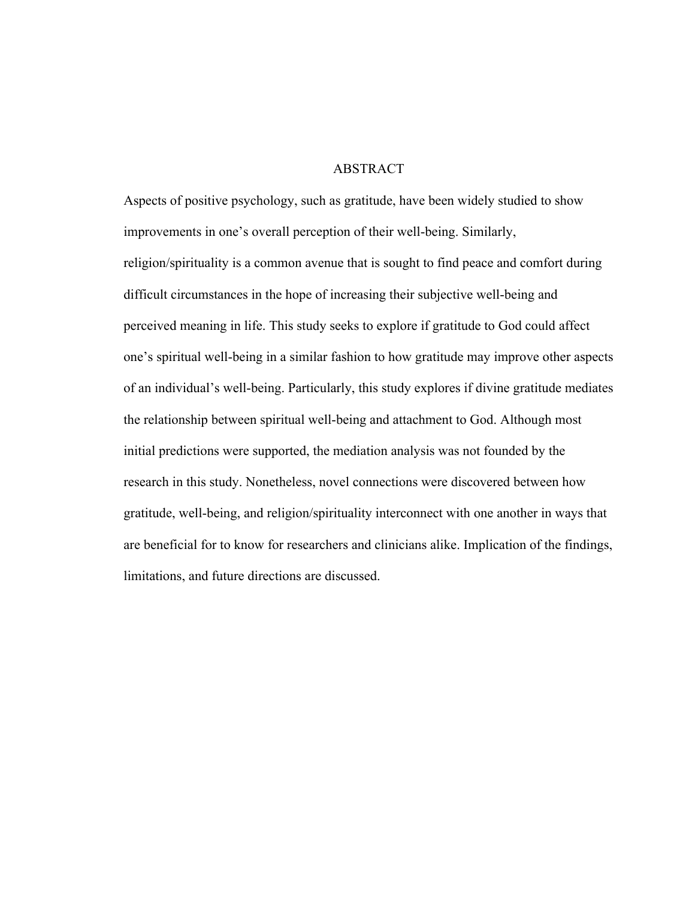# ABSTRACT

Aspects of positive psychology, such as gratitude, have been widely studied to show improvements in one's overall perception of their well-being. Similarly, religion/spirituality is a common avenue that is sought to find peace and comfort during difficult circumstances in the hope of increasing their subjective well-being and perceived meaning in life. This study seeks to explore if gratitude to God could affect one's spiritual well-being in a similar fashion to how gratitude may improve other aspects of an individual's well-being. Particularly, this study explores if divine gratitude mediates the relationship between spiritual well-being and attachment to God. Although most initial predictions were supported, the mediation analysis was not founded by the research in this study. Nonetheless, novel connections were discovered between how gratitude, well-being, and religion/spirituality interconnect with one another in ways that are beneficial for to know for researchers and clinicians alike. Implication of the findings, limitations, and future directions are discussed.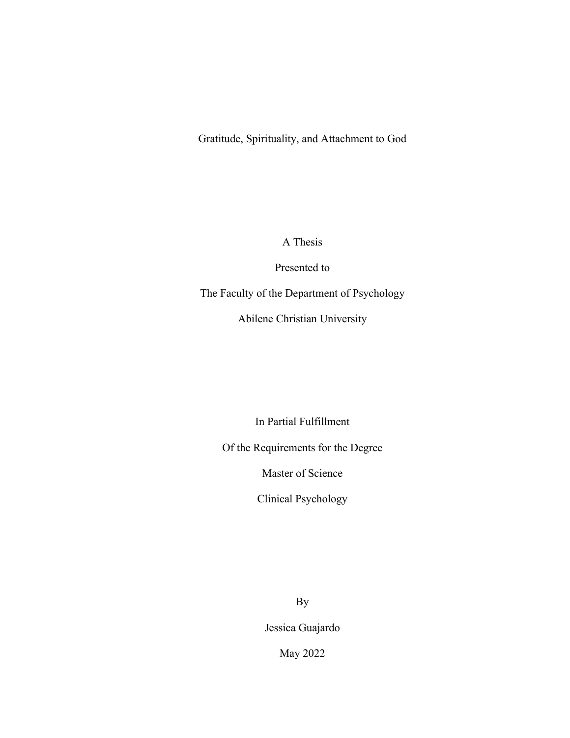# Gratitude, Spirituality, and Attachment to God

A Thesis

Presented to

The Faculty of the Department of Psychology

Abilene Christian University

In Partial Fulfillment

Of the Requirements for the Degree

Master of Science

Clinical Psychology

By

Jessica Guajardo

May 2022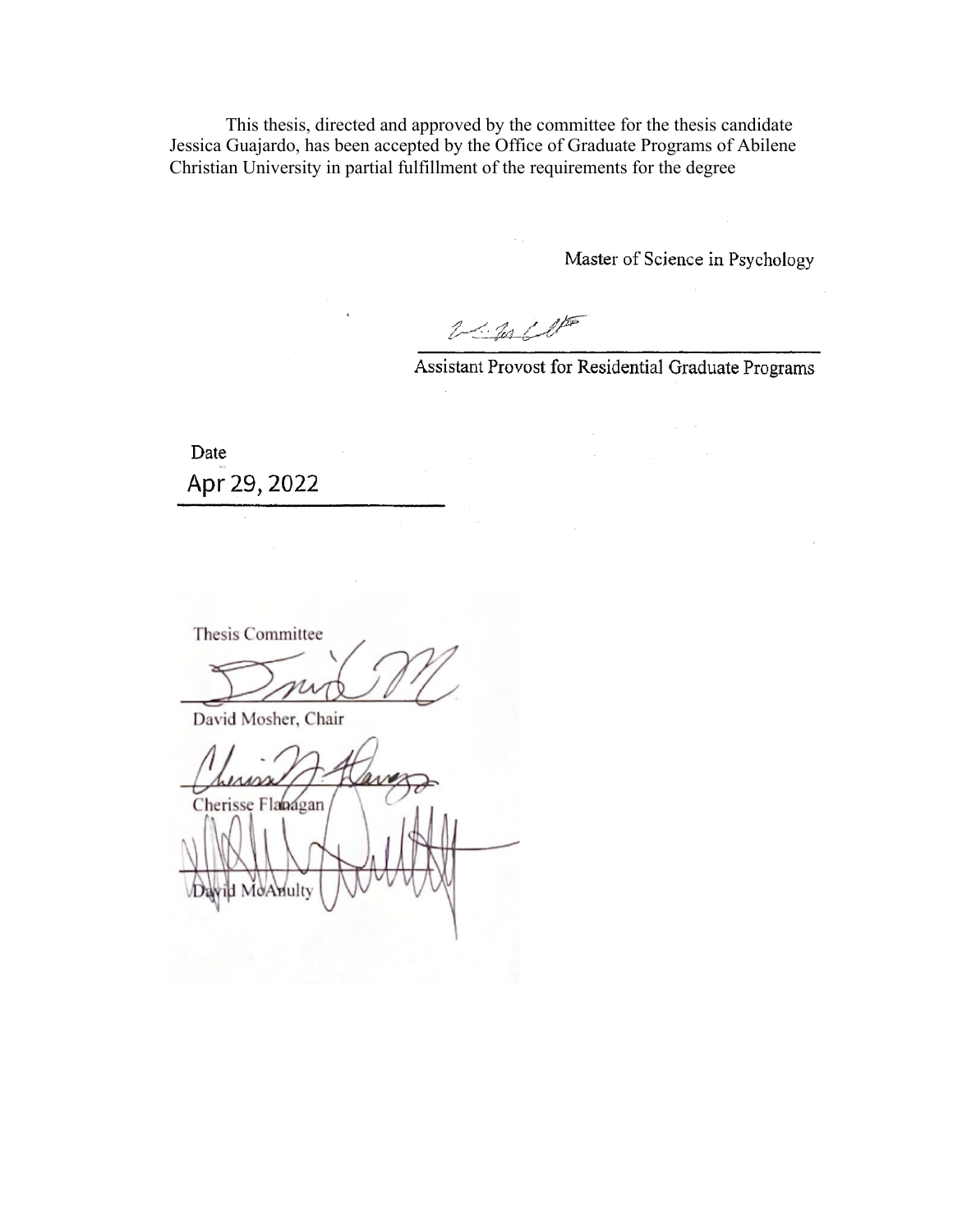This thesis, directed and approved by the committee for the thesis candidate Jessica Guajardo, has been accepted by the Office of Graduate Programs of Abilene Christian University in partial fulfillment of the requirements for the degree

Master of Science in Psychology

_______________________________
Assistant Provost for Residential Graduate Programs

Date

Apr 29, 2022

Thesis Committee

_______________________________
David Mosher, Chair

_______________________________
Cherisse Flanagan

_______________________________
David McAnulty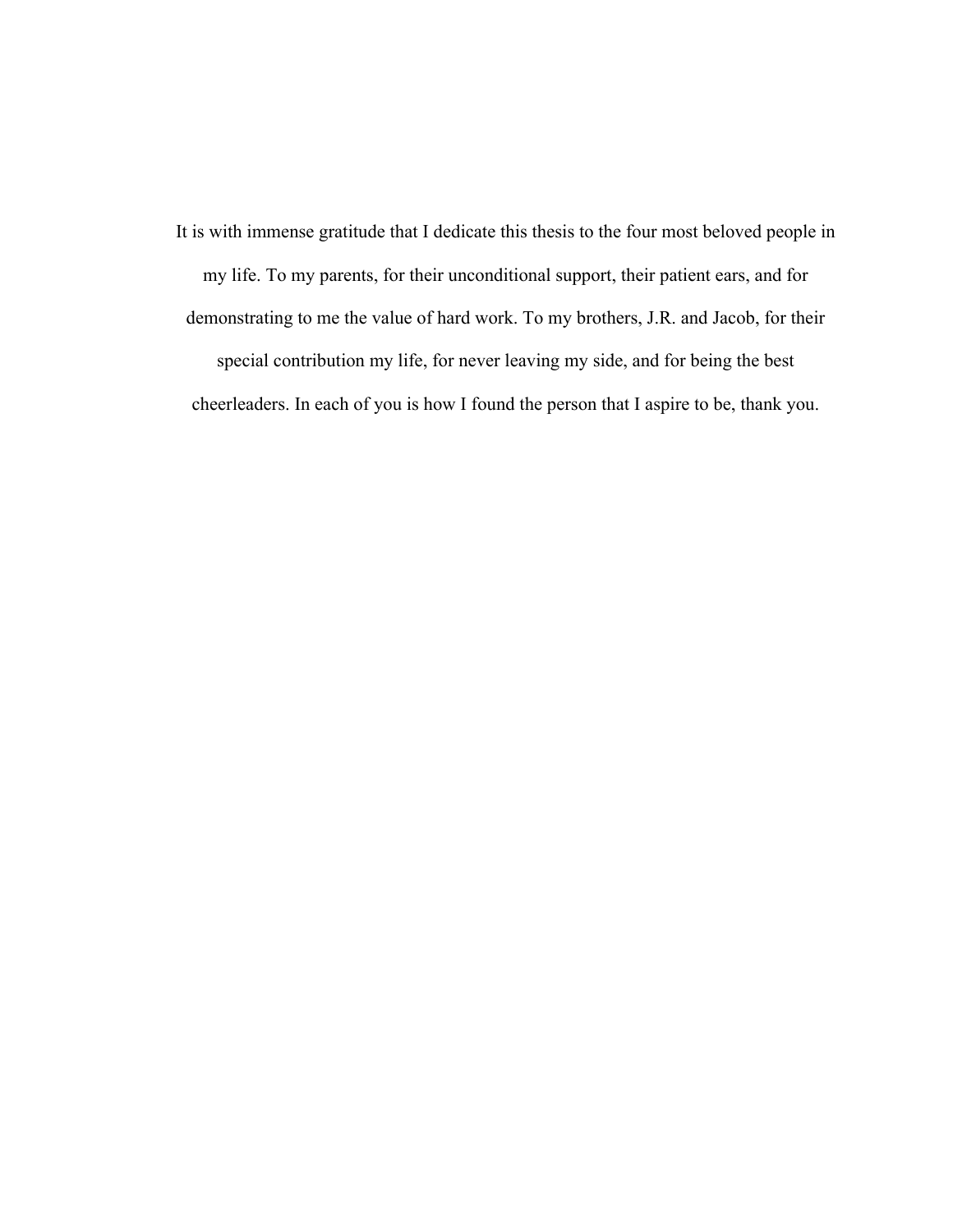It is with immense gratitude that I dedicate this thesis to the four most beloved people in my life. To my parents, for their unconditional support, their patient ears, and for demonstrating to me the value of hard work. To my brothers, J.R. and Jacob, for their special contribution my life, for never leaving my side, and for being the best cheerleaders. In each of you is how I found the person that I aspire to be, thank you.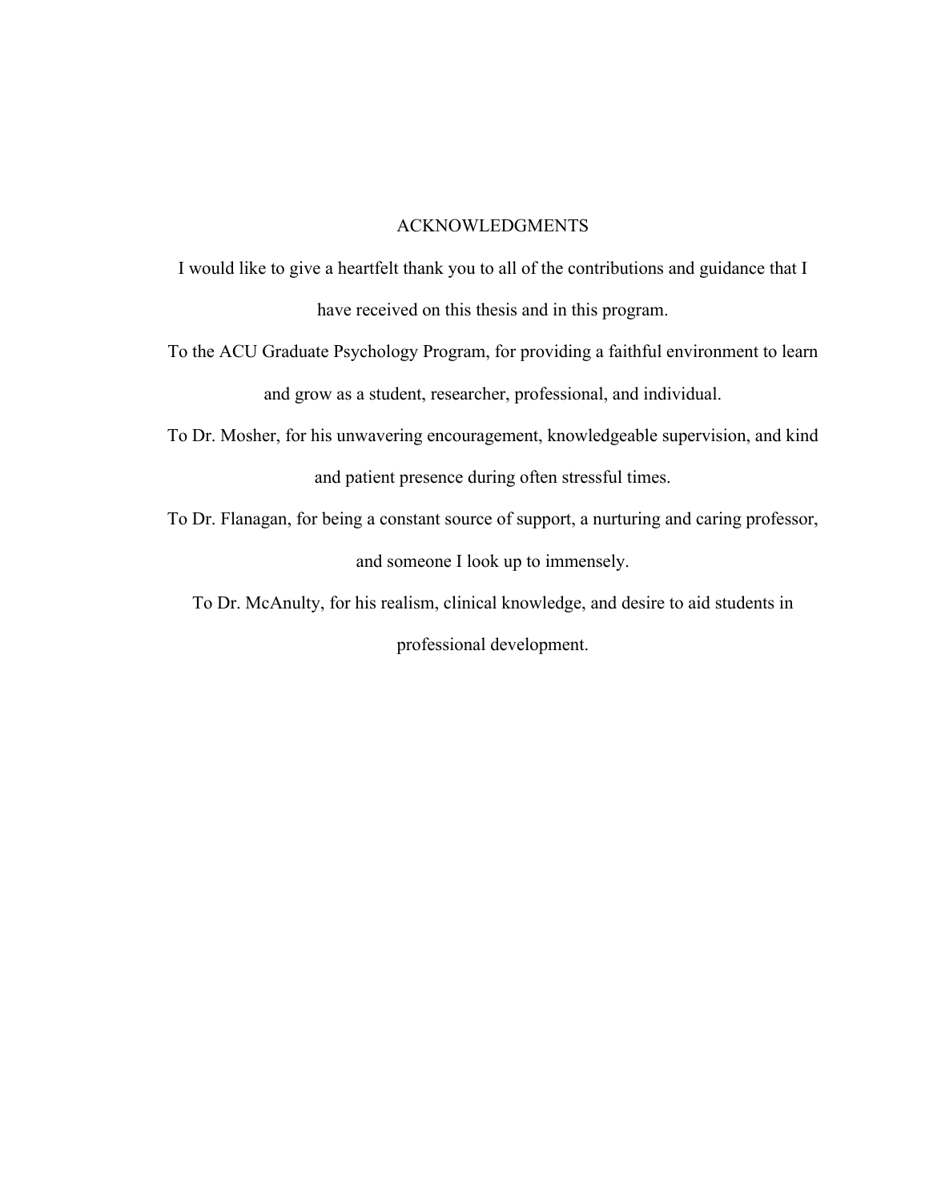# ACKNOWLEDGMENTS

I would like to give a heartfelt thank you to all of the contributions and guidance that I have received on this thesis and in this program.

To the ACU Graduate Psychology Program, for providing a faithful environment to learn and grow as a student, researcher, professional, and individual.

To Dr. Mosher, for his unwavering encouragement, knowledgeable supervision, and kind and patient presence during often stressful times.

To Dr. Flanagan, for being a constant source of support, a nurturing and caring professor, and someone I look up to immensely.

To Dr. McAnulty, for his realism, clinical knowledge, and desire to aid students in professional development.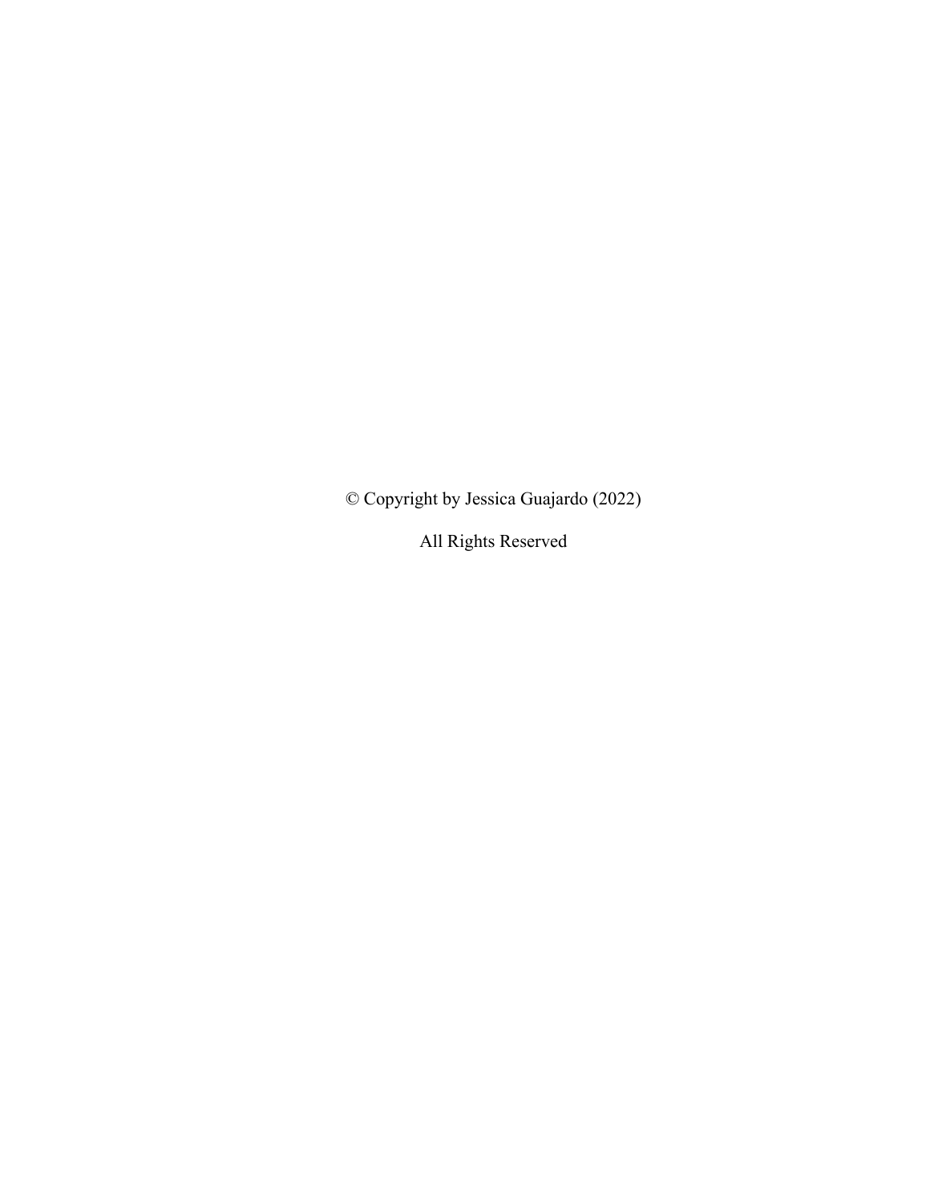© Copyright by Jessica Guajardo (2022)

All Rights Reserved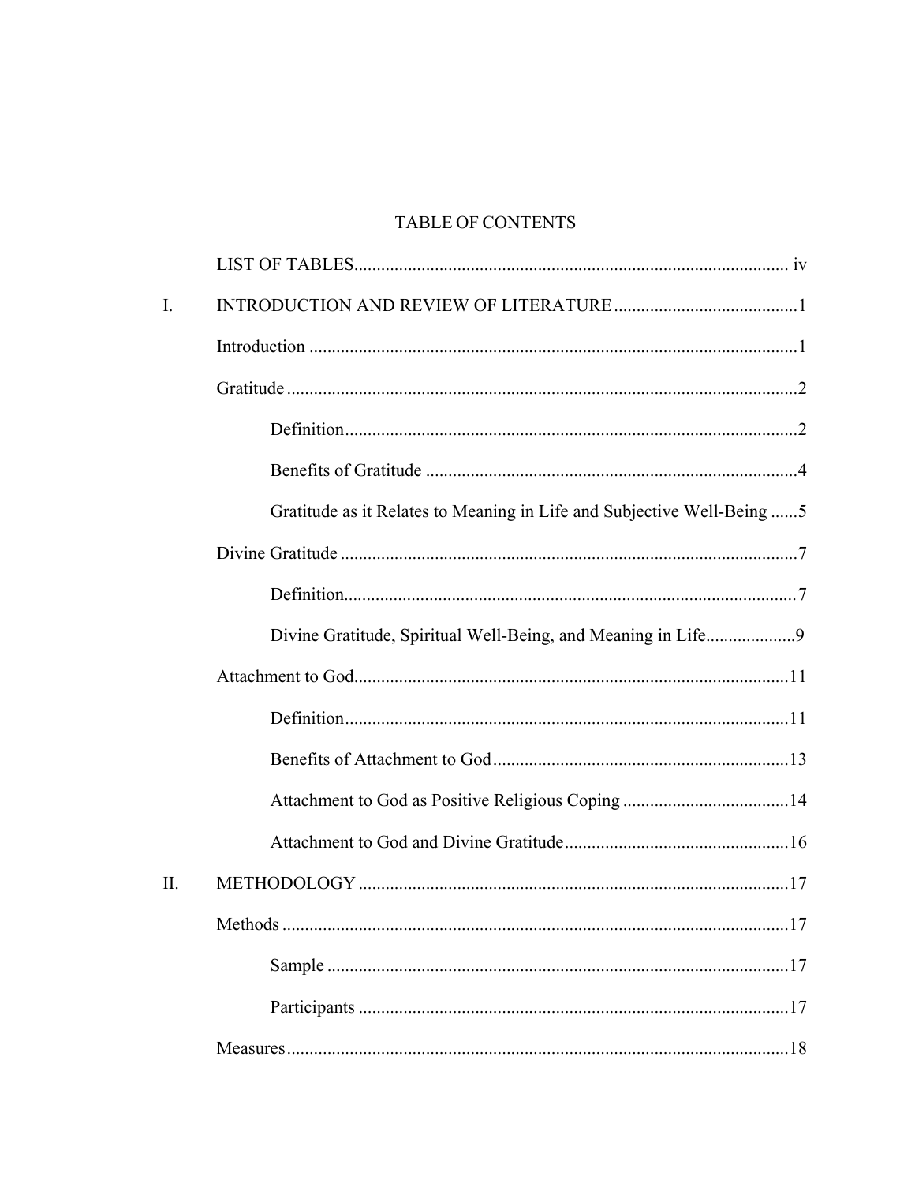# TABLE OF CONTENTS

LIST OF TABLES ................................................................................................ iv

I. INTRODUCTION AND REVIEW OF LITERATURE ........................................ 1

Introduction ........................................................................................................ 1

Gratitude ............................................................................................................. 2

- Definition .................................................................................................... 2
- Benefits of Gratitude .................................................................................. 4
- Gratitude as it Relates to Meaning in Life and Subjective Well-Being ...... 5

Divine Gratitude .................................................................................................. 7

- Definition .................................................................................................... 7
- Divine Gratitude, Spiritual Well-Being, and Meaning in Life .................... 9

Attachment to God ............................................................................................. 11

- Definition .................................................................................................. 11
- Benefits of Attachment to God ................................................................. 13
- Attachment to God as Positive Religious Coping ..................................... 14
- Attachment to God and Divine Gratitude ................................................. 16

II. METHODOLOGY ............................................................................................ 17

Methods ............................................................................................................. 17

- Sample ...................................................................................................... 17
- Participants ............................................................................................... 17

Measures ............................................................................................................ 18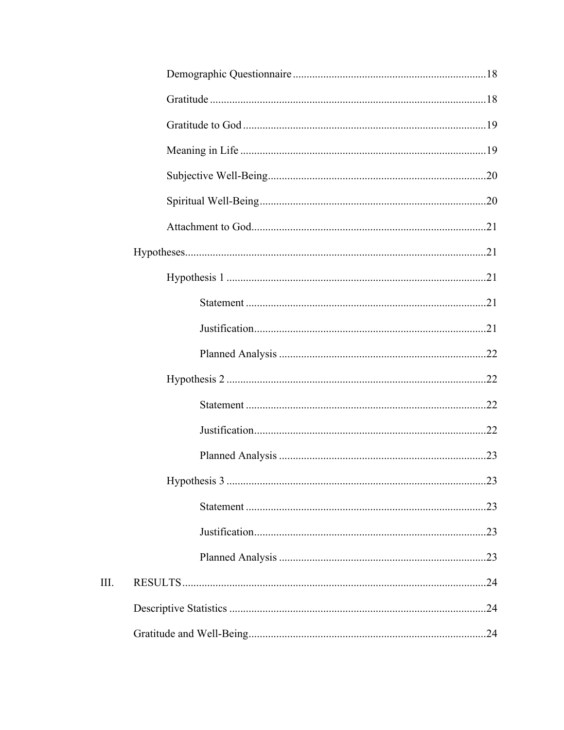Demographic Questionnaire ........................................................................ 18

Gratitude ................................................................................................... 18

Gratitude to God ....................................................................................... 19

Meaning in Life ........................................................................................ 19

Subjective Well-Being .............................................................................. 20

Spiritual Well-Being ................................................................................. 20

Attachment to God .................................................................................... 21

Hypotheses ........................................................................................................... 21

Hypothesis 1 ............................................................................................. 21

Statement ...................................................................................... 21

Justification ................................................................................... 21

Planned Analysis ........................................................................... 22

Hypothesis 2 ............................................................................................. 22

Statement ...................................................................................... 22

Justification ................................................................................... 22

Planned Analysis ........................................................................... 23

Hypothesis 3 ............................................................................................. 23

Statement ...................................................................................... 23

Justification ................................................................................... 23

Planned Analysis ........................................................................... 23

III. RESULTS ............................................................................................................. 24

Descriptive Statistics ............................................................................................ 24

Gratitude and Well-Being ..................................................................................... 24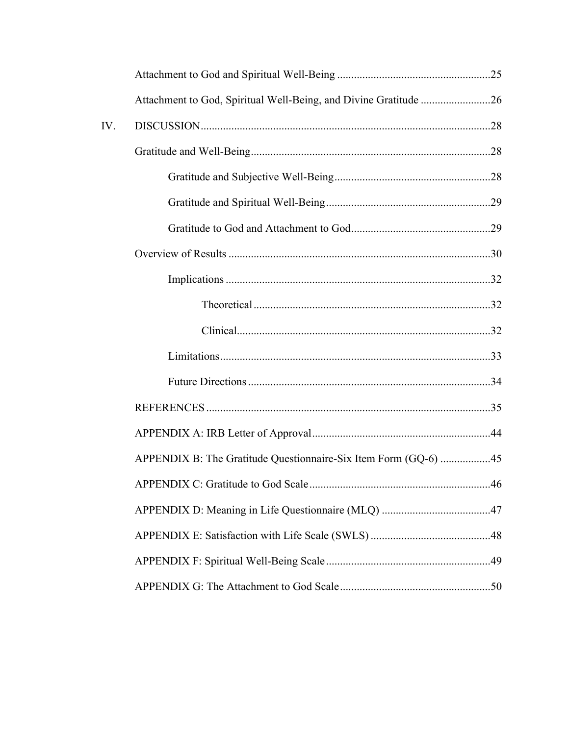Attachment to God and Spiritual Well-Being .......................................................25

Attachment to God, Spiritual Well-Being, and Divine Gratitude .........................26

IV. DISCUSSION.......................................................................................................28

Gratitude and Well-Being.....................................................................................28

Gratitude and Subjective Well-Being.......................................................28

Gratitude and Spiritual Well-Being..........................................................29

Gratitude to God and Attachment to God.................................................29

Overview of Results .............................................................................................30

Implications ..............................................................................................32

Theoretical ....................................................................................32

Clinical..........................................................................................32

Limitations................................................................................................33

Future Directions ......................................................................................34

REFERENCES .....................................................................................................35

APPENDIX A: IRB Letter of Approval...............................................................44

APPENDIX B: The Gratitude Questionnaire-Six Item Form (GQ-6) ..................45

APPENDIX C: Gratitude to God Scale................................................................46

APPENDIX D: Meaning in Life Questionnaire (MLQ) .......................................47

APPENDIX E: Satisfaction with Life Scale (SWLS) ...........................................48

APPENDIX F: Spiritual Well-Being Scale..........................................................49

APPENDIX G: The Attachment to God Scale.....................................................50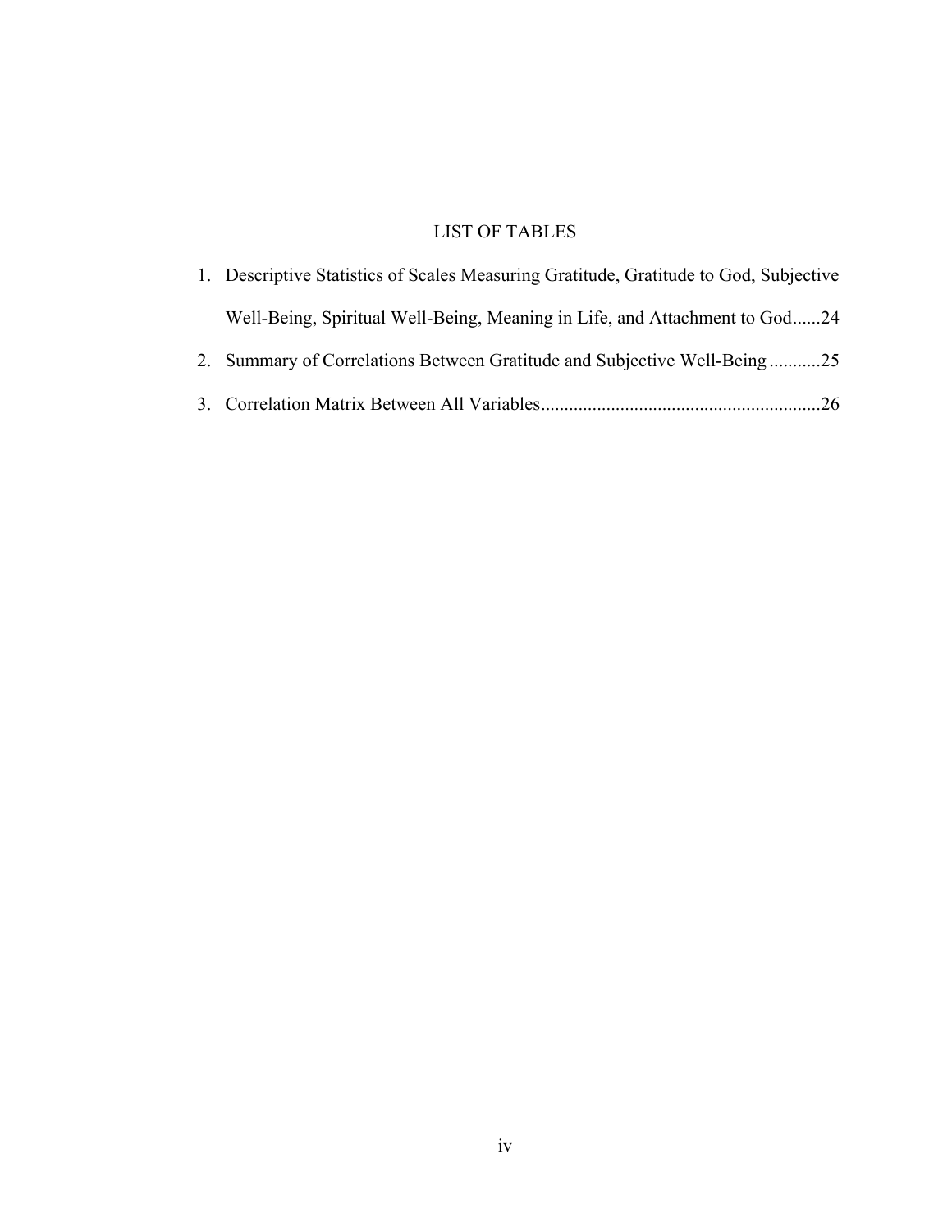# LIST OF TABLES

1. Descriptive Statistics of Scales Measuring Gratitude, Gratitude to God, Subjective Well-Being, Spiritual Well-Being, Meaning in Life, and Attachment to God......24
2. Summary of Correlations Between Gratitude and Subjective Well-Being...........25
3. Correlation Matrix Between All Variables...........................................................26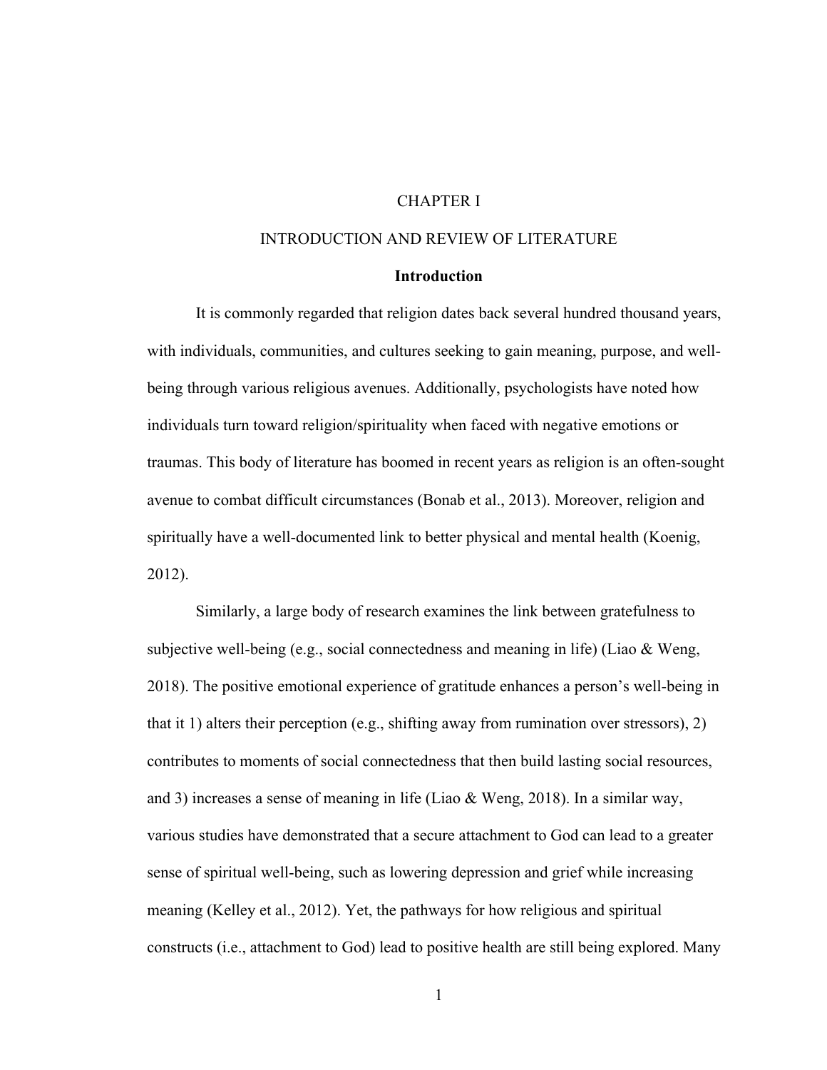# CHAPTER I

## INTRODUCTION AND REVIEW OF LITERATURE

### Introduction

It is commonly regarded that religion dates back several hundred thousand years, with individuals, communities, and cultures seeking to gain meaning, purpose, and well-being through various religious avenues. Additionally, psychologists have noted how individuals turn toward religion/spirituality when faced with negative emotions or traumas. This body of literature has boomed in recent years as religion is an often-sought avenue to combat difficult circumstances (Bonab et al., 2013). Moreover, religion and spiritually have a well-documented link to better physical and mental health (Koenig, 2012).

Similarly, a large body of research examines the link between gratefulness to subjective well-being (e.g., social connectedness and meaning in life) (Liao & Weng, 2018). The positive emotional experience of gratitude enhances a person's well-being in that it 1) alters their perception (e.g., shifting away from rumination over stressors), 2) contributes to moments of social connectedness that then build lasting social resources, and 3) increases a sense of meaning in life (Liao & Weng, 2018). In a similar way, various studies have demonstrated that a secure attachment to God can lead to a greater sense of spiritual well-being, such as lowering depression and grief while increasing meaning (Kelley et al., 2012). Yet, the pathways for how religious and spiritual constructs (i.e., attachment to God) lead to positive health are still being explored. Many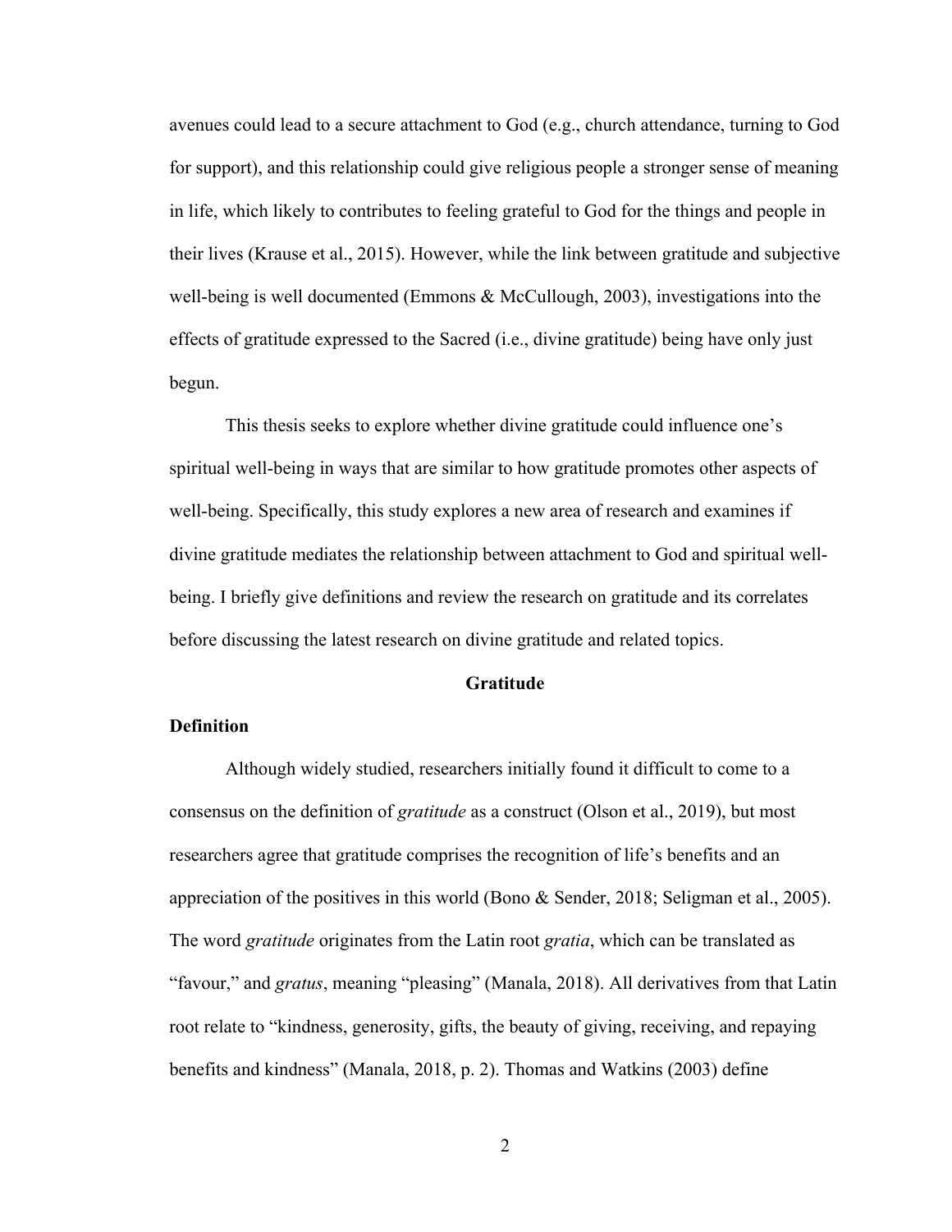avenues could lead to a secure attachment to God (e.g., church attendance, turning to God for support), and this relationship could give religious people a stronger sense of meaning in life, which likely to contributes to feeling grateful to God for the things and people in their lives (Krause et al., 2015). However, while the link between gratitude and subjective well-being is well documented (Emmons & McCullough, 2003), investigations into the effects of gratitude expressed to the Sacred (i.e., divine gratitude) being have only just begun.

This thesis seeks to explore whether divine gratitude could influence one's spiritual well-being in ways that are similar to how gratitude promotes other aspects of well-being. Specifically, this study explores a new area of research and examines if divine gratitude mediates the relationship between attachment to God and spiritual well-being. I briefly give definitions and review the research on gratitude and its correlates before discussing the latest research on divine gratitude and related topics.

## Gratitude

### Definition

Although widely studied, researchers initially found it difficult to come to a consensus on the definition of *gratitude* as a construct (Olson et al., 2019), but most researchers agree that gratitude comprises the recognition of life's benefits and an appreciation of the positives in this world (Bono & Sender, 2018; Seligman et al., 2005). The word *gratitude* originates from the Latin root *gratia*, which can be translated as "favour," and *gratus*, meaning "pleasing" (Manala, 2018). All derivatives from that Latin root relate to "kindness, generosity, gifts, the beauty of giving, receiving, and repaying benefits and kindness" (Manala, 2018, p. 2). Thomas and Watkins (2003) define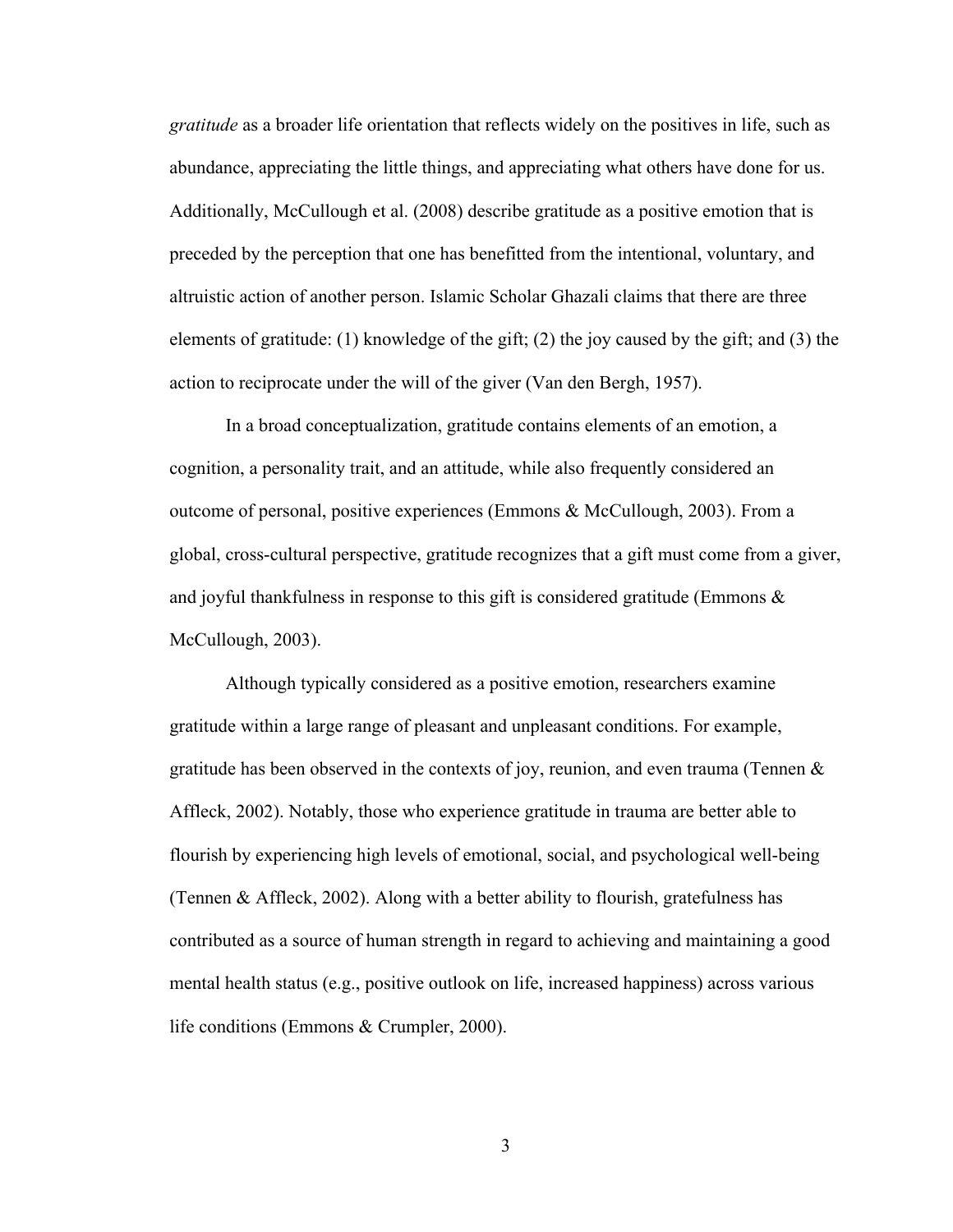*gratitude* as a broader life orientation that reflects widely on the positives in life, such as abundance, appreciating the little things, and appreciating what others have done for us. Additionally, McCullough et al. (2008) describe gratitude as a positive emotion that is preceded by the perception that one has benefitted from the intentional, voluntary, and altruistic action of another person. Islamic Scholar Ghazali claims that there are three elements of gratitude: (1) knowledge of the gift; (2) the joy caused by the gift; and (3) the action to reciprocate under the will of the giver (Van den Bergh, 1957).

In a broad conceptualization, gratitude contains elements of an emotion, a cognition, a personality trait, and an attitude, while also frequently considered an outcome of personal, positive experiences (Emmons & McCullough, 2003). From a global, cross-cultural perspective, gratitude recognizes that a gift must come from a giver, and joyful thankfulness in response to this gift is considered gratitude (Emmons & McCullough, 2003).

Although typically considered as a positive emotion, researchers examine gratitude within a large range of pleasant and unpleasant conditions. For example, gratitude has been observed in the contexts of joy, reunion, and even trauma (Tennen & Affleck, 2002). Notably, those who experience gratitude in trauma are better able to flourish by experiencing high levels of emotional, social, and psychological well-being (Tennen & Affleck, 2002). Along with a better ability to flourish, gratefulness has contributed as a source of human strength in regard to achieving and maintaining a good mental health status (e.g., positive outlook on life, increased happiness) across various life conditions (Emmons & Crumpler, 2000).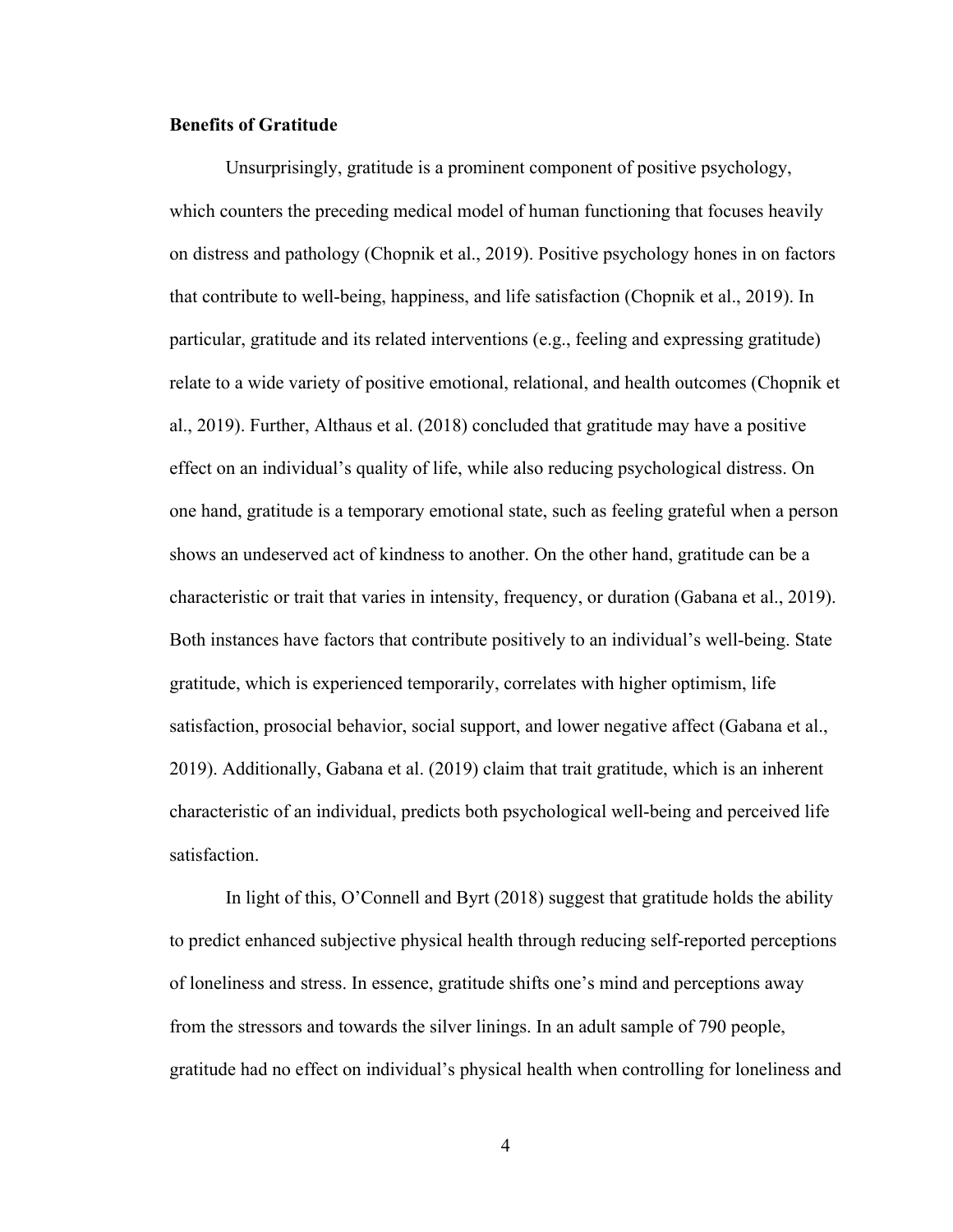**Benefits of Gratitude**

Unsurprisingly, gratitude is a prominent component of positive psychology, which counters the preceding medical model of human functioning that focuses heavily on distress and pathology (Chopnik et al., 2019). Positive psychology hones in on factors that contribute to well-being, happiness, and life satisfaction (Chopnik et al., 2019). In particular, gratitude and its related interventions (e.g., feeling and expressing gratitude) relate to a wide variety of positive emotional, relational, and health outcomes (Chopnik et al., 2019). Further, Althaus et al. (2018) concluded that gratitude may have a positive effect on an individual's quality of life, while also reducing psychological distress. On one hand, gratitude is a temporary emotional state, such as feeling grateful when a person shows an undeserved act of kindness to another. On the other hand, gratitude can be a characteristic or trait that varies in intensity, frequency, or duration (Gabana et al., 2019). Both instances have factors that contribute positively to an individual's well-being. State gratitude, which is experienced temporarily, correlates with higher optimism, life satisfaction, prosocial behavior, social support, and lower negative affect (Gabana et al., 2019). Additionally, Gabana et al. (2019) claim that trait gratitude, which is an inherent characteristic of an individual, predicts both psychological well-being and perceived life satisfaction.

In light of this, O'Connell and Byrt (2018) suggest that gratitude holds the ability to predict enhanced subjective physical health through reducing self-reported perceptions of loneliness and stress. In essence, gratitude shifts one's mind and perceptions away from the stressors and towards the silver linings. In an adult sample of 790 people, gratitude had no effect on individual's physical health when controlling for loneliness and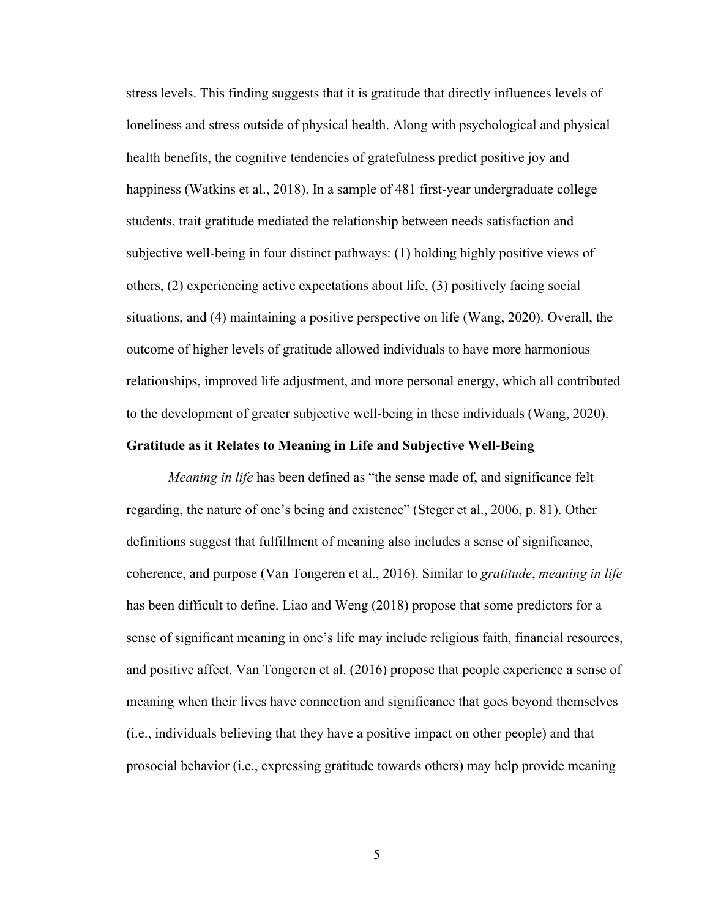stress levels. This finding suggests that it is gratitude that directly influences levels of loneliness and stress outside of physical health. Along with psychological and physical health benefits, the cognitive tendencies of gratefulness predict positive joy and happiness (Watkins et al., 2018). In a sample of 481 first-year undergraduate college students, trait gratitude mediated the relationship between needs satisfaction and subjective well-being in four distinct pathways: (1) holding highly positive views of others, (2) experiencing active expectations about life, (3) positively facing social situations, and (4) maintaining a positive perspective on life (Wang, 2020). Overall, the outcome of higher levels of gratitude allowed individuals to have more harmonious relationships, improved life adjustment, and more personal energy, which all contributed to the development of greater subjective well-being in these individuals (Wang, 2020).

## Gratitude as it Relates to Meaning in Life and Subjective Well-Being

*Meaning in life* has been defined as "the sense made of, and significance felt regarding, the nature of one's being and existence" (Steger et al., 2006, p. 81). Other definitions suggest that fulfillment of meaning also includes a sense of significance, coherence, and purpose (Van Tongeren et al., 2016). Similar to *gratitude*, *meaning in life* has been difficult to define. Liao and Weng (2018) propose that some predictors for a sense of significant meaning in one's life may include religious faith, financial resources, and positive affect. Van Tongeren et al. (2016) propose that people experience a sense of meaning when their lives have connection and significance that goes beyond themselves (i.e., individuals believing that they have a positive impact on other people) and that prosocial behavior (i.e., expressing gratitude towards others) may help provide meaning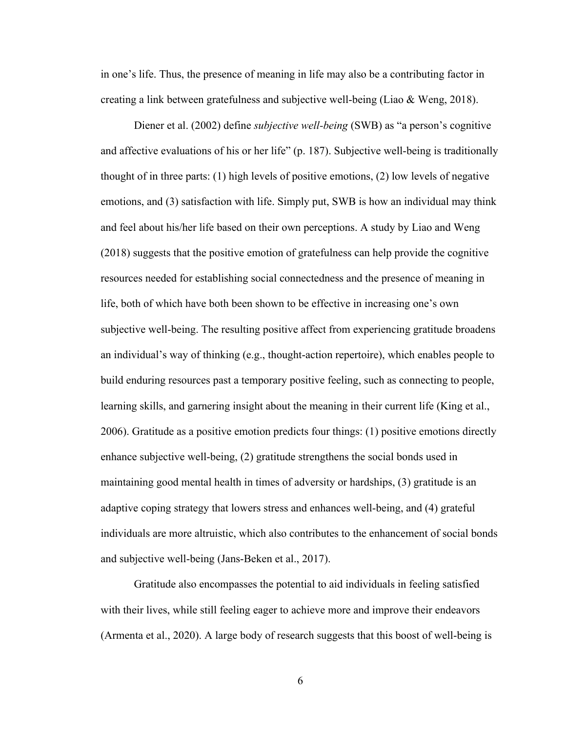in one's life. Thus, the presence of meaning in life may also be a contributing factor in creating a link between gratefulness and subjective well-being (Liao & Weng, 2018).

Diener et al. (2002) define *subjective well-being* (SWB) as "a person's cognitive and affective evaluations of his or her life" (p. 187). Subjective well-being is traditionally thought of in three parts: (1) high levels of positive emotions, (2) low levels of negative emotions, and (3) satisfaction with life. Simply put, SWB is how an individual may think and feel about his/her life based on their own perceptions. A study by Liao and Weng (2018) suggests that the positive emotion of gratefulness can help provide the cognitive resources needed for establishing social connectedness and the presence of meaning in life, both of which have both been shown to be effective in increasing one's own subjective well-being. The resulting positive affect from experiencing gratitude broadens an individual's way of thinking (e.g., thought-action repertoire), which enables people to build enduring resources past a temporary positive feeling, such as connecting to people, learning skills, and garnering insight about the meaning in their current life (King et al., 2006). Gratitude as a positive emotion predicts four things: (1) positive emotions directly enhance subjective well-being, (2) gratitude strengthens the social bonds used in maintaining good mental health in times of adversity or hardships, (3) gratitude is an adaptive coping strategy that lowers stress and enhances well-being, and (4) grateful individuals are more altruistic, which also contributes to the enhancement of social bonds and subjective well-being (Jans-Beken et al., 2017).

Gratitude also encompasses the potential to aid individuals in feeling satisfied with their lives, while still feeling eager to achieve more and improve their endeavors (Armenta et al., 2020). A large body of research suggests that this boost of well-being is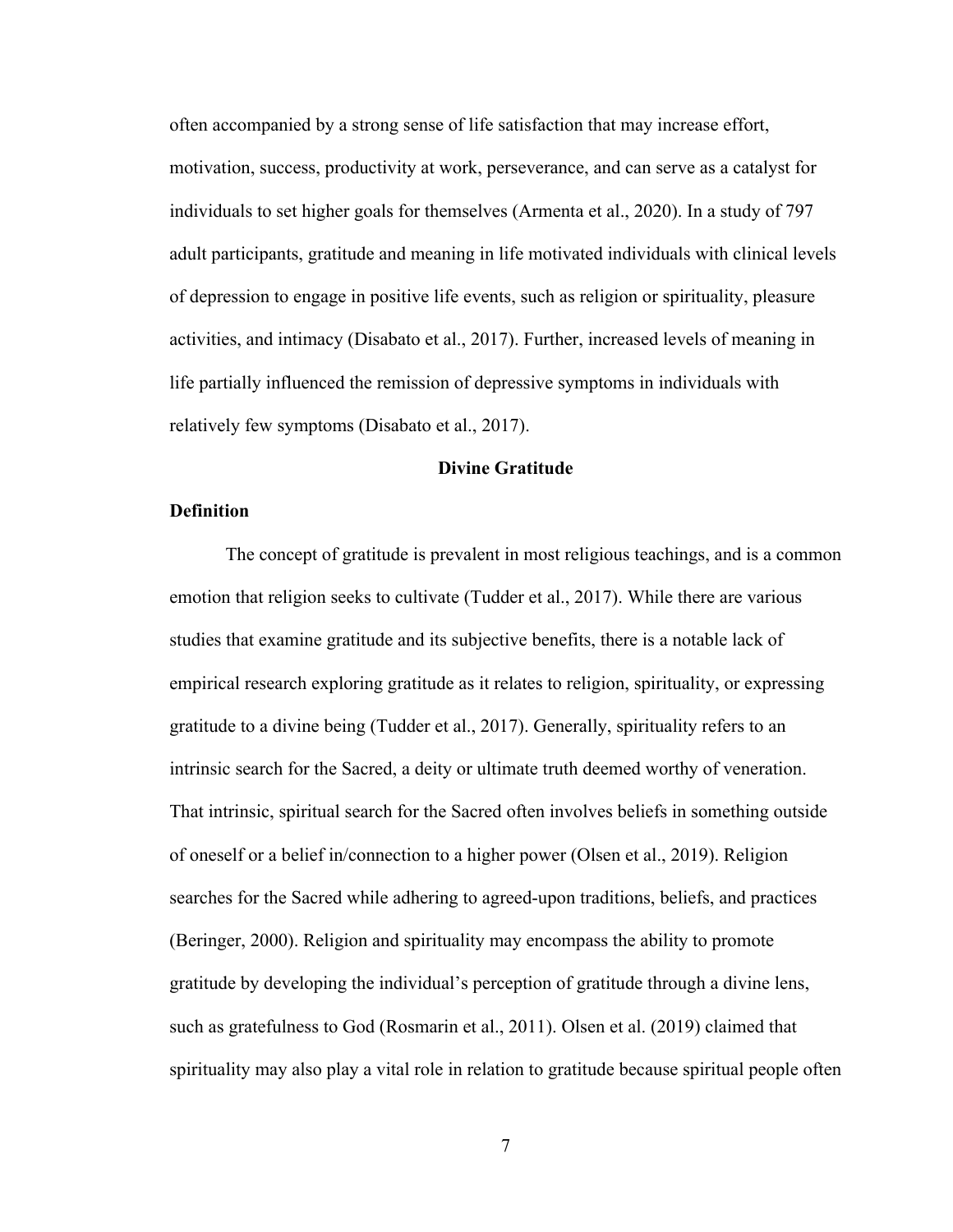often accompanied by a strong sense of life satisfaction that may increase effort, motivation, success, productivity at work, perseverance, and can serve as a catalyst for individuals to set higher goals for themselves (Armenta et al., 2020). In a study of 797 adult participants, gratitude and meaning in life motivated individuals with clinical levels of depression to engage in positive life events, such as religion or spirituality, pleasure activities, and intimacy (Disabato et al., 2017). Further, increased levels of meaning in life partially influenced the remission of depressive symptoms in individuals with relatively few symptoms (Disabato et al., 2017).

## Divine Gratitude

### Definition

The concept of gratitude is prevalent in most religious teachings, and is a common emotion that religion seeks to cultivate (Tudder et al., 2017). While there are various studies that examine gratitude and its subjective benefits, there is a notable lack of empirical research exploring gratitude as it relates to religion, spirituality, or expressing gratitude to a divine being (Tudder et al., 2017). Generally, spirituality refers to an intrinsic search for the Sacred, a deity or ultimate truth deemed worthy of veneration. That intrinsic, spiritual search for the Sacred often involves beliefs in something outside of oneself or a belief in/connection to a higher power (Olsen et al., 2019). Religion searches for the Sacred while adhering to agreed-upon traditions, beliefs, and practices (Beringer, 2000). Religion and spirituality may encompass the ability to promote gratitude by developing the individual's perception of gratitude through a divine lens, such as gratefulness to God (Rosmarin et al., 2011). Olsen et al. (2019) claimed that spirituality may also play a vital role in relation to gratitude because spiritual people often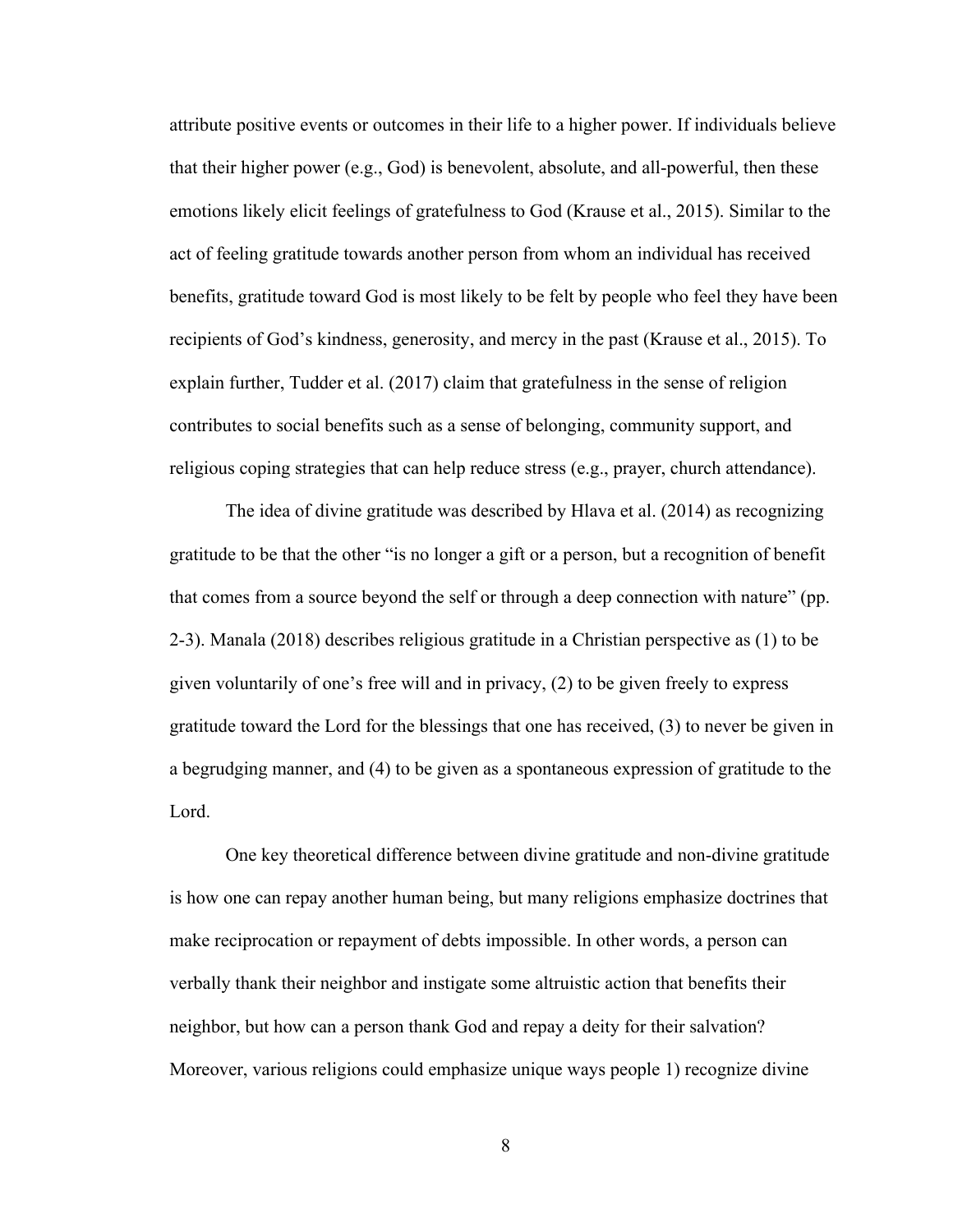attribute positive events or outcomes in their life to a higher power. If individuals believe that their higher power (e.g., God) is benevolent, absolute, and all-powerful, then these emotions likely elicit feelings of gratefulness to God (Krause et al., 2015). Similar to the act of feeling gratitude towards another person from whom an individual has received benefits, gratitude toward God is most likely to be felt by people who feel they have been recipients of God's kindness, generosity, and mercy in the past (Krause et al., 2015). To explain further, Tudder et al. (2017) claim that gratefulness in the sense of religion contributes to social benefits such as a sense of belonging, community support, and religious coping strategies that can help reduce stress (e.g., prayer, church attendance).

The idea of divine gratitude was described by Hlava et al. (2014) as recognizing gratitude to be that the other "is no longer a gift or a person, but a recognition of benefit that comes from a source beyond the self or through a deep connection with nature" (pp. 2-3). Manala (2018) describes religious gratitude in a Christian perspective as (1) to be given voluntarily of one's free will and in privacy, (2) to be given freely to express gratitude toward the Lord for the blessings that one has received, (3) to never be given in a begrudging manner, and (4) to be given as a spontaneous expression of gratitude to the Lord.

One key theoretical difference between divine gratitude and non-divine gratitude is how one can repay another human being, but many religions emphasize doctrines that make reciprocation or repayment of debts impossible. In other words, a person can verbally thank their neighbor and instigate some altruistic action that benefits their neighbor, but how can a person thank God and repay a deity for their salvation? Moreover, various religions could emphasize unique ways people 1) recognize divine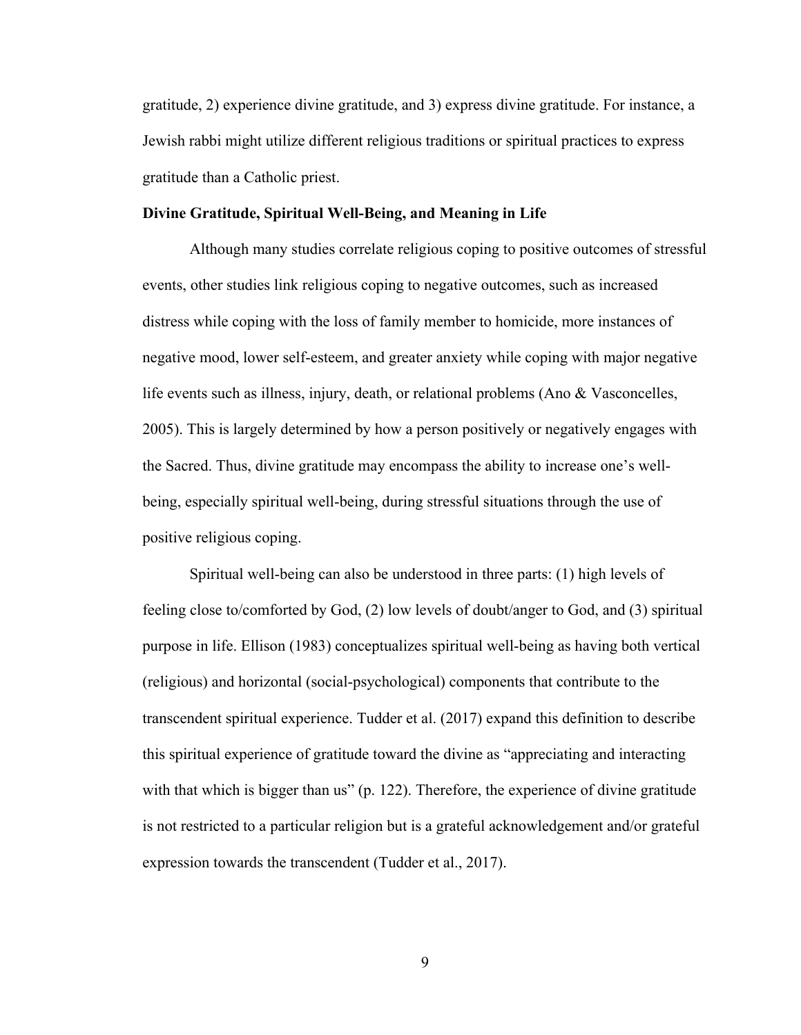gratitude, 2) experience divine gratitude, and 3) express divine gratitude. For instance, a Jewish rabbi might utilize different religious traditions or spiritual practices to express gratitude than a Catholic priest.

### Divine Gratitude, Spiritual Well-Being, and Meaning in Life

Although many studies correlate religious coping to positive outcomes of stressful events, other studies link religious coping to negative outcomes, such as increased distress while coping with the loss of family member to homicide, more instances of negative mood, lower self-esteem, and greater anxiety while coping with major negative life events such as illness, injury, death, or relational problems (Ano & Vasconcelles, 2005). This is largely determined by how a person positively or negatively engages with the Sacred. Thus, divine gratitude may encompass the ability to increase one's well-being, especially spiritual well-being, during stressful situations through the use of positive religious coping.

Spiritual well-being can also be understood in three parts: (1) high levels of feeling close to/comforted by God, (2) low levels of doubt/anger to God, and (3) spiritual purpose in life. Ellison (1983) conceptualizes spiritual well-being as having both vertical (religious) and horizontal (social-psychological) components that contribute to the transcendent spiritual experience. Tudder et al. (2017) expand this definition to describe this spiritual experience of gratitude toward the divine as "appreciating and interacting with that which is bigger than us" (p. 122). Therefore, the experience of divine gratitude is not restricted to a particular religion but is a grateful acknowledgement and/or grateful expression towards the transcendent (Tudder et al., 2017).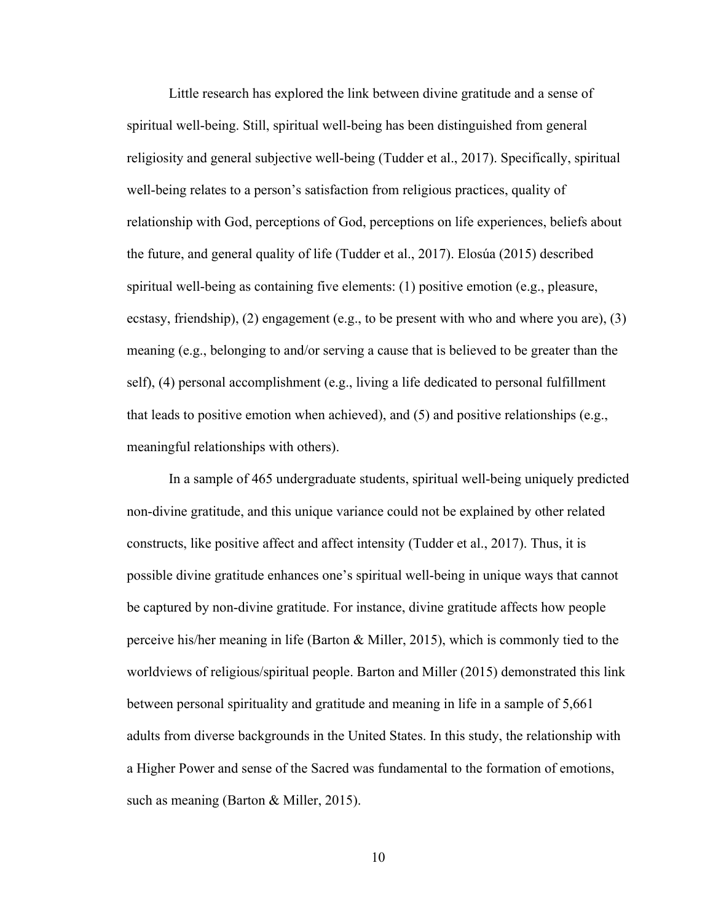Little research has explored the link between divine gratitude and a sense of spiritual well-being. Still, spiritual well-being has been distinguished from general religiosity and general subjective well-being (Tudder et al., 2017). Specifically, spiritual well-being relates to a person's satisfaction from religious practices, quality of relationship with God, perceptions of God, perceptions on life experiences, beliefs about the future, and general quality of life (Tudder et al., 2017). Elosúa (2015) described spiritual well-being as containing five elements: (1) positive emotion (e.g., pleasure, ecstasy, friendship), (2) engagement (e.g., to be present with who and where you are), (3) meaning (e.g., belonging to and/or serving a cause that is believed to be greater than the self), (4) personal accomplishment (e.g., living a life dedicated to personal fulfillment that leads to positive emotion when achieved), and (5) and positive relationships (e.g., meaningful relationships with others).

In a sample of 465 undergraduate students, spiritual well-being uniquely predicted non-divine gratitude, and this unique variance could not be explained by other related constructs, like positive affect and affect intensity (Tudder et al., 2017). Thus, it is possible divine gratitude enhances one's spiritual well-being in unique ways that cannot be captured by non-divine gratitude. For instance, divine gratitude affects how people perceive his/her meaning in life (Barton & Miller, 2015), which is commonly tied to the worldviews of religious/spiritual people. Barton and Miller (2015) demonstrated this link between personal spirituality and gratitude and meaning in life in a sample of 5,661 adults from diverse backgrounds in the United States. In this study, the relationship with a Higher Power and sense of the Sacred was fundamental to the formation of emotions, such as meaning (Barton & Miller, 2015).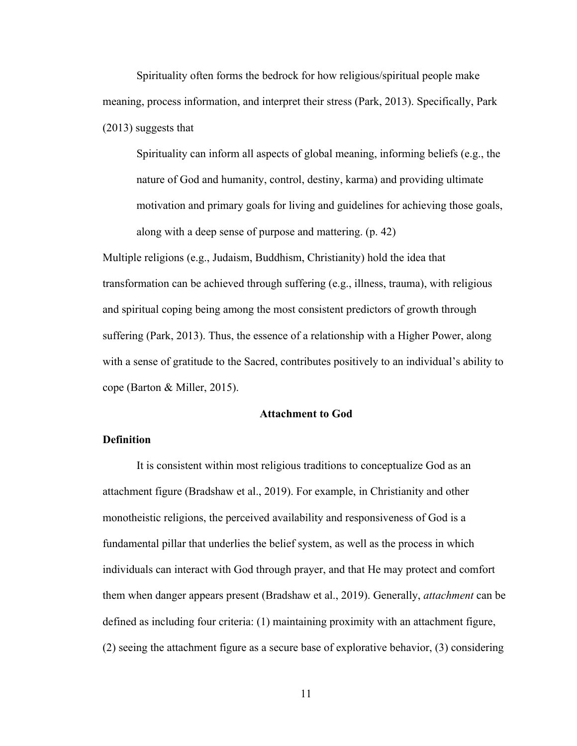Spirituality often forms the bedrock for how religious/spiritual people make meaning, process information, and interpret their stress (Park, 2013). Specifically, Park (2013) suggests that

> Spirituality can inform all aspects of global meaning, informing beliefs (e.g., the nature of God and humanity, control, destiny, karma) and providing ultimate motivation and primary goals for living and guidelines for achieving those goals, along with a deep sense of purpose and mattering. (p. 42)

Multiple religions (e.g., Judaism, Buddhism, Christianity) hold the idea that transformation can be achieved through suffering (e.g., illness, trauma), with religious and spiritual coping being among the most consistent predictors of growth through suffering (Park, 2013). Thus, the essence of a relationship with a Higher Power, along with a sense of gratitude to the Sacred, contributes positively to an individual's ability to cope (Barton & Miller, 2015).

## Attachment to God

### Definition

It is consistent within most religious traditions to conceptualize God as an attachment figure (Bradshaw et al., 2019). For example, in Christianity and other monotheistic religions, the perceived availability and responsiveness of God is a fundamental pillar that underlies the belief system, as well as the process in which individuals can interact with God through prayer, and that He may protect and comfort them when danger appears present (Bradshaw et al., 2019). Generally, *attachment* can be defined as including four criteria: (1) maintaining proximity with an attachment figure, (2) seeing the attachment figure as a secure base of explorative behavior, (3) considering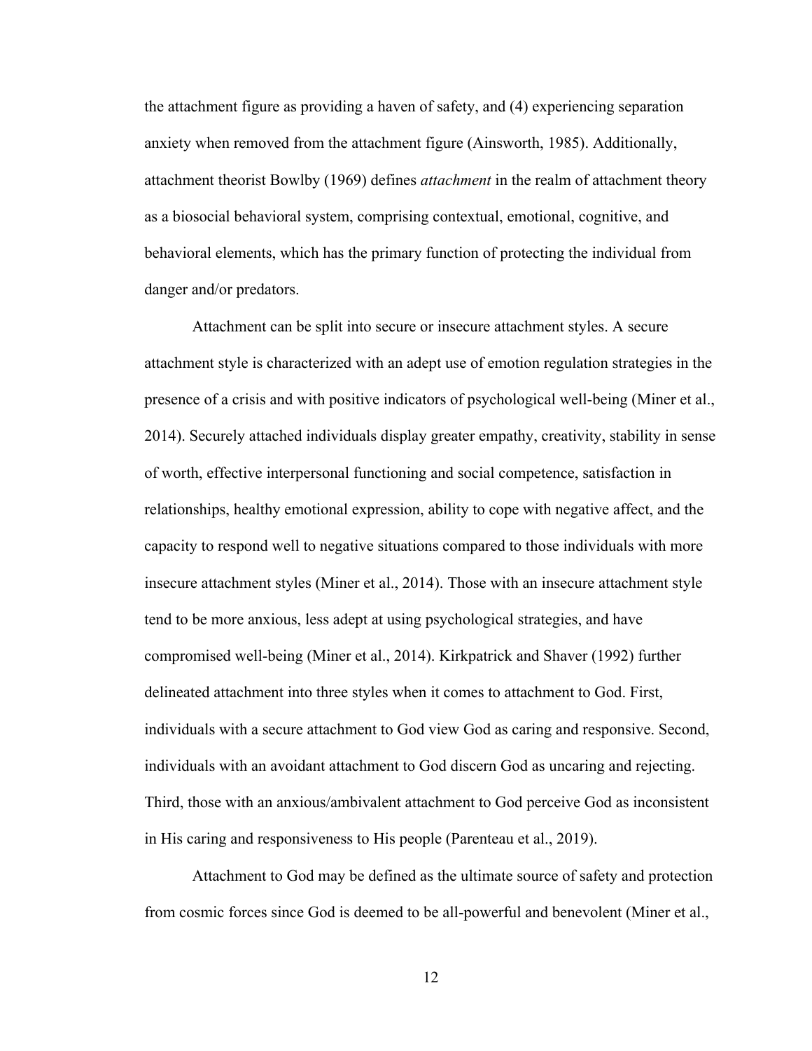the attachment figure as providing a haven of safety, and (4) experiencing separation anxiety when removed from the attachment figure (Ainsworth, 1985). Additionally, attachment theorist Bowlby (1969) defines *attachment* in the realm of attachment theory as a biosocial behavioral system, comprising contextual, emotional, cognitive, and behavioral elements, which has the primary function of protecting the individual from danger and/or predators.

Attachment can be split into secure or insecure attachment styles. A secure attachment style is characterized with an adept use of emotion regulation strategies in the presence of a crisis and with positive indicators of psychological well-being (Miner et al., 2014). Securely attached individuals display greater empathy, creativity, stability in sense of worth, effective interpersonal functioning and social competence, satisfaction in relationships, healthy emotional expression, ability to cope with negative affect, and the capacity to respond well to negative situations compared to those individuals with more insecure attachment styles (Miner et al., 2014). Those with an insecure attachment style tend to be more anxious, less adept at using psychological strategies, and have compromised well-being (Miner et al., 2014). Kirkpatrick and Shaver (1992) further delineated attachment into three styles when it comes to attachment to God. First, individuals with a secure attachment to God view God as caring and responsive. Second, individuals with an avoidant attachment to God discern God as uncaring and rejecting. Third, those with an anxious/ambivalent attachment to God perceive God as inconsistent in His caring and responsiveness to His people (Parenteau et al., 2019).

Attachment to God may be defined as the ultimate source of safety and protection from cosmic forces since God is deemed to be all-powerful and benevolent (Miner et al.,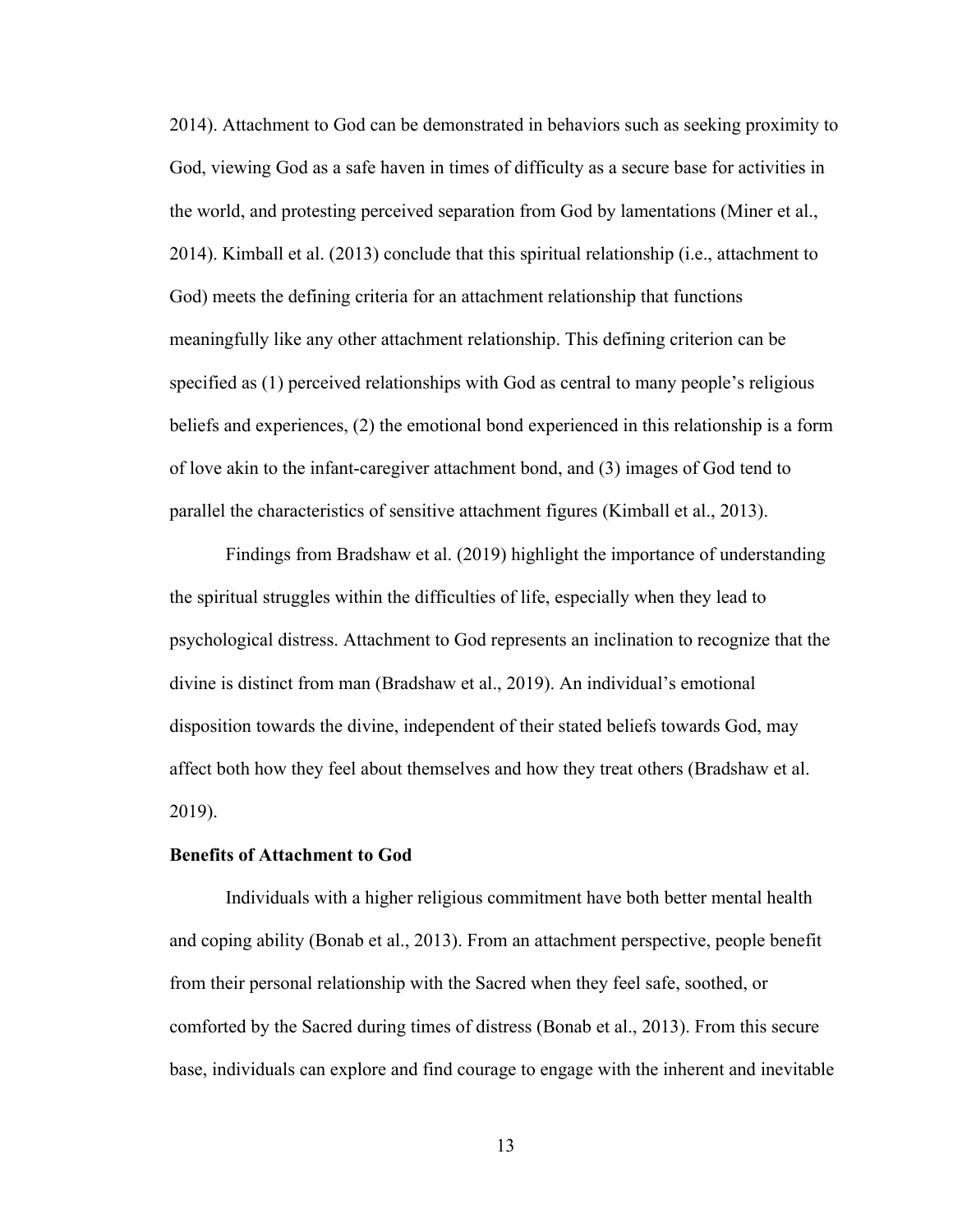2014). Attachment to God can be demonstrated in behaviors such as seeking proximity to God, viewing God as a safe haven in times of difficulty as a secure base for activities in the world, and protesting perceived separation from God by lamentations (Miner et al., 2014). Kimball et al. (2013) conclude that this spiritual relationship (i.e., attachment to God) meets the defining criteria for an attachment relationship that functions meaningfully like any other attachment relationship. This defining criterion can be specified as (1) perceived relationships with God as central to many people's religious beliefs and experiences, (2) the emotional bond experienced in this relationship is a form of love akin to the infant-caregiver attachment bond, and (3) images of God tend to parallel the characteristics of sensitive attachment figures (Kimball et al., 2013).

Findings from Bradshaw et al. (2019) highlight the importance of understanding the spiritual struggles within the difficulties of life, especially when they lead to psychological distress. Attachment to God represents an inclination to recognize that the divine is distinct from man (Bradshaw et al., 2019). An individual's emotional disposition towards the divine, independent of their stated beliefs towards God, may affect both how they feel about themselves and how they treat others (Bradshaw et al. 2019).

**Benefits of Attachment to God**

Individuals with a higher religious commitment have both better mental health and coping ability (Bonab et al., 2013). From an attachment perspective, people benefit from their personal relationship with the Sacred when they feel safe, soothed, or comforted by the Sacred during times of distress (Bonab et al., 2013). From this secure base, individuals can explore and find courage to engage with the inherent and inevitable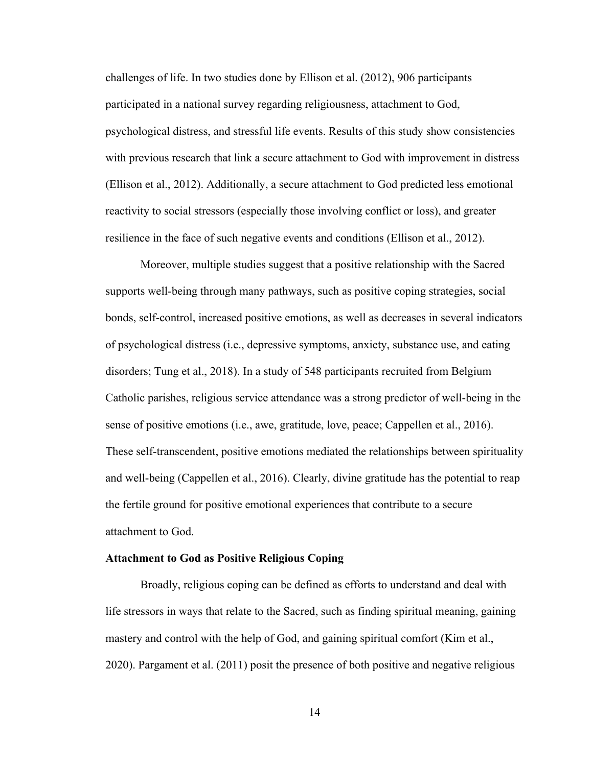challenges of life. In two studies done by Ellison et al. (2012), 906 participants participated in a national survey regarding religiousness, attachment to God, psychological distress, and stressful life events. Results of this study show consistencies with previous research that link a secure attachment to God with improvement in distress (Ellison et al., 2012). Additionally, a secure attachment to God predicted less emotional reactivity to social stressors (especially those involving conflict or loss), and greater resilience in the face of such negative events and conditions (Ellison et al., 2012).

Moreover, multiple studies suggest that a positive relationship with the Sacred supports well-being through many pathways, such as positive coping strategies, social bonds, self-control, increased positive emotions, as well as decreases in several indicators of psychological distress (i.e., depressive symptoms, anxiety, substance use, and eating disorders; Tung et al., 2018). In a study of 548 participants recruited from Belgium Catholic parishes, religious service attendance was a strong predictor of well-being in the sense of positive emotions (i.e., awe, gratitude, love, peace; Cappellen et al., 2016). These self-transcendent, positive emotions mediated the relationships between spirituality and well-being (Cappellen et al., 2016). Clearly, divine gratitude has the potential to reap the fertile ground for positive emotional experiences that contribute to a secure attachment to God.

**Attachment to God as Positive Religious Coping**

Broadly, religious coping can be defined as efforts to understand and deal with life stressors in ways that relate to the Sacred, such as finding spiritual meaning, gaining mastery and control with the help of God, and gaining spiritual comfort (Kim et al., 2020). Pargament et al. (2011) posit the presence of both positive and negative religious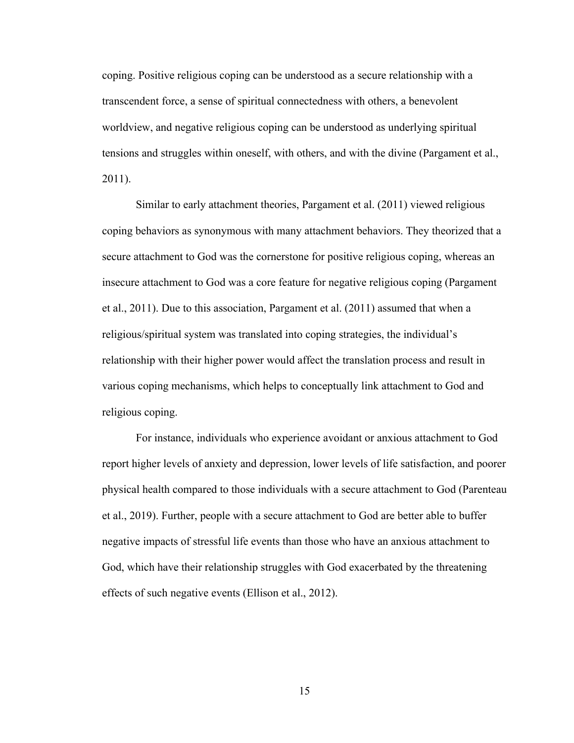coping. Positive religious coping can be understood as a secure relationship with a transcendent force, a sense of spiritual connectedness with others, a benevolent worldview, and negative religious coping can be understood as underlying spiritual tensions and struggles within oneself, with others, and with the divine (Pargament et al., 2011).

Similar to early attachment theories, Pargament et al. (2011) viewed religious coping behaviors as synonymous with many attachment behaviors. They theorized that a secure attachment to God was the cornerstone for positive religious coping, whereas an insecure attachment to God was a core feature for negative religious coping (Pargament et al., 2011). Due to this association, Pargament et al. (2011) assumed that when a religious/spiritual system was translated into coping strategies, the individual's relationship with their higher power would affect the translation process and result in various coping mechanisms, which helps to conceptually link attachment to God and religious coping.

For instance, individuals who experience avoidant or anxious attachment to God report higher levels of anxiety and depression, lower levels of life satisfaction, and poorer physical health compared to those individuals with a secure attachment to God (Parenteau et al., 2019). Further, people with a secure attachment to God are better able to buffer negative impacts of stressful life events than those who have an anxious attachment to God, which have their relationship struggles with God exacerbated by the threatening effects of such negative events (Ellison et al., 2012).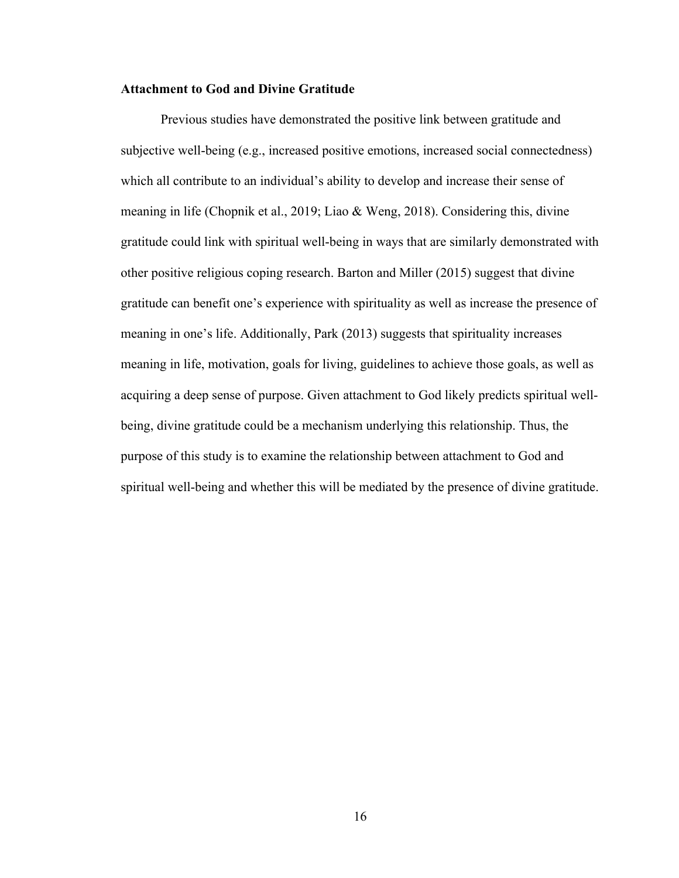### Attachment to God and Divine Gratitude

Previous studies have demonstrated the positive link between gratitude and subjective well-being (e.g., increased positive emotions, increased social connectedness) which all contribute to an individual's ability to develop and increase their sense of meaning in life (Chopnik et al., 2019; Liao & Weng, 2018). Considering this, divine gratitude could link with spiritual well-being in ways that are similarly demonstrated with other positive religious coping research. Barton and Miller (2015) suggest that divine gratitude can benefit one's experience with spirituality as well as increase the presence of meaning in one's life. Additionally, Park (2013) suggests that spirituality increases meaning in life, motivation, goals for living, guidelines to achieve those goals, as well as acquiring a deep sense of purpose. Given attachment to God likely predicts spiritual well-being, divine gratitude could be a mechanism underlying this relationship. Thus, the purpose of this study is to examine the relationship between attachment to God and spiritual well-being and whether this will be mediated by the presence of divine gratitude.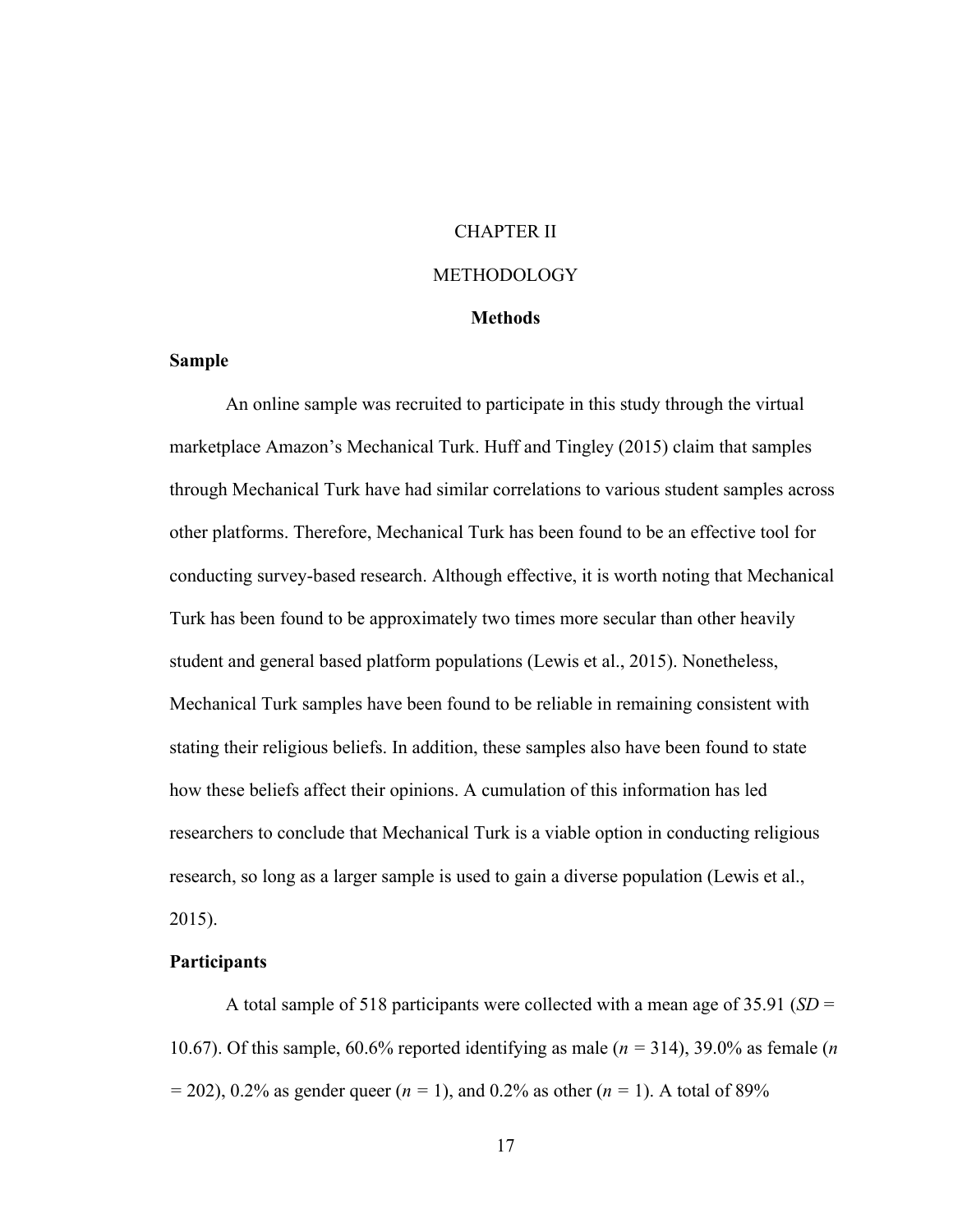# CHAPTER II

# METHODOLOGY

## Methods

### Sample

An online sample was recruited to participate in this study through the virtual marketplace Amazon's Mechanical Turk. Huff and Tingley (2015) claim that samples through Mechanical Turk have had similar correlations to various student samples across other platforms. Therefore, Mechanical Turk has been found to be an effective tool for conducting survey-based research. Although effective, it is worth noting that Mechanical Turk has been found to be approximately two times more secular than other heavily student and general based platform populations (Lewis et al., 2015). Nonetheless, Mechanical Turk samples have been found to be reliable in remaining consistent with stating their religious beliefs. In addition, these samples also have been found to state how these beliefs affect their opinions. A cumulation of this information has led researchers to conclude that Mechanical Turk is a viable option in conducting religious research, so long as a larger sample is used to gain a diverse population (Lewis et al., 2015).

### Participants

A total sample of 518 participants were collected with a mean age of 35.91 (*SD* = 10.67). Of this sample, 60.6% reported identifying as male (*n* = 314), 39.0% as female (*n* = 202), 0.2% as gender queer (*n* = 1), and 0.2% as other (*n* = 1). A total of 89%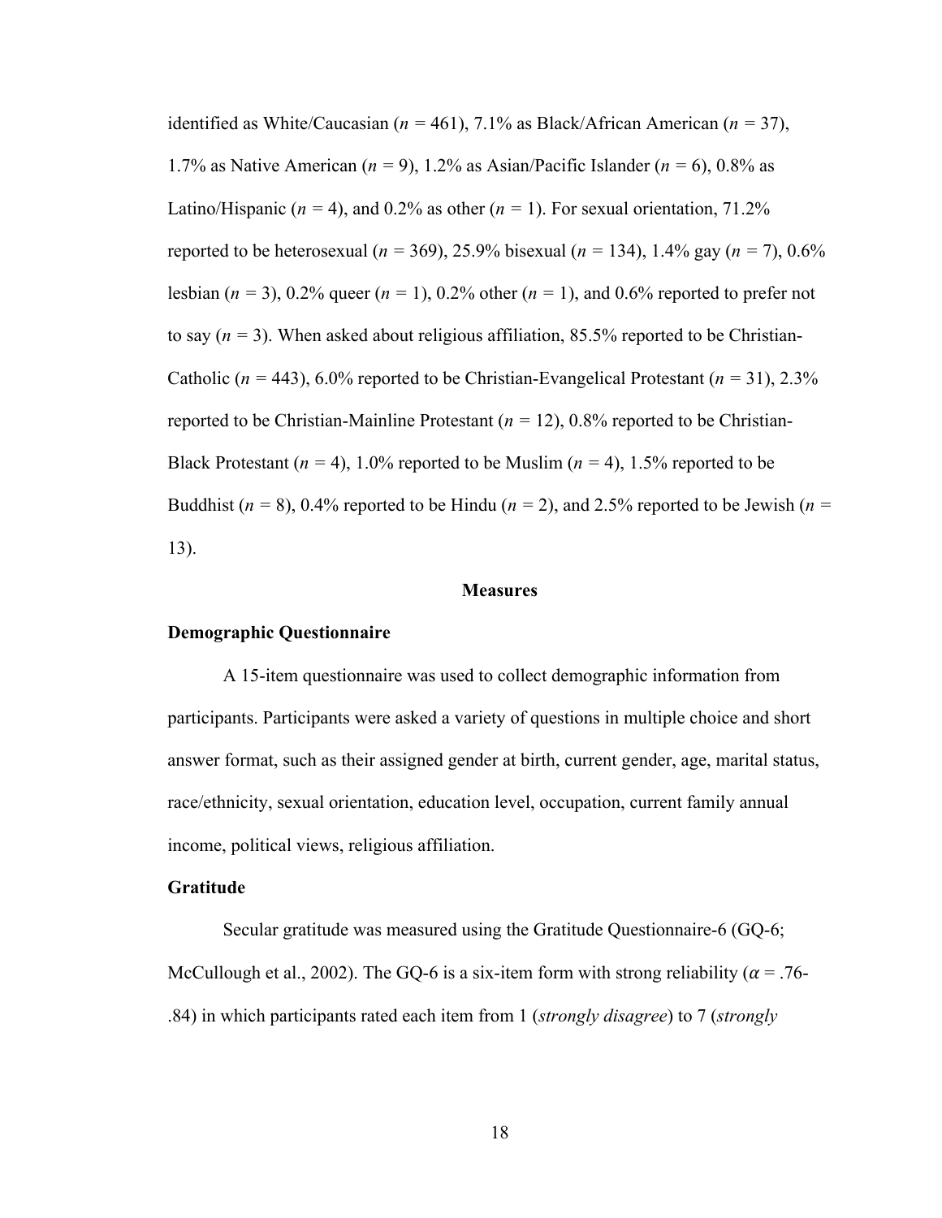identified as White/Caucasian (*n* = 461), 7.1% as Black/African American (*n* = 37), 1.7% as Native American (*n* = 9), 1.2% as Asian/Pacific Islander (*n* = 6), 0.8% as Latino/Hispanic (*n* = 4), and 0.2% as other (*n* = 1). For sexual orientation, 71.2% reported to be heterosexual (*n* = 369), 25.9% bisexual (*n* = 134), 1.4% gay (*n* = 7), 0.6% lesbian (*n* = 3), 0.2% queer (*n* = 1), 0.2% other (*n* = 1), and 0.6% reported to prefer not to say (*n* = 3). When asked about religious affiliation, 85.5% reported to be Christian-Catholic (*n* = 443), 6.0% reported to be Christian-Evangelical Protestant (*n* = 31), 2.3% reported to be Christian-Mainline Protestant (*n* = 12), 0.8% reported to be Christian-Black Protestant (*n* = 4), 1.0% reported to be Muslim (*n* = 4), 1.5% reported to be Buddhist (*n* = 8), 0.4% reported to be Hindu (*n* = 2), and 2.5% reported to be Jewish (*n* = 13).

## Measures

### Demographic Questionnaire

A 15-item questionnaire was used to collect demographic information from participants. Participants were asked a variety of questions in multiple choice and short answer format, such as their assigned gender at birth, current gender, age, marital status, race/ethnicity, sexual orientation, education level, occupation, current family annual income, political views, religious affiliation.

### Gratitude

Secular gratitude was measured using the Gratitude Questionnaire-6 (GQ-6; McCullough et al., 2002). The GQ-6 is a six-item form with strong reliability ($\alpha$ = .76-.84) in which participants rated each item from 1 (*strongly disagree*) to 7 (*strongly*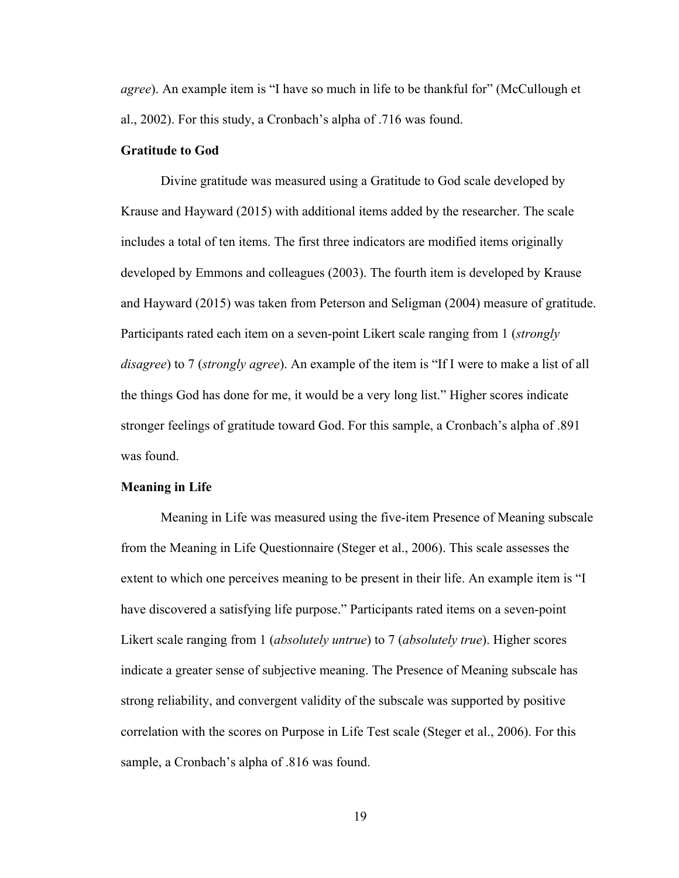*agree*). An example item is "I have so much in life to be thankful for" (McCullough et al., 2002). For this study, a Cronbach's alpha of .716 was found.

### Gratitude to God

Divine gratitude was measured using a Gratitude to God scale developed by Krause and Hayward (2015) with additional items added by the researcher. The scale includes a total of ten items. The first three indicators are modified items originally developed by Emmons and colleagues (2003). The fourth item is developed by Krause and Hayward (2015) was taken from Peterson and Seligman (2004) measure of gratitude. Participants rated each item on a seven-point Likert scale ranging from 1 (*strongly disagree*) to 7 (*strongly agree*). An example of the item is "If I were to make a list of all the things God has done for me, it would be a very long list." Higher scores indicate stronger feelings of gratitude toward God. For this sample, a Cronbach's alpha of .891 was found.

### Meaning in Life

Meaning in Life was measured using the five-item Presence of Meaning subscale from the Meaning in Life Questionnaire (Steger et al., 2006). This scale assesses the extent to which one perceives meaning to be present in their life. An example item is "I have discovered a satisfying life purpose." Participants rated items on a seven-point Likert scale ranging from 1 (*absolutely untrue*) to 7 (*absolutely true*). Higher scores indicate a greater sense of subjective meaning. The Presence of Meaning subscale has strong reliability, and convergent validity of the subscale was supported by positive correlation with the scores on Purpose in Life Test scale (Steger et al., 2006). For this sample, a Cronbach's alpha of .816 was found.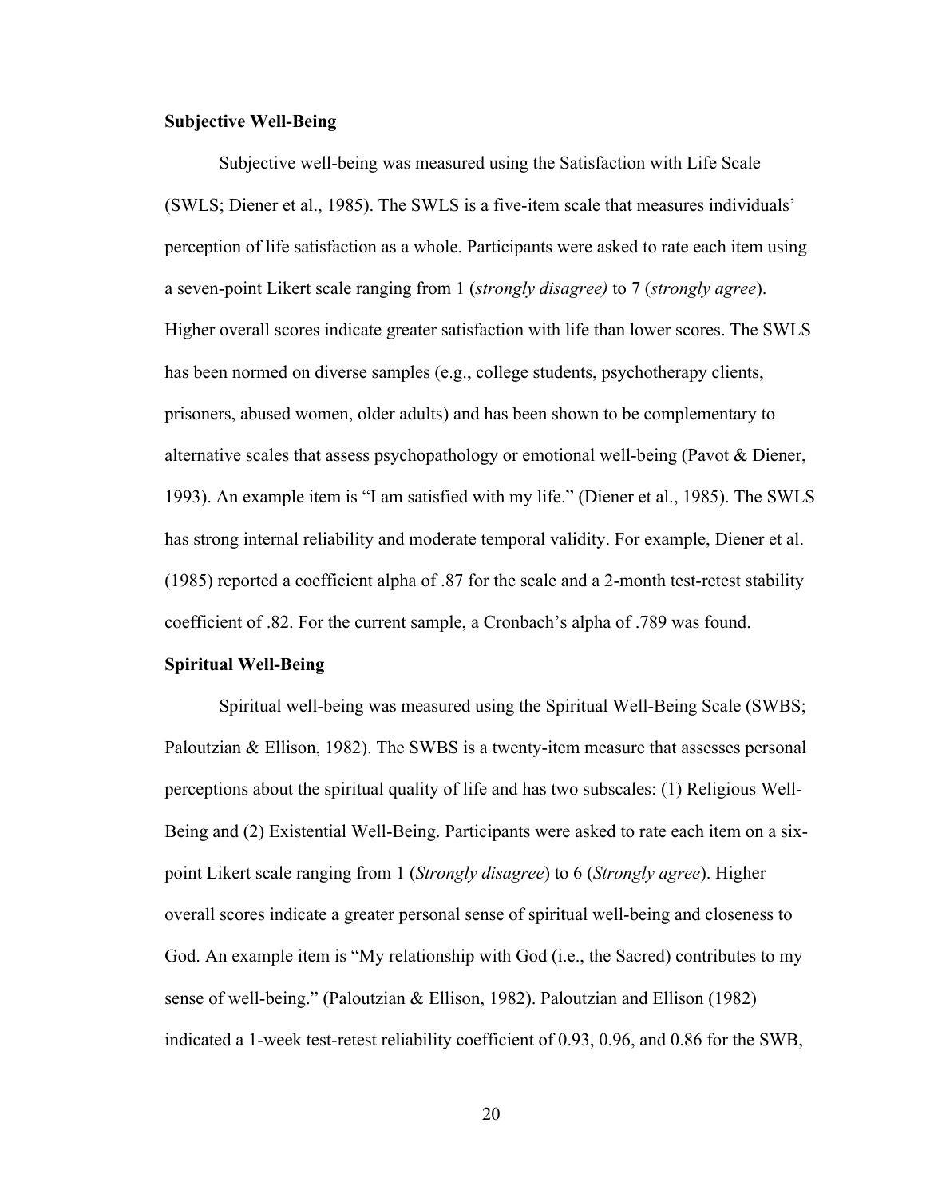**Subjective Well-Being**

Subjective well-being was measured using the Satisfaction with Life Scale (SWLS; Diener et al., 1985). The SWLS is a five-item scale that measures individuals' perception of life satisfaction as a whole. Participants were asked to rate each item using a seven-point Likert scale ranging from 1 (*strongly disagree)* to 7 (*strongly agree*). Higher overall scores indicate greater satisfaction with life than lower scores. The SWLS has been normed on diverse samples (e.g., college students, psychotherapy clients, prisoners, abused women, older adults) and has been shown to be complementary to alternative scales that assess psychopathology or emotional well-being (Pavot & Diener, 1993). An example item is "I am satisfied with my life." (Diener et al., 1985). The SWLS has strong internal reliability and moderate temporal validity. For example, Diener et al. (1985) reported a coefficient alpha of .87 for the scale and a 2-month test-retest stability coefficient of .82. For the current sample, a Cronbach's alpha of .789 was found.

**Spiritual Well-Being**

Spiritual well-being was measured using the Spiritual Well-Being Scale (SWBS; Paloutzian & Ellison, 1982). The SWBS is a twenty-item measure that assesses personal perceptions about the spiritual quality of life and has two subscales: (1) Religious Well-Being and (2) Existential Well-Being. Participants were asked to rate each item on a six-point Likert scale ranging from 1 (*Strongly disagree*) to 6 (*Strongly agree*). Higher overall scores indicate a greater personal sense of spiritual well-being and closeness to God. An example item is "My relationship with God (i.e., the Sacred) contributes to my sense of well-being." (Paloutzian & Ellison, 1982). Paloutzian and Ellison (1982) indicated a 1-week test-retest reliability coefficient of 0.93, 0.96, and 0.86 for the SWB,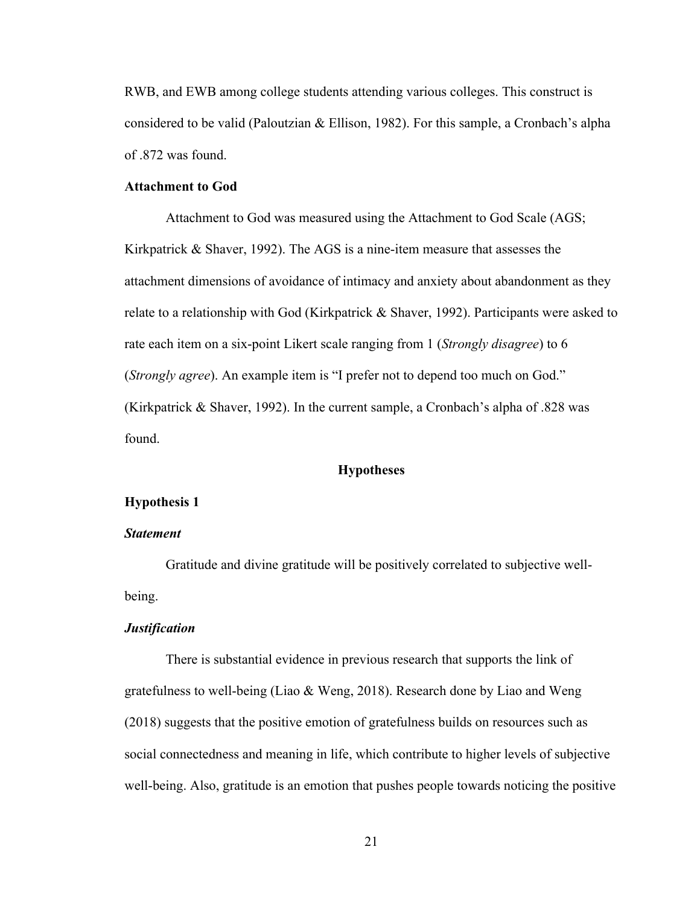RWB, and EWB among college students attending various colleges. This construct is considered to be valid (Paloutzian & Ellison, 1982). For this sample, a Cronbach's alpha of .872 was found.

### Attachment to God

Attachment to God was measured using the Attachment to God Scale (AGS; Kirkpatrick & Shaver, 1992). The AGS is a nine-item measure that assesses the attachment dimensions of avoidance of intimacy and anxiety about abandonment as they relate to a relationship with God (Kirkpatrick & Shaver, 1992). Participants were asked to rate each item on a six-point Likert scale ranging from 1 (*Strongly disagree*) to 6 (*Strongly agree*). An example item is "I prefer not to depend too much on God." (Kirkpatrick & Shaver, 1992). In the current sample, a Cronbach's alpha of .828 was found.

## Hypotheses

### Hypothesis 1

#### *Statement*

Gratitude and divine gratitude will be positively correlated to subjective well-being.

#### *Justification*

There is substantial evidence in previous research that supports the link of gratefulness to well-being (Liao & Weng, 2018). Research done by Liao and Weng (2018) suggests that the positive emotion of gratefulness builds on resources such as social connectedness and meaning in life, which contribute to higher levels of subjective well-being. Also, gratitude is an emotion that pushes people towards noticing the positive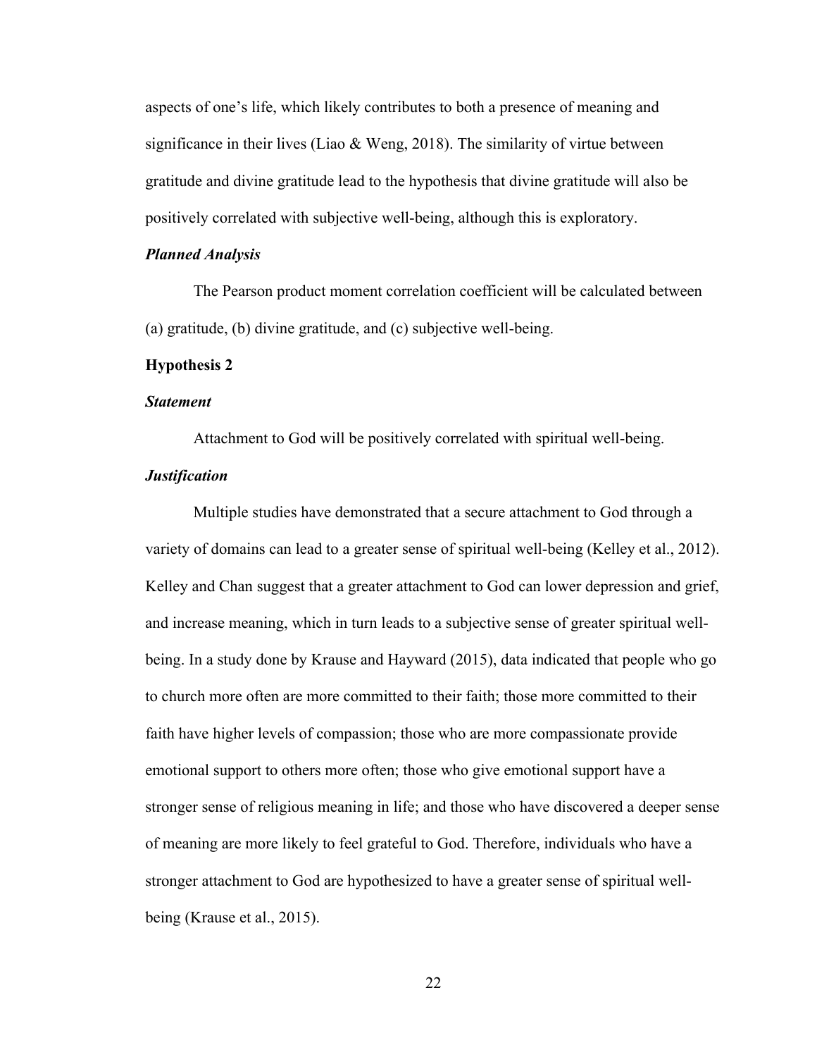aspects of one's life, which likely contributes to both a presence of meaning and significance in their lives (Liao & Weng, 2018). The similarity of virtue between gratitude and divine gratitude lead to the hypothesis that divine gratitude will also be positively correlated with subjective well-being, although this is exploratory.

#### *Planned Analysis*

The Pearson product moment correlation coefficient will be calculated between (a) gratitude, (b) divine gratitude, and (c) subjective well-being.

### Hypothesis 2

#### *Statement*

Attachment to God will be positively correlated with spiritual well-being.

#### *Justification*

Multiple studies have demonstrated that a secure attachment to God through a variety of domains can lead to a greater sense of spiritual well-being (Kelley et al., 2012). Kelley and Chan suggest that a greater attachment to God can lower depression and grief, and increase meaning, which in turn leads to a subjective sense of greater spiritual well-being. In a study done by Krause and Hayward (2015), data indicated that people who go to church more often are more committed to their faith; those more committed to their faith have higher levels of compassion; those who are more compassionate provide emotional support to others more often; those who give emotional support have a stronger sense of religious meaning in life; and those who have discovered a deeper sense of meaning are more likely to feel grateful to God. Therefore, individuals who have a stronger attachment to God are hypothesized to have a greater sense of spiritual well-being (Krause et al., 2015).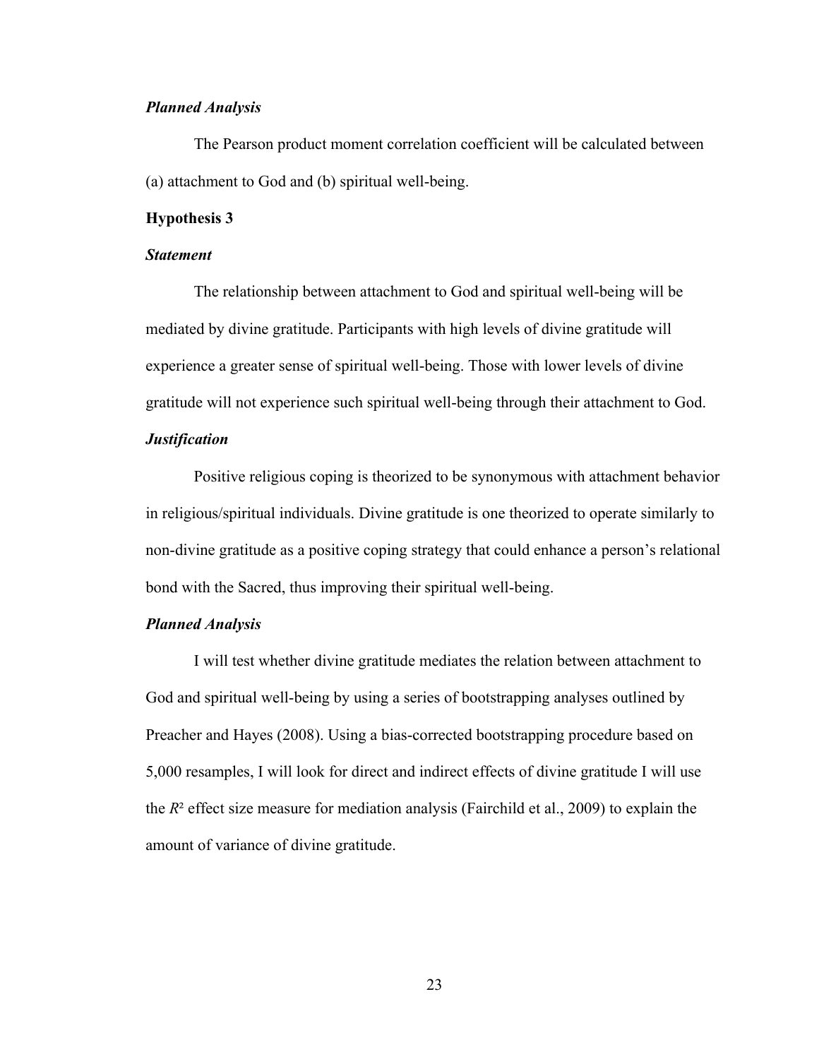### *Planned Analysis*

The Pearson product moment correlation coefficient will be calculated between (a) attachment to God and (b) spiritual well-being.

## Hypothesis 3

### *Statement*

The relationship between attachment to God and spiritual well-being will be mediated by divine gratitude. Participants with high levels of divine gratitude will experience a greater sense of spiritual well-being. Those with lower levels of divine gratitude will not experience such spiritual well-being through their attachment to God.

### *Justification*

Positive religious coping is theorized to be synonymous with attachment behavior in religious/spiritual individuals. Divine gratitude is one theorized to operate similarly to non-divine gratitude as a positive coping strategy that could enhance a person's relational bond with the Sacred, thus improving their spiritual well-being.

### *Planned Analysis*

I will test whether divine gratitude mediates the relation between attachment to God and spiritual well-being by using a series of bootstrapping analyses outlined by Preacher and Hayes (2008). Using a bias-corrected bootstrapping procedure based on 5,000 resamples, I will look for direct and indirect effects of divine gratitude I will use the $R^2$ effect size measure for mediation analysis (Fairchild et al., 2009) to explain the amount of variance of divine gratitude.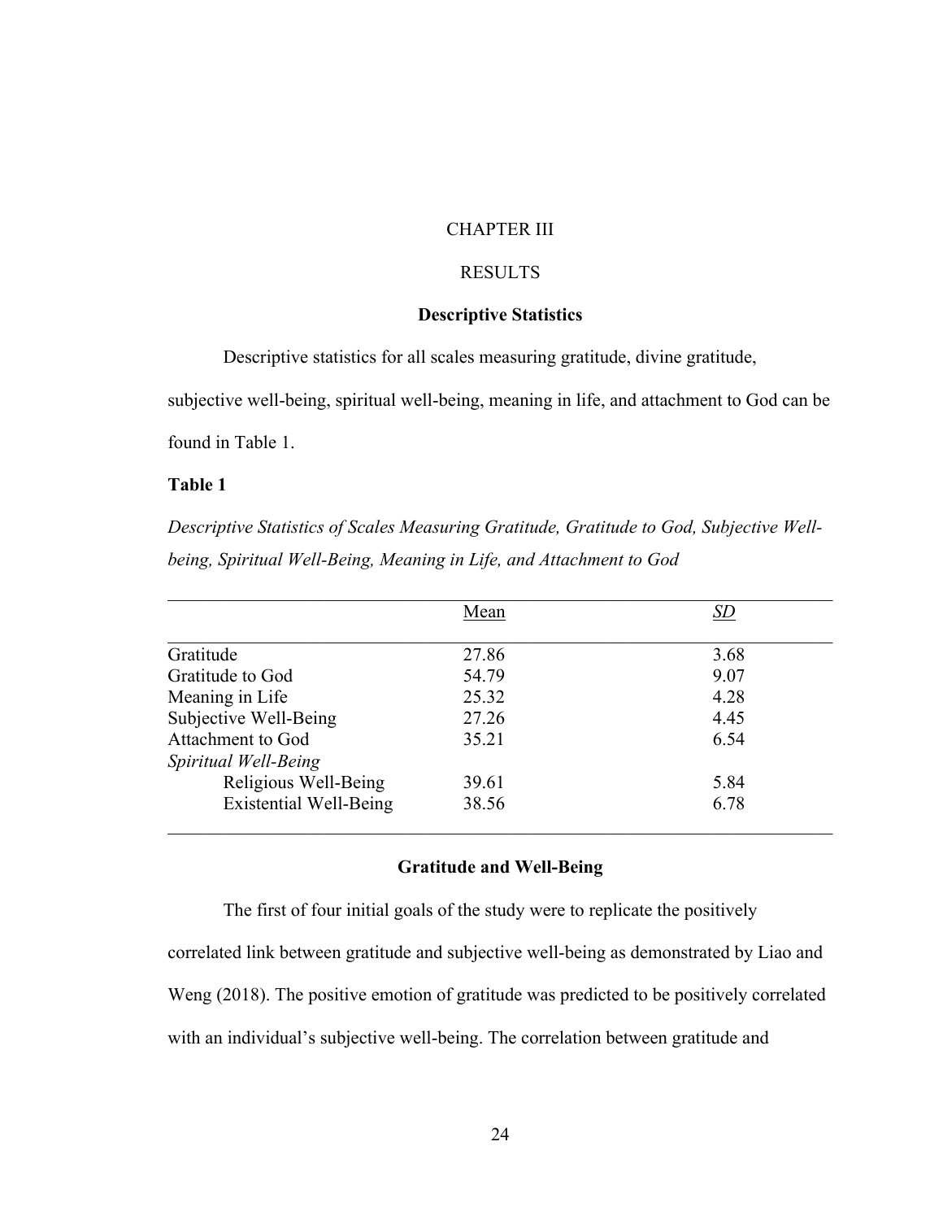# CHAPTER III

# RESULTS

## Descriptive Statistics

Descriptive statistics for all scales measuring gratitude, divine gratitude, subjective well-being, spiritual well-being, meaning in life, and attachment to God can be found in Table 1.

**Table 1**

*Descriptive Statistics of Scales Measuring Gratitude, Gratitude to God, Subjective Well-being, Spiritual Well-Being, Meaning in Life, and Attachment to God*

| | Mean | *SD* |
|---|---|---|
| Gratitude | 27.86 | 3.68 |
| Gratitude to God | 54.79 | 9.07 |
| Meaning in Life | 25.32 | 4.28 |
| Subjective Well-Being | 27.26 | 4.45 |
| Attachment to God | 35.21 | 6.54 |
| *Spiritual Well-Being* | | |
| Religious Well-Being | 39.61 | 5.84 |
| Existential Well-Being | 38.56 | 6.78 |

## Gratitude and Well-Being

The first of four initial goals of the study were to replicate the positively correlated link between gratitude and subjective well-being as demonstrated by Liao and Weng (2018). The positive emotion of gratitude was predicted to be positively correlated with an individual's subjective well-being. The correlation between gratitude and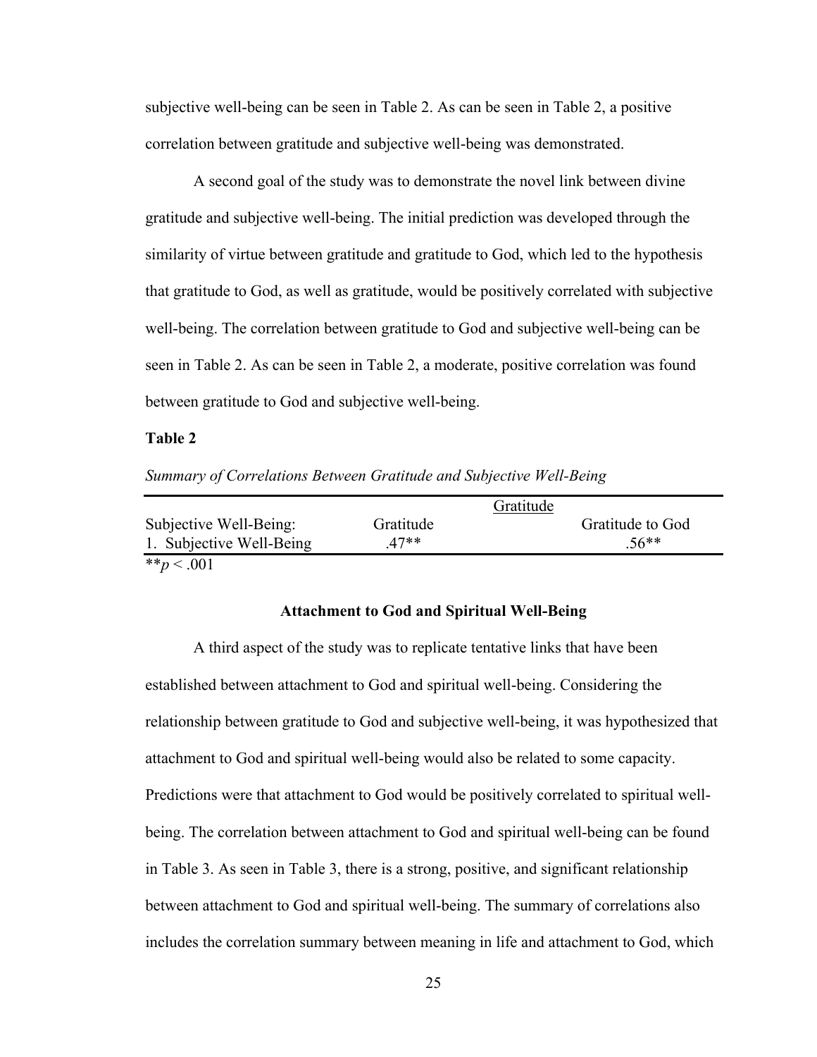subjective well-being can be seen in Table 2. As can be seen in Table 2, a positive correlation between gratitude and subjective well-being was demonstrated.

A second goal of the study was to demonstrate the novel link between divine gratitude and subjective well-being. The initial prediction was developed through the similarity of virtue between gratitude and gratitude to God, which led to the hypothesis that gratitude to God, as well as gratitude, would be positively correlated with subjective well-being. The correlation between gratitude to God and subjective well-being can be seen in Table 2. As can be seen in Table 2, a moderate, positive correlation was found between gratitude to God and subjective well-being.

**Table 2**

*Summary of Correlations Between Gratitude and Subjective Well-Being*

| | Gratitude | |
|---|---|---|
| Subjective Well-Being: | Gratitude | Gratitude to God |
| 1. Subjective Well-Being | .47** | .56** |

$^{**}p < .001$

### Attachment to God and Spiritual Well-Being

A third aspect of the study was to replicate tentative links that have been established between attachment to God and spiritual well-being. Considering the relationship between gratitude to God and subjective well-being, it was hypothesized that attachment to God and spiritual well-being would also be related to some capacity. Predictions were that attachment to God would be positively correlated to spiritual well-being. The correlation between attachment to God and spiritual well-being can be found in Table 3. As seen in Table 3, there is a strong, positive, and significant relationship between attachment to God and spiritual well-being. The summary of correlations also includes the correlation summary between meaning in life and attachment to God, which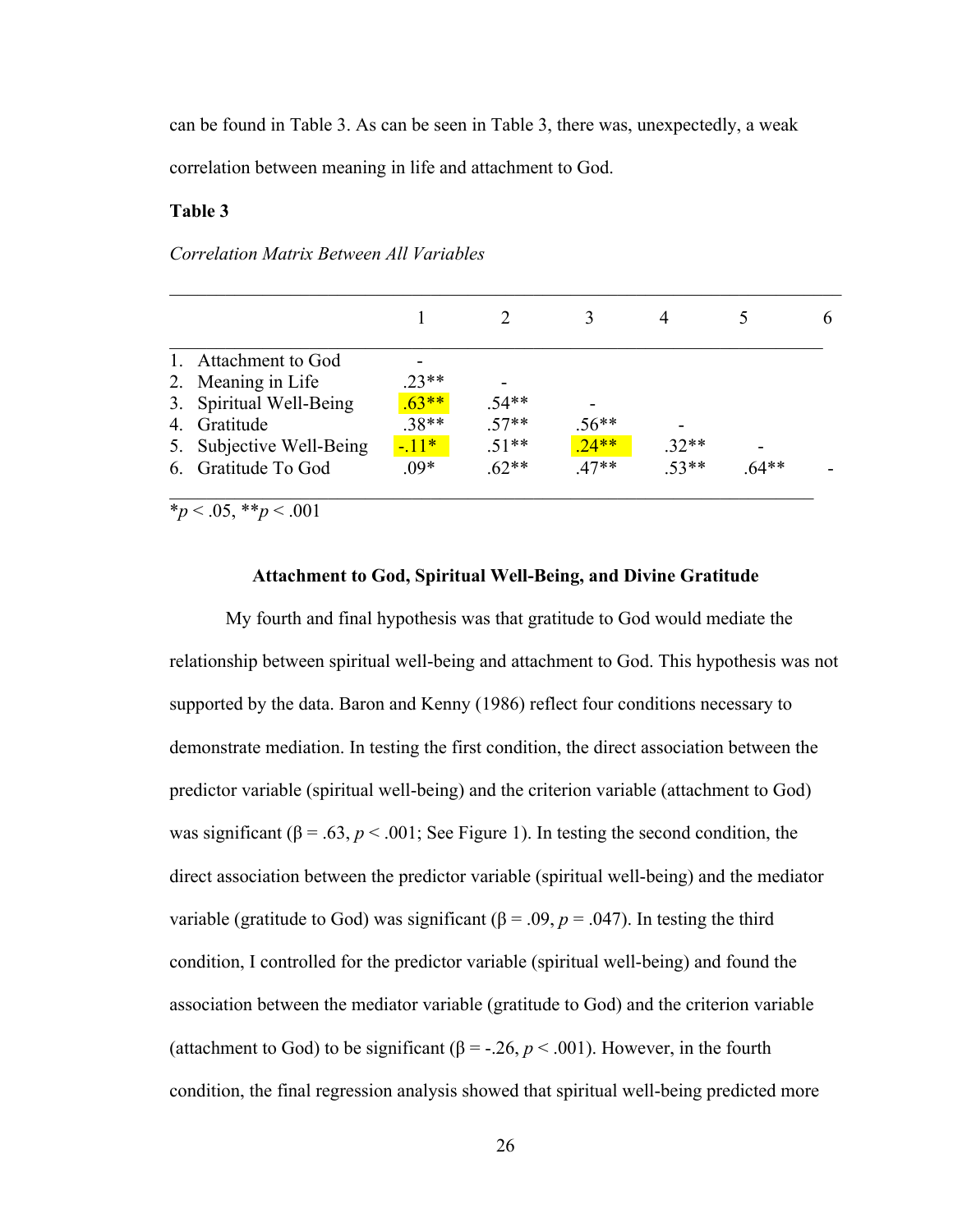can be found in Table 3. As can be seen in Table 3, there was, unexpectedly, a weak correlation between meaning in life and attachment to God.

**Table 3**

*Correlation Matrix Between All Variables*

| | 1 | 2 | 3 | 4 | 5 | 6 |
|---|---|---|---|---|---|---|
| 1. Attachment to God | - | | | | | |
| 2. Meaning in Life | .23** | - | | | | |
| 3. Spiritual Well-Being | .63** | .54** | - | | | |
| 4. Gratitude | .38** | .57** | .56** | - | | |
| 5. Subjective Well-Being | -.11* | .51** | .24** | .32** | - | |
| 6. Gratitude To God | .09* | .62** | .47** | .53** | .64** | - |

*p < .05, **p < .001

### Attachment to God, Spiritual Well-Being, and Divine Gratitude

My fourth and final hypothesis was that gratitude to God would mediate the relationship between spiritual well-being and attachment to God. This hypothesis was not supported by the data. Baron and Kenny (1986) reflect four conditions necessary to demonstrate mediation. In testing the first condition, the direct association between the predictor variable (spiritual well-being) and the criterion variable (attachment to God) was significant ($\beta = .63$, $p < .001$; See Figure 1). In testing the second condition, the direct association between the predictor variable (spiritual well-being) and the mediator variable (gratitude to God) was significant ($\beta = .09$, $p = .047$). In testing the third condition, I controlled for the predictor variable (spiritual well-being) and found the association between the mediator variable (gratitude to God) and the criterion variable (attachment to God) to be significant ($\beta = -.26$, $p < .001$). However, in the fourth condition, the final regression analysis showed that spiritual well-being predicted more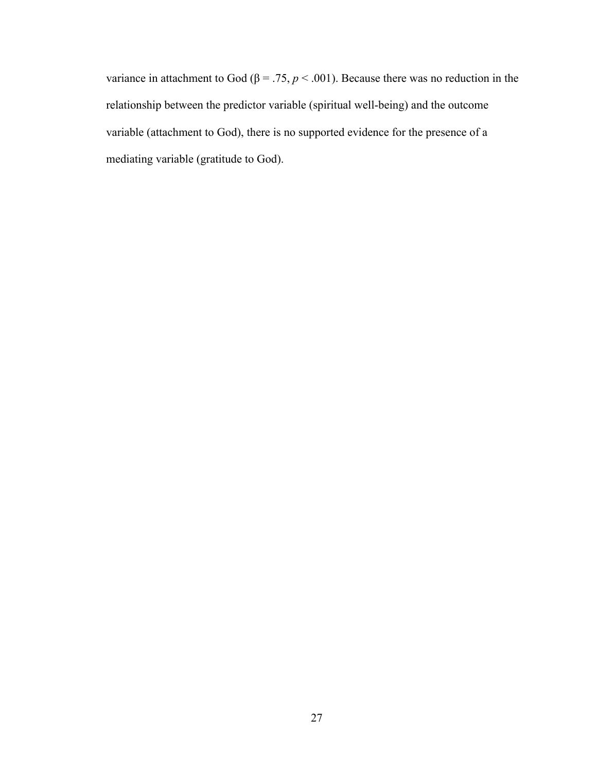variance in attachment to God ($\beta = .75$, $p < .001$). Because there was no reduction in the relationship between the predictor variable (spiritual well-being) and the outcome variable (attachment to God), there is no supported evidence for the presence of a mediating variable (gratitude to God).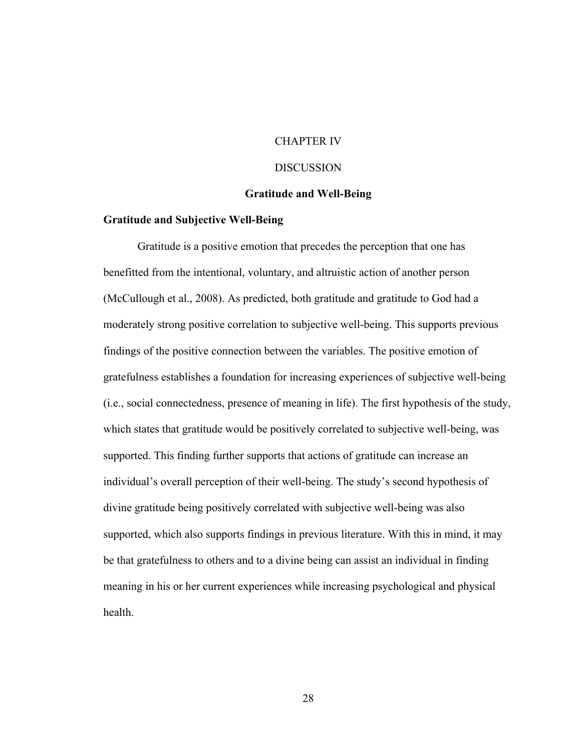# CHAPTER IV

# DISCUSSION

## Gratitude and Well-Being

### Gratitude and Subjective Well-Being

Gratitude is a positive emotion that precedes the perception that one has benefitted from the intentional, voluntary, and altruistic action of another person (McCullough et al., 2008). As predicted, both gratitude and gratitude to God had a moderately strong positive correlation to subjective well-being. This supports previous findings of the positive connection between the variables. The positive emotion of gratefulness establishes a foundation for increasing experiences of subjective well-being (i.e., social connectedness, presence of meaning in life). The first hypothesis of the study, which states that gratitude would be positively correlated to subjective well-being, was supported. This finding further supports that actions of gratitude can increase an individual's overall perception of their well-being. The study's second hypothesis of divine gratitude being positively correlated with subjective well-being was also supported, which also supports findings in previous literature. With this in mind, it may be that gratefulness to others and to a divine being can assist an individual in finding meaning in his or her current experiences while increasing psychological and physical health.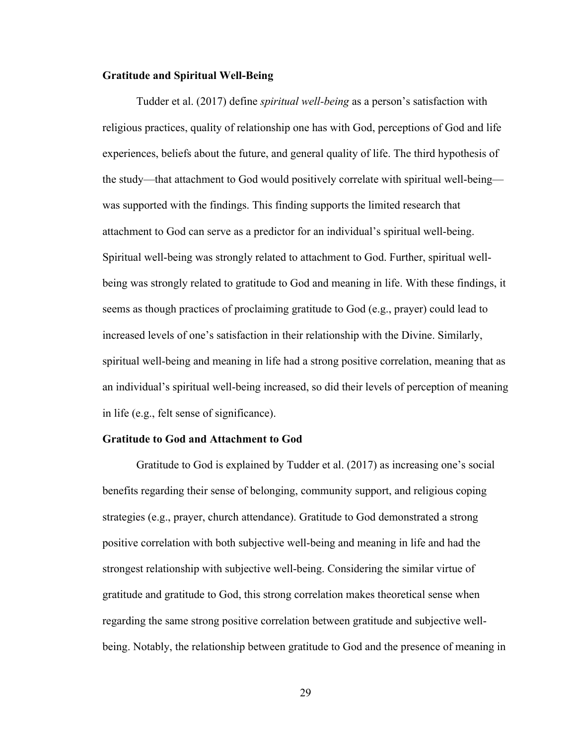### Gratitude and Spiritual Well-Being

Tudder et al. (2017) define *spiritual well-being* as a person's satisfaction with religious practices, quality of relationship one has with God, perceptions of God and life experiences, beliefs about the future, and general quality of life. The third hypothesis of the study—that attachment to God would positively correlate with spiritual well-being—was supported with the findings. This finding supports the limited research that attachment to God can serve as a predictor for an individual's spiritual well-being. Spiritual well-being was strongly related to attachment to God. Further, spiritual well-being was strongly related to gratitude to God and meaning in life. With these findings, it seems as though practices of proclaiming gratitude to God (e.g., prayer) could lead to increased levels of one's satisfaction in their relationship with the Divine. Similarly, spiritual well-being and meaning in life had a strong positive correlation, meaning that as an individual's spiritual well-being increased, so did their levels of perception of meaning in life (e.g., felt sense of significance).

### Gratitude to God and Attachment to God

Gratitude to God is explained by Tudder et al. (2017) as increasing one's social benefits regarding their sense of belonging, community support, and religious coping strategies (e.g., prayer, church attendance). Gratitude to God demonstrated a strong positive correlation with both subjective well-being and meaning in life and had the strongest relationship with subjective well-being. Considering the similar virtue of gratitude and gratitude to God, this strong correlation makes theoretical sense when regarding the same strong positive correlation between gratitude and subjective well-being. Notably, the relationship between gratitude to God and the presence of meaning in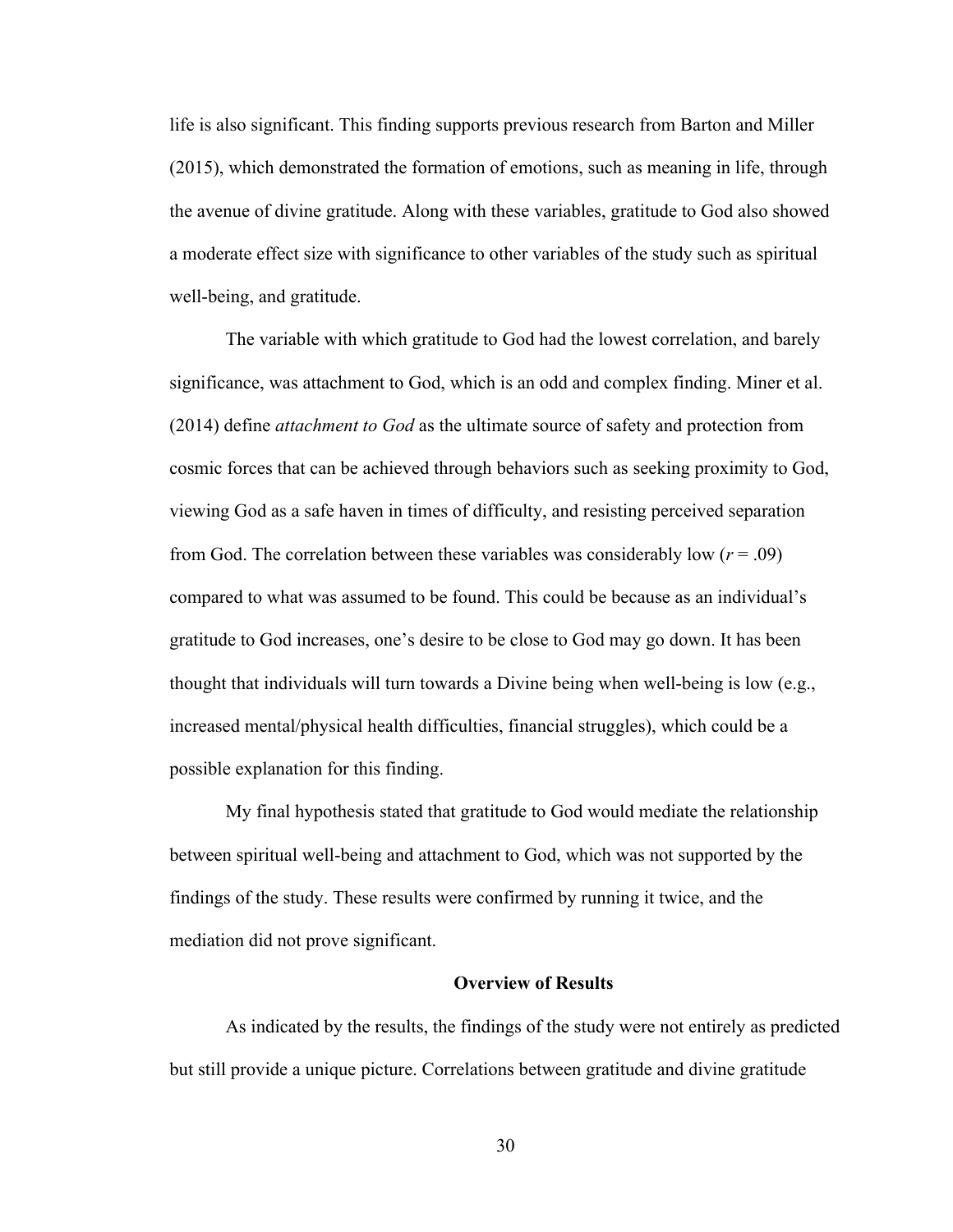life is also significant. This finding supports previous research from Barton and Miller (2015), which demonstrated the formation of emotions, such as meaning in life, through the avenue of divine gratitude. Along with these variables, gratitude to God also showed a moderate effect size with significance to other variables of the study such as spiritual well-being, and gratitude.

The variable with which gratitude to God had the lowest correlation, and barely significance, was attachment to God, which is an odd and complex finding. Miner et al. (2014) define *attachment to God* as the ultimate source of safety and protection from cosmic forces that can be achieved through behaviors such as seeking proximity to God, viewing God as a safe haven in times of difficulty, and resisting perceived separation from God. The correlation between these variables was considerably low ($r = .09$) compared to what was assumed to be found. This could be because as an individual's gratitude to God increases, one's desire to be close to God may go down. It has been thought that individuals will turn towards a Divine being when well-being is low (e.g., increased mental/physical health difficulties, financial struggles), which could be a possible explanation for this finding.

My final hypothesis stated that gratitude to God would mediate the relationship between spiritual well-being and attachment to God, which was not supported by the findings of the study. These results were confirmed by running it twice, and the mediation did not prove significant.

## Overview of Results

As indicated by the results, the findings of the study were not entirely as predicted but still provide a unique picture. Correlations between gratitude and divine gratitude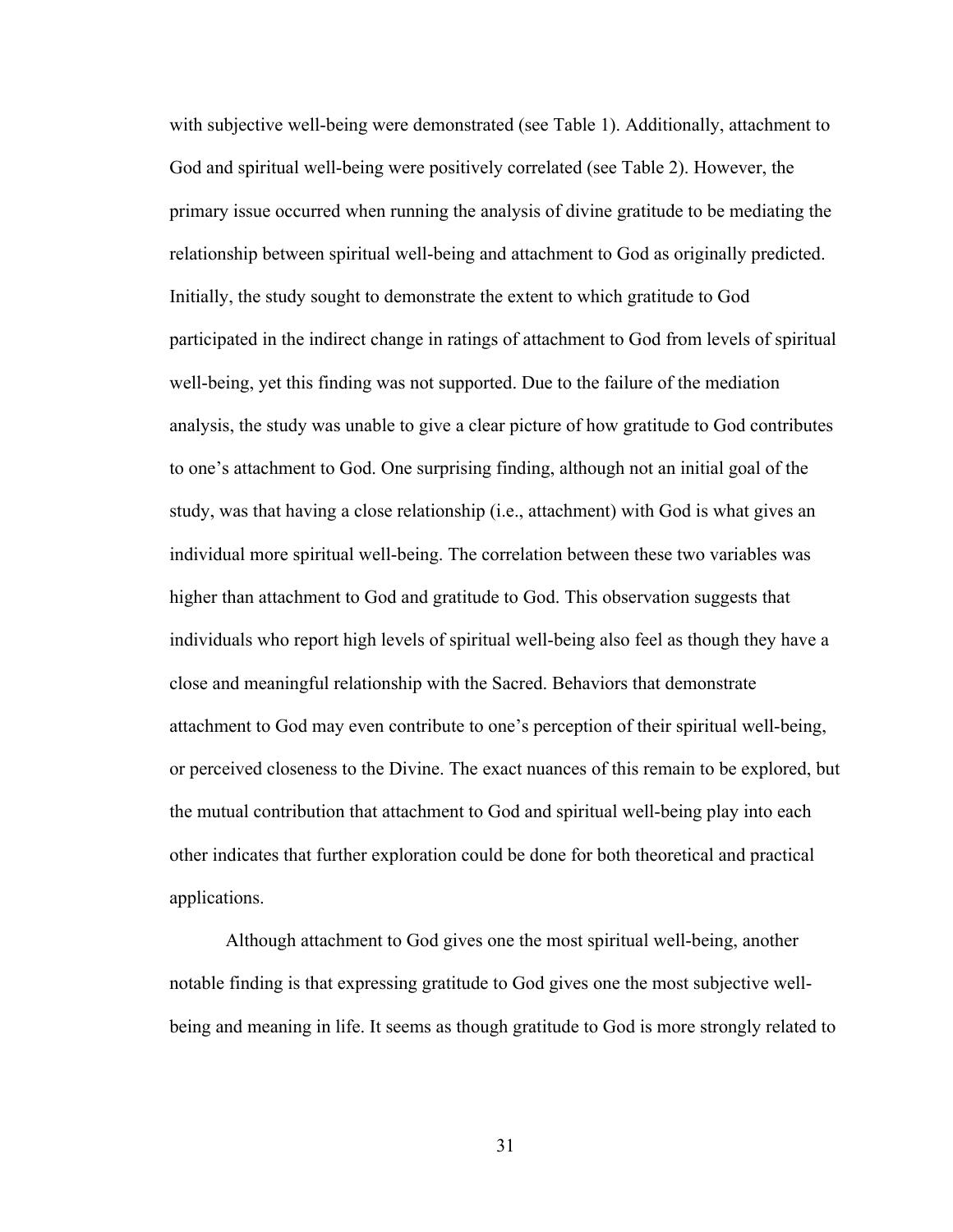with subjective well-being were demonstrated (see Table 1). Additionally, attachment to God and spiritual well-being were positively correlated (see Table 2). However, the primary issue occurred when running the analysis of divine gratitude to be mediating the relationship between spiritual well-being and attachment to God as originally predicted. Initially, the study sought to demonstrate the extent to which gratitude to God participated in the indirect change in ratings of attachment to God from levels of spiritual well-being, yet this finding was not supported. Due to the failure of the mediation analysis, the study was unable to give a clear picture of how gratitude to God contributes to one's attachment to God. One surprising finding, although not an initial goal of the study, was that having a close relationship (i.e., attachment) with God is what gives an individual more spiritual well-being. The correlation between these two variables was higher than attachment to God and gratitude to God. This observation suggests that individuals who report high levels of spiritual well-being also feel as though they have a close and meaningful relationship with the Sacred. Behaviors that demonstrate attachment to God may even contribute to one's perception of their spiritual well-being, or perceived closeness to the Divine. The exact nuances of this remain to be explored, but the mutual contribution that attachment to God and spiritual well-being play into each other indicates that further exploration could be done for both theoretical and practical applications.

Although attachment to God gives one the most spiritual well-being, another notable finding is that expressing gratitude to God gives one the most subjective well-being and meaning in life. It seems as though gratitude to God is more strongly related to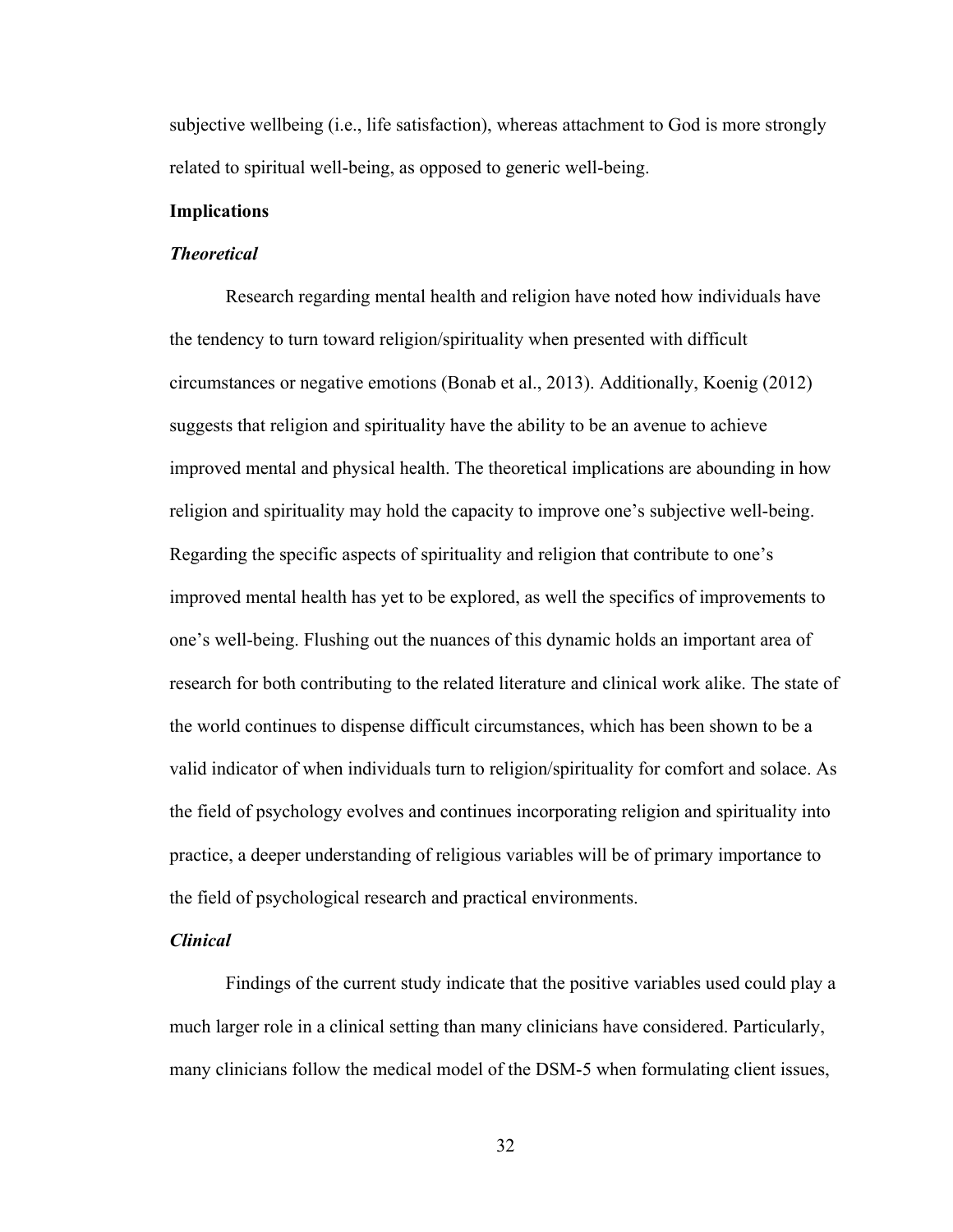subjective wellbeing (i.e., life satisfaction), whereas attachment to God is more strongly related to spiritual well-being, as opposed to generic well-being.

## Implications

### *Theoretical*

Research regarding mental health and religion have noted how individuals have the tendency to turn toward religion/spirituality when presented with difficult circumstances or negative emotions (Bonab et al., 2013). Additionally, Koenig (2012) suggests that religion and spirituality have the ability to be an avenue to achieve improved mental and physical health. The theoretical implications are abounding in how religion and spirituality may hold the capacity to improve one's subjective well-being. Regarding the specific aspects of spirituality and religion that contribute to one's improved mental health has yet to be explored, as well the specifics of improvements to one's well-being. Flushing out the nuances of this dynamic holds an important area of research for both contributing to the related literature and clinical work alike. The state of the world continues to dispense difficult circumstances, which has been shown to be a valid indicator of when individuals turn to religion/spirituality for comfort and solace. As the field of psychology evolves and continues incorporating religion and spirituality into practice, a deeper understanding of religious variables will be of primary importance to the field of psychological research and practical environments.

### *Clinical*

Findings of the current study indicate that the positive variables used could play a much larger role in a clinical setting than many clinicians have considered. Particularly, many clinicians follow the medical model of the DSM-5 when formulating client issues,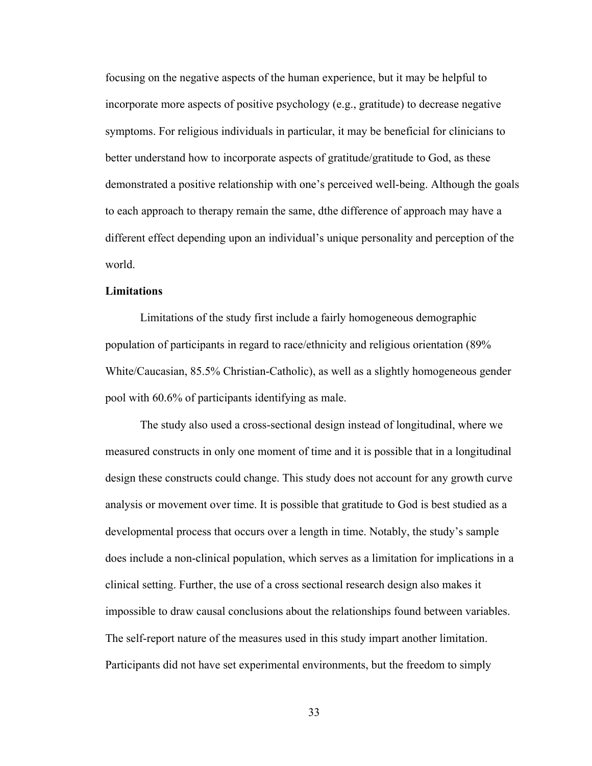focusing on the negative aspects of the human experience, but it may be helpful to incorporate more aspects of positive psychology (e.g., gratitude) to decrease negative symptoms. For religious individuals in particular, it may be beneficial for clinicians to better understand how to incorporate aspects of gratitude/gratitude to God, as these demonstrated a positive relationship with one's perceived well-being. Although the goals to each approach to therapy remain the same, dthe difference of approach may have a different effect depending upon an individual's unique personality and perception of the world.

**Limitations**

Limitations of the study first include a fairly homogeneous demographic population of participants in regard to race/ethnicity and religious orientation (89% White/Caucasian, 85.5% Christian-Catholic), as well as a slightly homogeneous gender pool with 60.6% of participants identifying as male.

The study also used a cross-sectional design instead of longitudinal, where we measured constructs in only one moment of time and it is possible that in a longitudinal design these constructs could change. This study does not account for any growth curve analysis or movement over time. It is possible that gratitude to God is best studied as a developmental process that occurs over a length in time. Notably, the study's sample does include a non-clinical population, which serves as a limitation for implications in a clinical setting. Further, the use of a cross sectional research design also makes it impossible to draw causal conclusions about the relationships found between variables. The self-report nature of the measures used in this study impart another limitation. Participants did not have set experimental environments, but the freedom to simply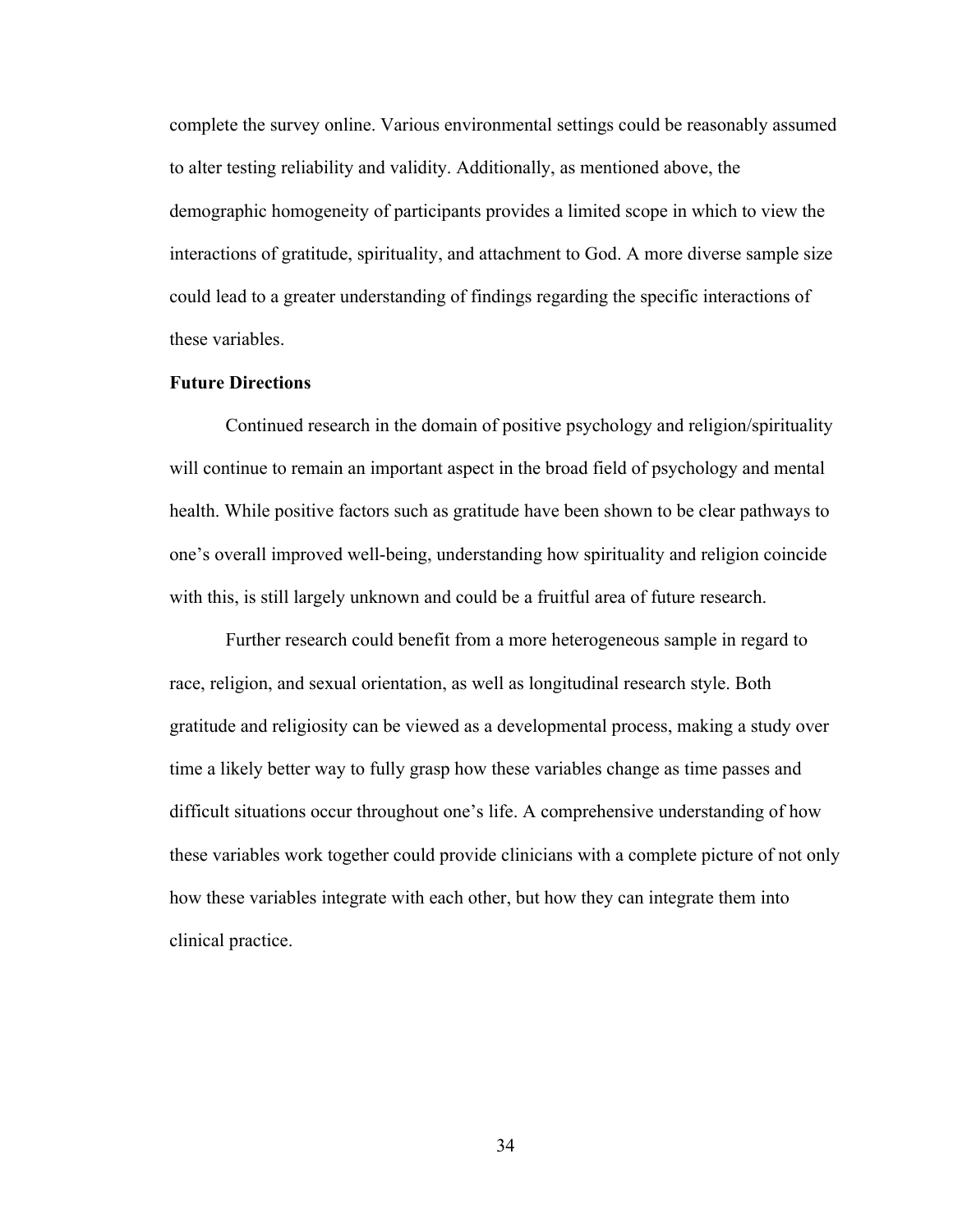complete the survey online. Various environmental settings could be reasonably assumed to alter testing reliability and validity. Additionally, as mentioned above, the demographic homogeneity of participants provides a limited scope in which to view the interactions of gratitude, spirituality, and attachment to God. A more diverse sample size could lead to a greater understanding of findings regarding the specific interactions of these variables.

**Future Directions**

Continued research in the domain of positive psychology and religion/spirituality will continue to remain an important aspect in the broad field of psychology and mental health. While positive factors such as gratitude have been shown to be clear pathways to one's overall improved well-being, understanding how spirituality and religion coincide with this, is still largely unknown and could be a fruitful area of future research.

Further research could benefit from a more heterogeneous sample in regard to race, religion, and sexual orientation, as well as longitudinal research style. Both gratitude and religiosity can be viewed as a developmental process, making a study over time a likely better way to fully grasp how these variables change as time passes and difficult situations occur throughout one's life. A comprehensive understanding of how these variables work together could provide clinicians with a complete picture of not only how these variables integrate with each other, but how they can integrate them into clinical practice.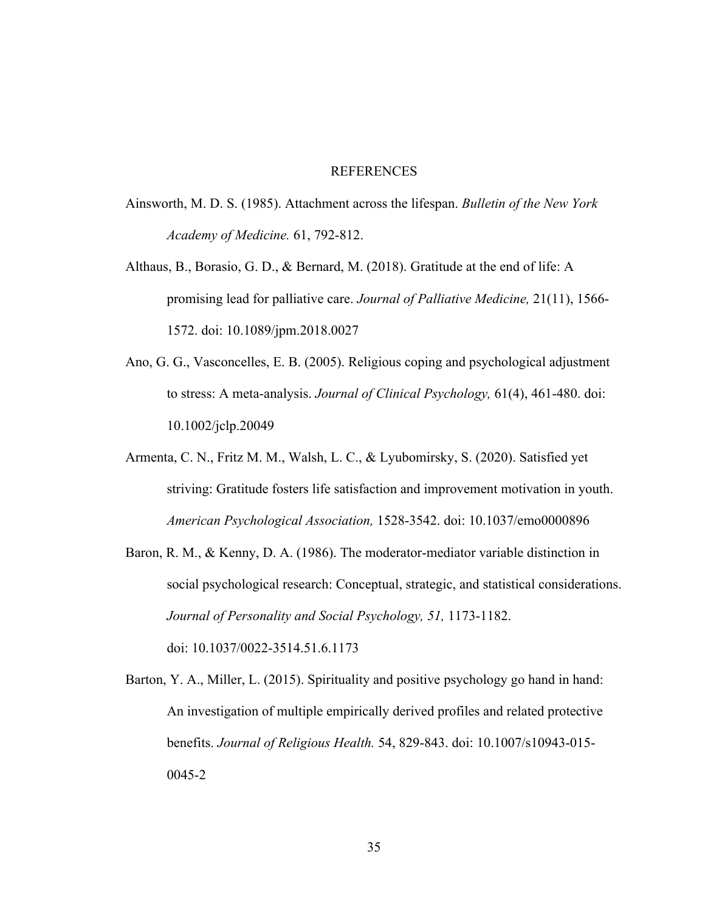# REFERENCES

Ainsworth, M. D. S. (1985). Attachment across the lifespan. *Bulletin of the New York Academy of Medicine.* 61, 792-812.

Althaus, B., Borasio, G. D., & Bernard, M. (2018). Gratitude at the end of life: A promising lead for palliative care. *Journal of Palliative Medicine,* 21(11), 1566-1572. doi: 10.1089/jpm.2018.0027

Ano, G. G., Vasconcelles, E. B. (2005). Religious coping and psychological adjustment to stress: A meta-analysis. *Journal of Clinical Psychology,* 61(4), 461-480. doi: 10.1002/jclp.20049

Armenta, C. N., Fritz M. M., Walsh, L. C., & Lyubomirsky, S. (2020). Satisfied yet striving: Gratitude fosters life satisfaction and improvement motivation in youth. *American Psychological Association,* 1528-3542. doi: 10.1037/emo0000896

Baron, R. M., & Kenny, D. A. (1986). The moderator-mediator variable distinction in social psychological research: Conceptual, strategic, and statistical considerations. *Journal of Personality and Social Psychology, 51,* 1173-1182. doi: 10.1037/0022-3514.51.6.1173

Barton, Y. A., Miller, L. (2015). Spirituality and positive psychology go hand in hand: An investigation of multiple empirically derived profiles and related protective benefits. *Journal of Religious Health.* 54, 829-843. doi: 10.1007/s10943-015-0045-2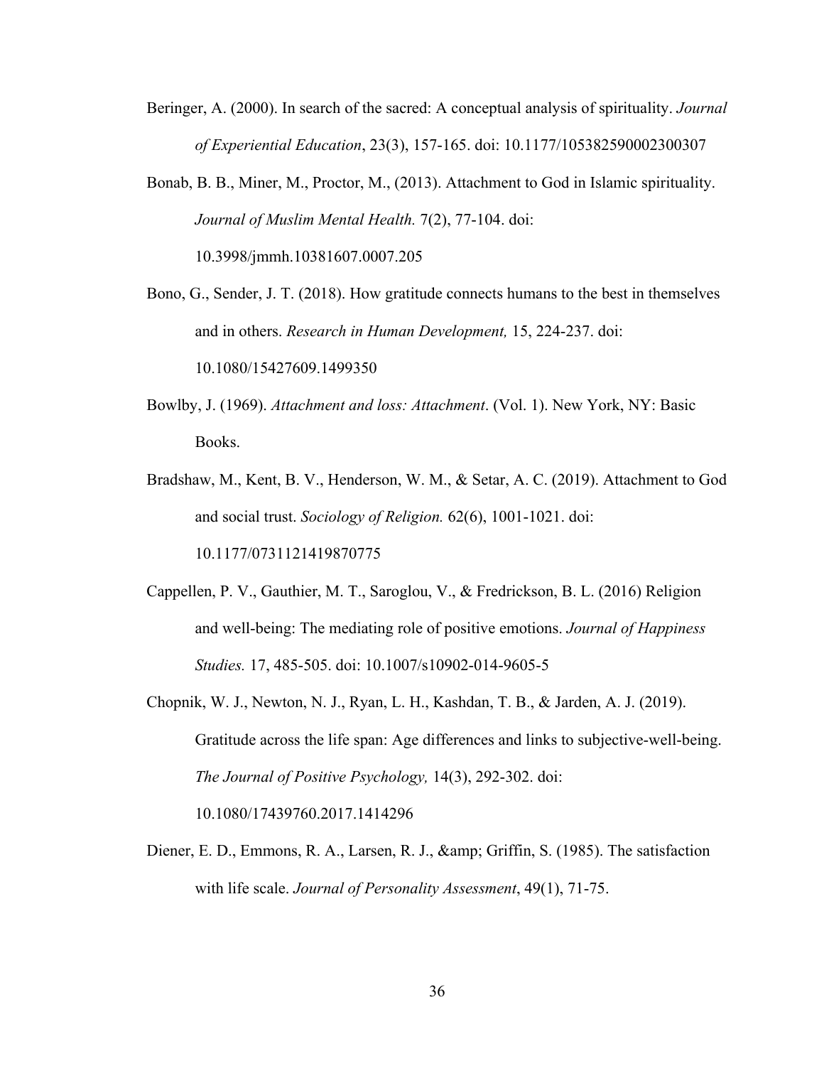Beringer, A. (2000). In search of the sacred: A conceptual analysis of spirituality. *Journal of Experiential Education*, 23(3), 157-165. doi: 10.1177/105382590002300307

Bonab, B. B., Miner, M., Proctor, M., (2013). Attachment to God in Islamic spirituality. *Journal of Muslim Mental Health.* 7(2), 77-104. doi: 10.3998/jmmh.10381607.0007.205

Bono, G., Sender, J. T. (2018). How gratitude connects humans to the best in themselves and in others. *Research in Human Development,* 15, 224-237. doi: 10.1080/15427609.1499350

Bowlby, J. (1969). *Attachment and loss: Attachment*. (Vol. 1). New York, NY: Basic Books.

Bradshaw, M., Kent, B. V., Henderson, W. M., & Setar, A. C. (2019). Attachment to God and social trust. *Sociology of Religion.* 62(6), 1001-1021. doi: 10.1177/0731121419870775

Cappellen, P. V., Gauthier, M. T., Saroglou, V., & Fredrickson, B. L. (2016) Religion and well-being: The mediating role of positive emotions. *Journal of Happiness Studies.* 17, 485-505. doi: 10.1007/s10902-014-9605-5

Chopnik, W. J., Newton, N. J., Ryan, L. H., Kashdan, T. B., & Jarden, A. J. (2019). Gratitude across the life span: Age differences and links to subjective-well-being. *The Journal of Positive Psychology,* 14(3), 292-302. doi: 10.1080/17439760.2017.1414296

Diener, E. D., Emmons, R. A., Larsen, R. J., &amp; Griffin, S. (1985). The satisfaction with life scale. *Journal of Personality Assessment*, 49(1), 71-75.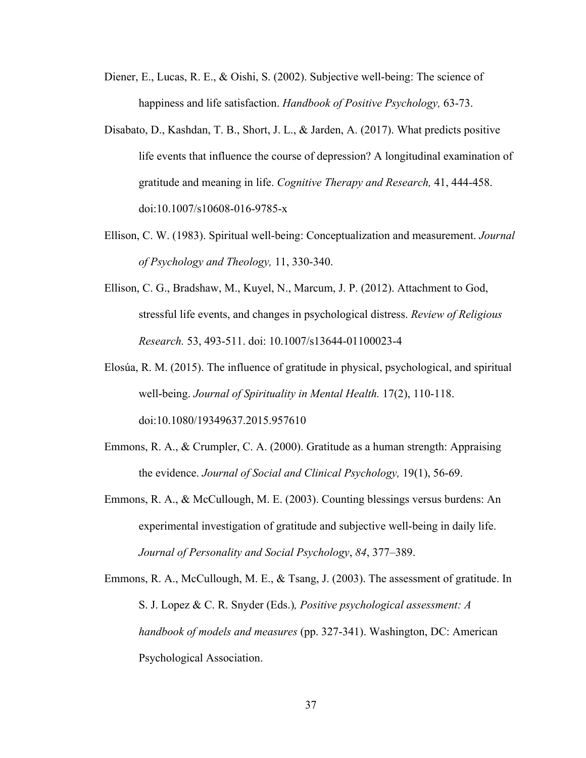Diener, E., Lucas, R. E., & Oishi, S. (2002). Subjective well-being: The science of happiness and life satisfaction. *Handbook of Positive Psychology,* 63-73.

Disabato, D., Kashdan, T. B., Short, J. L., & Jarden, A. (2017). What predicts positive life events that influence the course of depression? A longitudinal examination of gratitude and meaning in life. *Cognitive Therapy and Research,* 41, 444-458. doi:10.1007/s10608-016-9785-x

Ellison, C. W. (1983). Spiritual well-being: Conceptualization and measurement. *Journal of Psychology and Theology,* 11, 330-340.

Ellison, C. G., Bradshaw, M., Kuyel, N., Marcum, J. P. (2012). Attachment to God, stressful life events, and changes in psychological distress. *Review of Religious Research.* 53, 493-511. doi: 10.1007/s13644-01100023-4

Elosúa, R. M. (2015). The influence of gratitude in physical, psychological, and spiritual well-being. *Journal of Spirituality in Mental Health.* 17(2), 110-118. doi:10.1080/19349637.2015.957610

Emmons, R. A., & Crumpler, C. A. (2000). Gratitude as a human strength: Appraising the evidence. *Journal of Social and Clinical Psychology,* 19(1), 56-69.

Emmons, R. A., & McCullough, M. E. (2003). Counting blessings versus burdens: An experimental investigation of gratitude and subjective well-being in daily life. *Journal of Personality and Social Psychology*, *84*, 377–389.

Emmons, R. A., McCullough, M. E., & Tsang, J. (2003). The assessment of gratitude. In S. J. Lopez & C. R. Snyder (Eds.)*, Positive psychological assessment: A handbook of models and measures* (pp. 327-341). Washington, DC: American Psychological Association.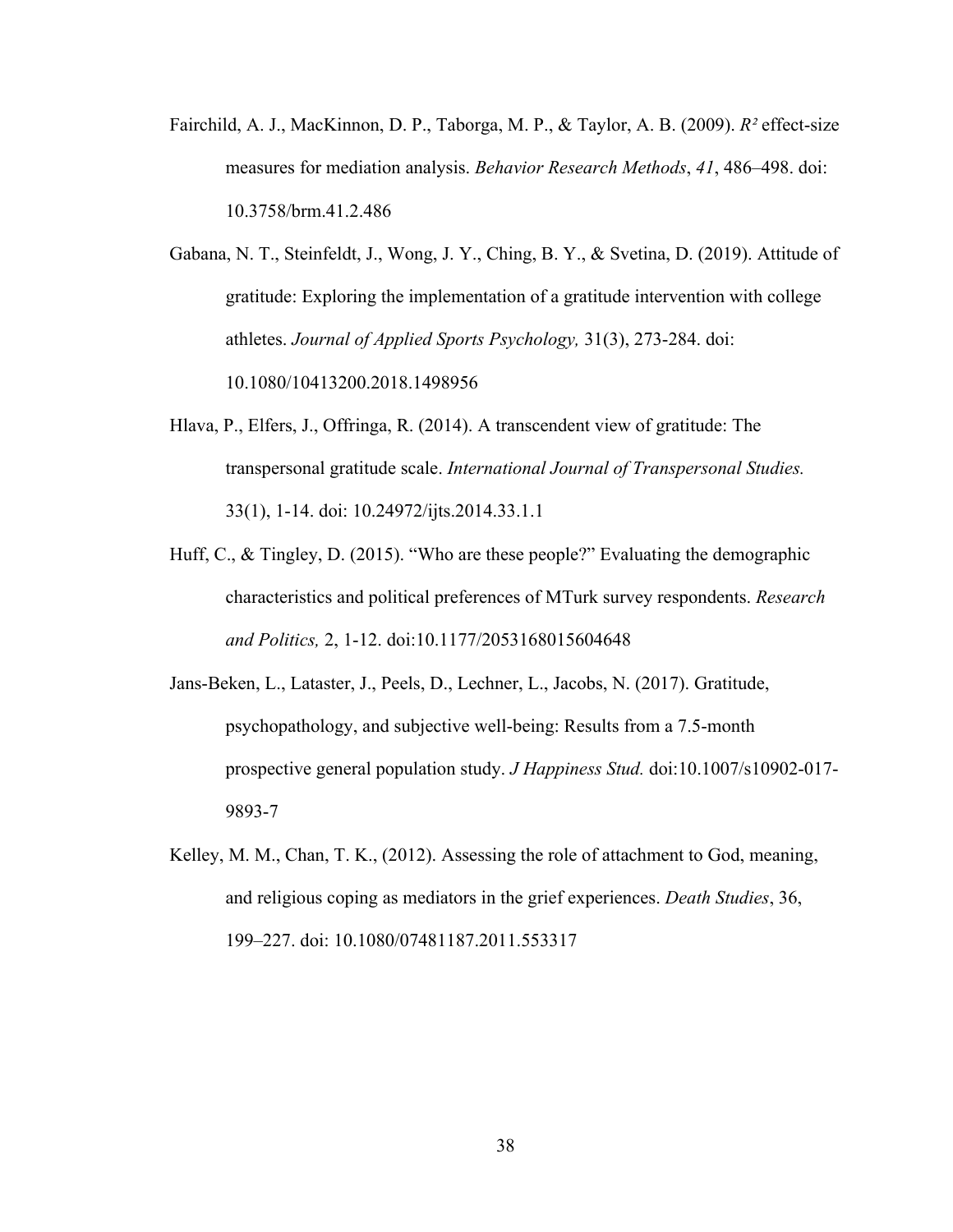Fairchild, A. J., MacKinnon, D. P., Taborga, M. P., & Taylor, A. B. (2009). *$R^2$* effect-size measures for mediation analysis. *Behavior Research Methods*, *41*, 486–498. doi: 10.3758/brm.41.2.486

Gabana, N. T., Steinfeldt, J., Wong, J. Y., Ching, B. Y., & Svetina, D. (2019). Attitude of gratitude: Exploring the implementation of a gratitude intervention with college athletes. *Journal of Applied Sports Psychology,* 31(3), 273-284. doi: 10.1080/10413200.2018.1498956

Hlava, P., Elfers, J., Offringa, R. (2014). A transcendent view of gratitude: The transpersonal gratitude scale. *International Journal of Transpersonal Studies.* 33(1), 1-14. doi: 10.24972/ijts.2014.33.1.1

Huff, C., & Tingley, D. (2015). "Who are these people?" Evaluating the demographic characteristics and political preferences of MTurk survey respondents. *Research and Politics,* 2, 1-12. doi:10.1177/2053168015604648

Jans-Beken, L., Lataster, J., Peels, D., Lechner, L., Jacobs, N. (2017). Gratitude, psychopathology, and subjective well-being: Results from a 7.5-month prospective general population study. *J Happiness Stud.* doi:10.1007/s10902-017-9893-7

Kelley, M. M., Chan, T. K., (2012). Assessing the role of attachment to God, meaning, and religious coping as mediators in the grief experiences. *Death Studies*, 36, 199–227. doi: 10.1080/07481187.2011.553317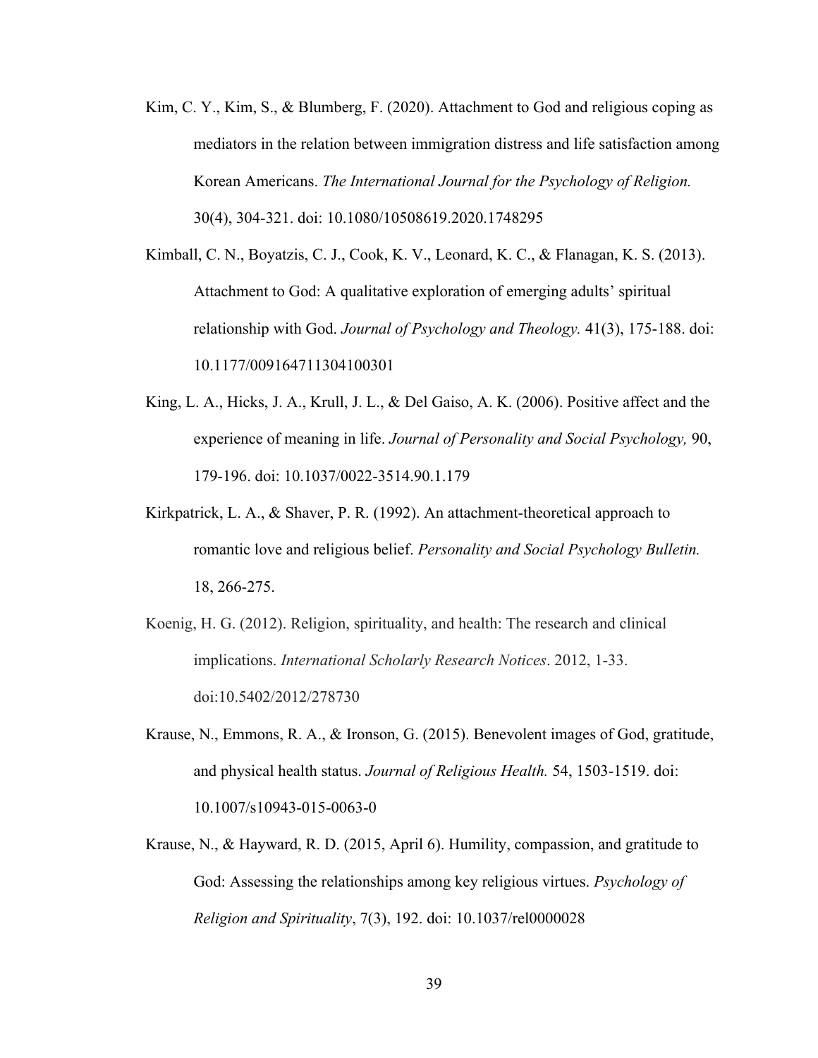Kim, C. Y., Kim, S., & Blumberg, F. (2020). Attachment to God and religious coping as mediators in the relation between immigration distress and life satisfaction among Korean Americans. *The International Journal for the Psychology of Religion.* 30(4), 304-321. doi: 10.1080/10508619.2020.1748295

Kimball, C. N., Boyatzis, C. J., Cook, K. V., Leonard, K. C., & Flanagan, K. S. (2013). Attachment to God: A qualitative exploration of emerging adults' spiritual relationship with God. *Journal of Psychology and Theology.* 41(3), 175-188. doi: 10.1177/009164711304100301

King, L. A., Hicks, J. A., Krull, J. L., & Del Gaiso, A. K. (2006). Positive affect and the experience of meaning in life. *Journal of Personality and Social Psychology,* 90, 179-196. doi: 10.1037/0022-3514.90.1.179

Kirkpatrick, L. A., & Shaver, P. R. (1992). An attachment-theoretical approach to romantic love and religious belief. *Personality and Social Psychology Bulletin.* 18, 266-275.

Koenig, H. G. (2012). Religion, spirituality, and health: The research and clinical implications. *International Scholarly Research Notices*. 2012, 1-33. doi:10.5402/2012/278730

Krause, N., Emmons, R. A., & Ironson, G. (2015). Benevolent images of God, gratitude, and physical health status. *Journal of Religious Health.* 54, 1503-1519. doi: 10.1007/s10943-015-0063-0

Krause, N., & Hayward, R. D. (2015, April 6). Humility, compassion, and gratitude to God: Assessing the relationships among key religious virtues. *Psychology of Religion and Spirituality*, 7(3), 192. doi: 10.1037/rel0000028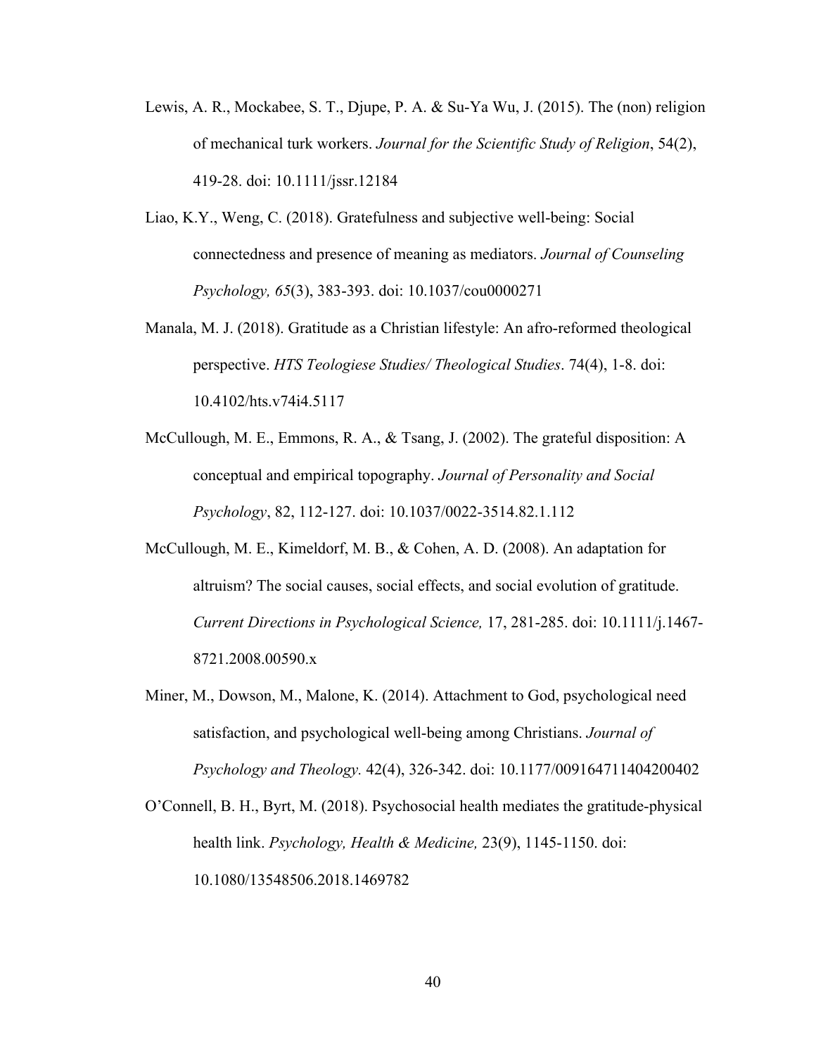Lewis, A. R., Mockabee, S. T., Djupe, P. A. & Su-Ya Wu, J. (2015). The (non) religion of mechanical turk workers. *Journal for the Scientific Study of Religion*, 54(2), 419-28. doi: 10.1111/jssr.12184

Liao, K.Y., Weng, C. (2018). Gratefulness and subjective well-being: Social connectedness and presence of meaning as mediators. *Journal of Counseling Psychology, 65*(3), 383-393. doi: 10.1037/cou0000271

Manala, M. J. (2018). Gratitude as a Christian lifestyle: An afro-reformed theological perspective. *HTS Teologiese Studies/ Theological Studies*. 74(4), 1-8. doi: 10.4102/hts.v74i4.5117

McCullough, M. E., Emmons, R. A., & Tsang, J. (2002). The grateful disposition: A conceptual and empirical topography. *Journal of Personality and Social Psychology*, 82, 112-127. doi: 10.1037/0022-3514.82.1.112

McCullough, M. E., Kimeldorf, M. B., & Cohen, A. D. (2008). An adaptation for altruism? The social causes, social effects, and social evolution of gratitude. *Current Directions in Psychological Science,* 17, 281-285. doi: 10.1111/j.1467-8721.2008.00590.x

Miner, M., Dowson, M., Malone, K. (2014). Attachment to God, psychological need satisfaction, and psychological well-being among Christians. *Journal of Psychology and Theology.* 42(4), 326-342. doi: 10.1177/009164711404200402

O'Connell, B. H., Byrt, M. (2018). Psychosocial health mediates the gratitude-physical health link. *Psychology, Health & Medicine,* 23(9), 1145-1150. doi: 10.1080/13548506.2018.1469782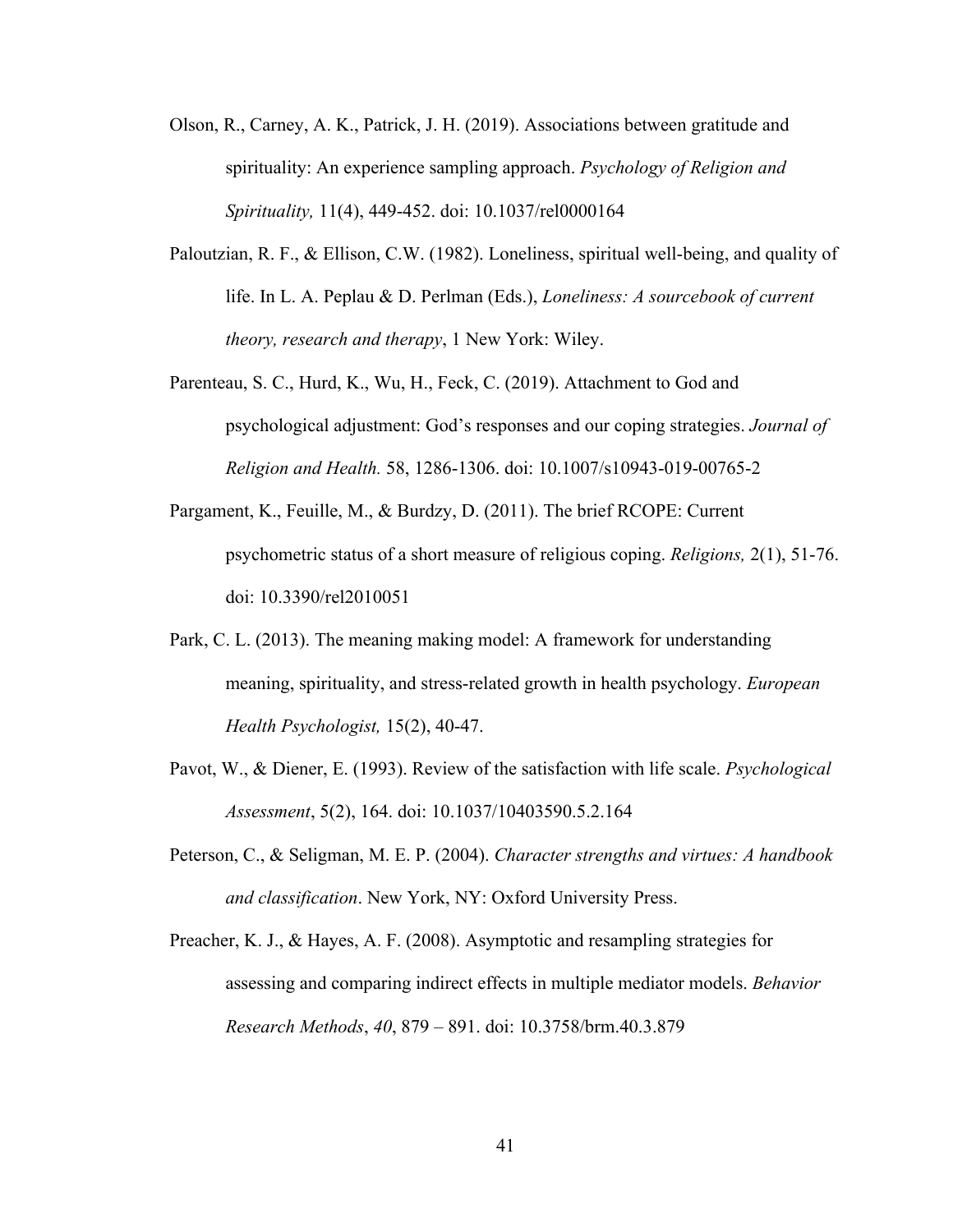Olson, R., Carney, A. K., Patrick, J. H. (2019). Associations between gratitude and spirituality: An experience sampling approach. *Psychology of Religion and Spirituality,* 11(4), 449-452. doi: 10.1037/rel0000164

Paloutzian, R. F., & Ellison, C.W. (1982). Loneliness, spiritual well-being, and quality of life. In L. A. Peplau & D. Perlman (Eds.), *Loneliness: A sourcebook of current theory, research and therapy*, 1 New York: Wiley.

Parenteau, S. C., Hurd, K., Wu, H., Feck, C. (2019). Attachment to God and psychological adjustment: God's responses and our coping strategies. *Journal of Religion and Health.* 58, 1286-1306. doi: 10.1007/s10943-019-00765-2

Pargament, K., Feuille, M., & Burdzy, D. (2011). The brief RCOPE: Current psychometric status of a short measure of religious coping. *Religions,* 2(1), 51-76. doi: 10.3390/rel2010051

Park, C. L. (2013). The meaning making model: A framework for understanding meaning, spirituality, and stress-related growth in health psychology. *European Health Psychologist,* 15(2), 40-47.

Pavot, W., & Diener, E. (1993). Review of the satisfaction with life scale. *Psychological Assessment*, 5(2), 164. doi: 10.1037/10403590.5.2.164

Peterson, C., & Seligman, M. E. P. (2004). *Character strengths and virtues: A handbook and classification*. New York, NY: Oxford University Press.

Preacher, K. J., & Hayes, A. F. (2008). Asymptotic and resampling strategies for assessing and comparing indirect effects in multiple mediator models. *Behavior Research Methods*, *40*, 879 – 891. doi: 10.3758/brm.40.3.879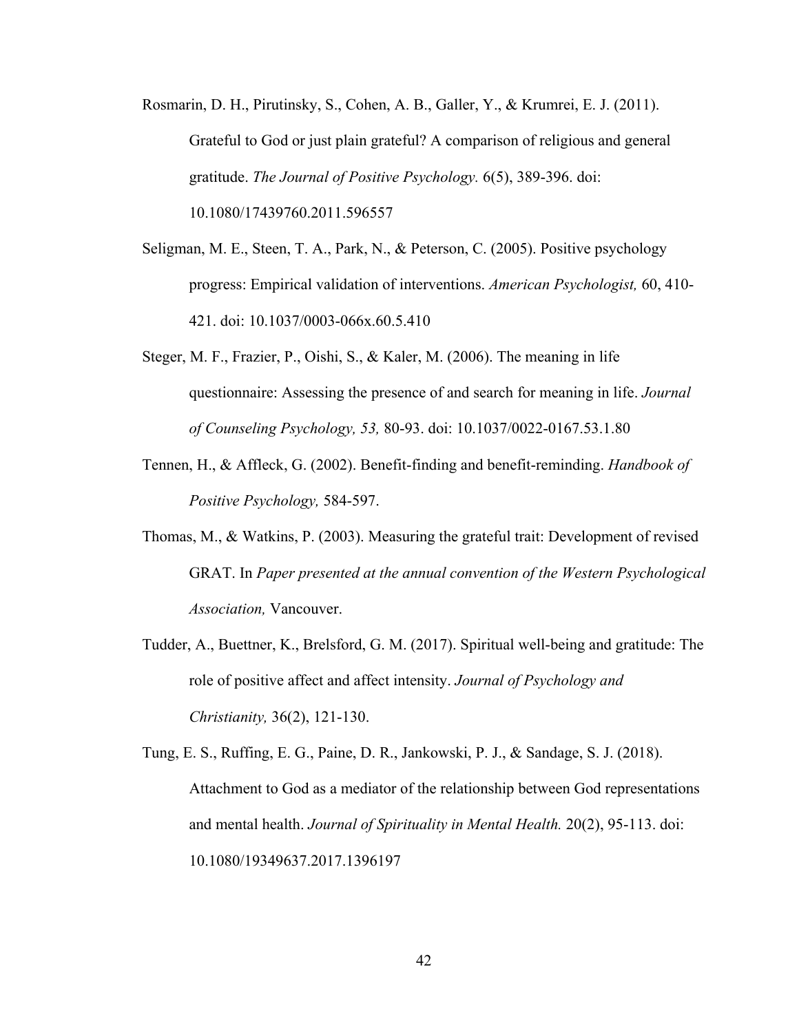Rosmarin, D. H., Pirutinsky, S., Cohen, A. B., Galler, Y., & Krumrei, E. J. (2011). Grateful to God or just plain grateful? A comparison of religious and general gratitude. *The Journal of Positive Psychology.* 6(5), 389-396. doi: 10.1080/17439760.2011.596557

Seligman, M. E., Steen, T. A., Park, N., & Peterson, C. (2005). Positive psychology progress: Empirical validation of interventions. *American Psychologist,* 60, 410-421. doi: 10.1037/0003-066x.60.5.410

Steger, M. F., Frazier, P., Oishi, S., & Kaler, M. (2006). The meaning in life questionnaire: Assessing the presence of and search for meaning in life. *Journal of Counseling Psychology, 53,* 80-93. doi: 10.1037/0022-0167.53.1.80

Tennen, H., & Affleck, G. (2002). Benefit-finding and benefit-reminding. *Handbook of Positive Psychology,* 584-597.

Thomas, M., & Watkins, P. (2003). Measuring the grateful trait: Development of revised GRAT. In *Paper presented at the annual convention of the Western Psychological Association,* Vancouver.

Tudder, A., Buettner, K., Brelsford, G. M. (2017). Spiritual well-being and gratitude: The role of positive affect and affect intensity. *Journal of Psychology and Christianity,* 36(2), 121-130.

Tung, E. S., Ruffing, E. G., Paine, D. R., Jankowski, P. J., & Sandage, S. J. (2018). Attachment to God as a mediator of the relationship between God representations and mental health. *Journal of Spirituality in Mental Health.* 20(2), 95-113. doi: 10.1080/19349637.2017.1396197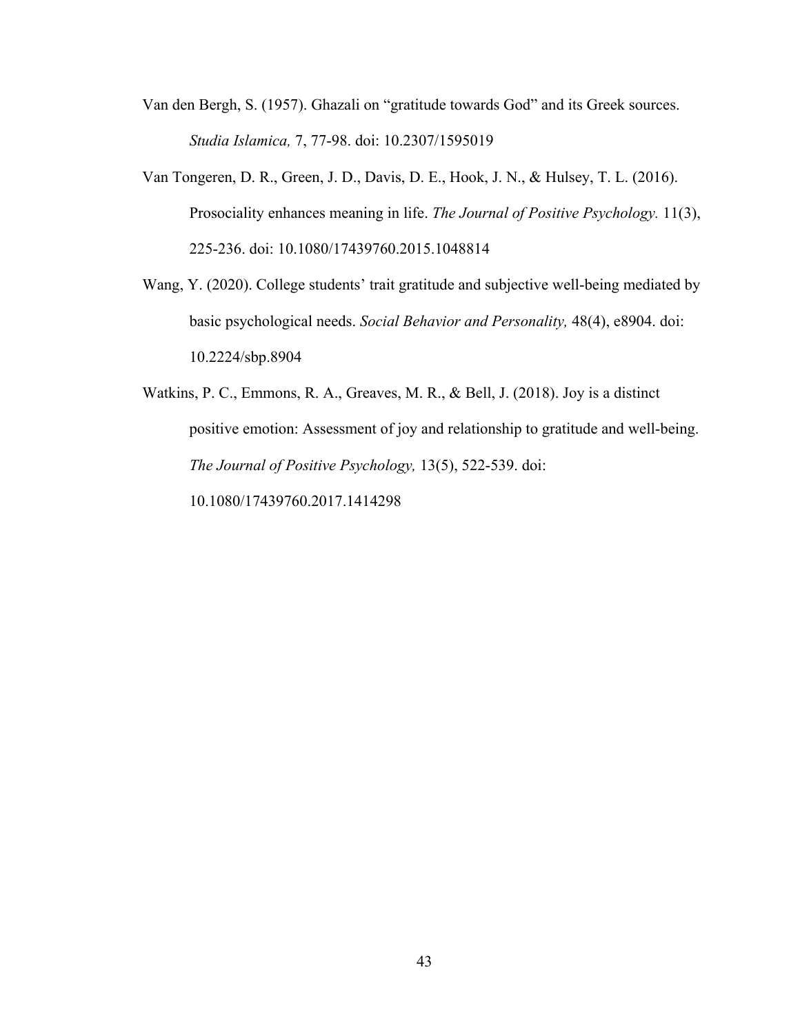Van den Bergh, S. (1957). Ghazali on “gratitude towards God” and its Greek sources. *Studia Islamica,* 7, 77-98. doi: 10.2307/1595019

Van Tongeren, D. R., Green, J. D., Davis, D. E., Hook, J. N., & Hulsey, T. L. (2016). Prosociality enhances meaning in life. *The Journal of Positive Psychology.* 11(3), 225-236. doi: 10.1080/17439760.2015.1048814

Wang, Y. (2020). College students’ trait gratitude and subjective well-being mediated by basic psychological needs. *Social Behavior and Personality,* 48(4), e8904. doi: 10.2224/sbp.8904

Watkins, P. C., Emmons, R. A., Greaves, M. R., & Bell, J. (2018). Joy is a distinct positive emotion: Assessment of joy and relationship to gratitude and well-being. *The Journal of Positive Psychology,* 13(5), 522-539. doi: 10.1080/17439760.2017.1414298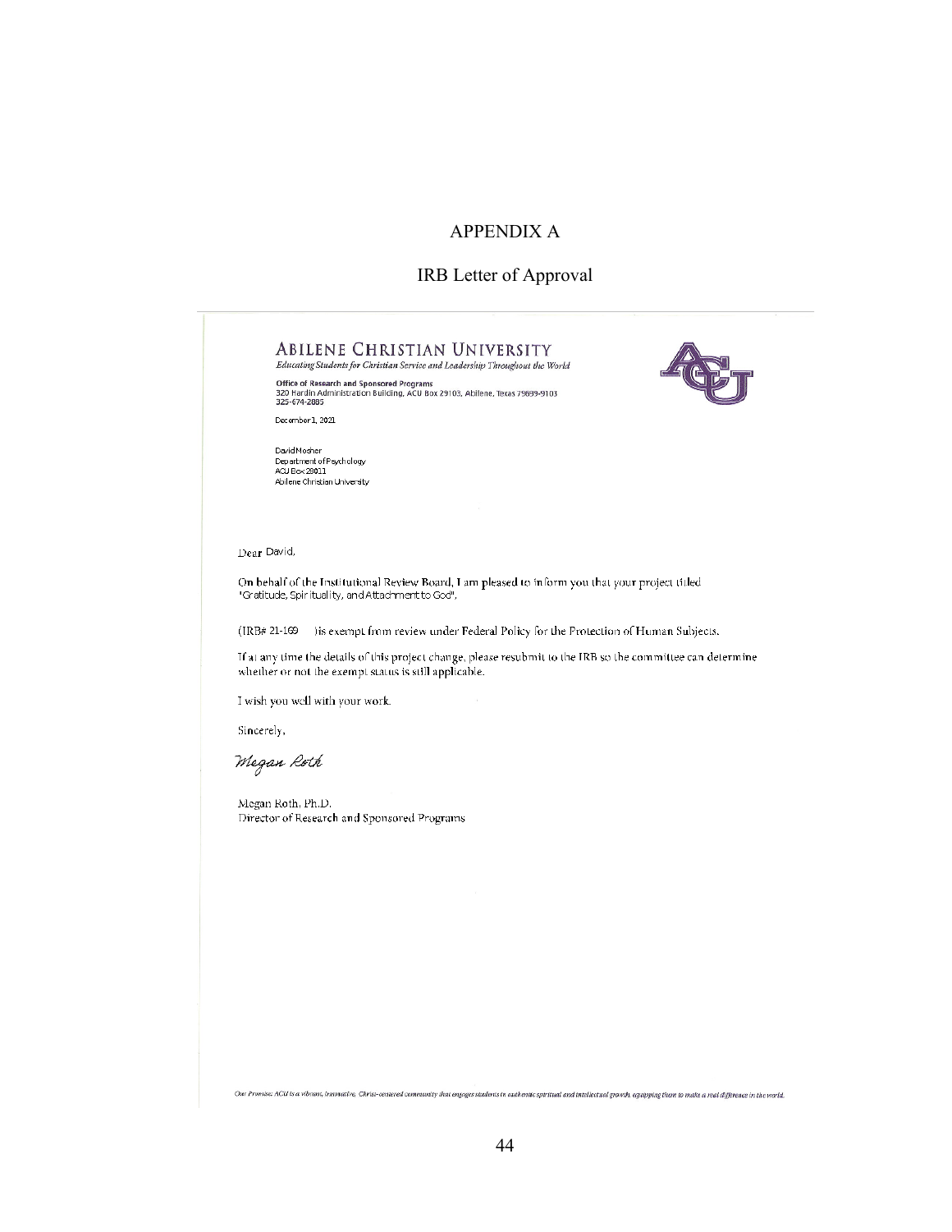# APPENDIX A

## IRB Letter of Approval

**ABILENE CHRISTIAN UNIVERSITY**

*Educating Students for Christian Service and Leadership Throughout the World*

**Office of Research and Sponsored Programs**
320 Hardin Administration Building, ACU Box 29103, Abilene, Texas 79699-9103
325-674-2885

December 1, 2021

David Mosher
Department of Psychology
ACU Box 28011
Abilene Christian University

Dear David,

On behalf of the Institutional Review Board, I am pleased to inform you that your project titled "Gratitude, Spirituality, and Attachment to God",

(IRB# 21-169 )is exempt from review under Federal Policy for the Protection of Human Subjects.

If at any time the details of this project change, please resubmit to the IRB so the committee can determine whether or not the exempt status is still applicable.

I wish you well with your work.

Sincerely,

*Megan Roth*

Megan Roth, Ph.D.
Director of Research and Sponsored Programs

*Our Promise: ACU is a vibrant, innovative, Christ-centered community that engages students in authentic spiritual and intellectual growth, equipping them to make a real difference in the world.*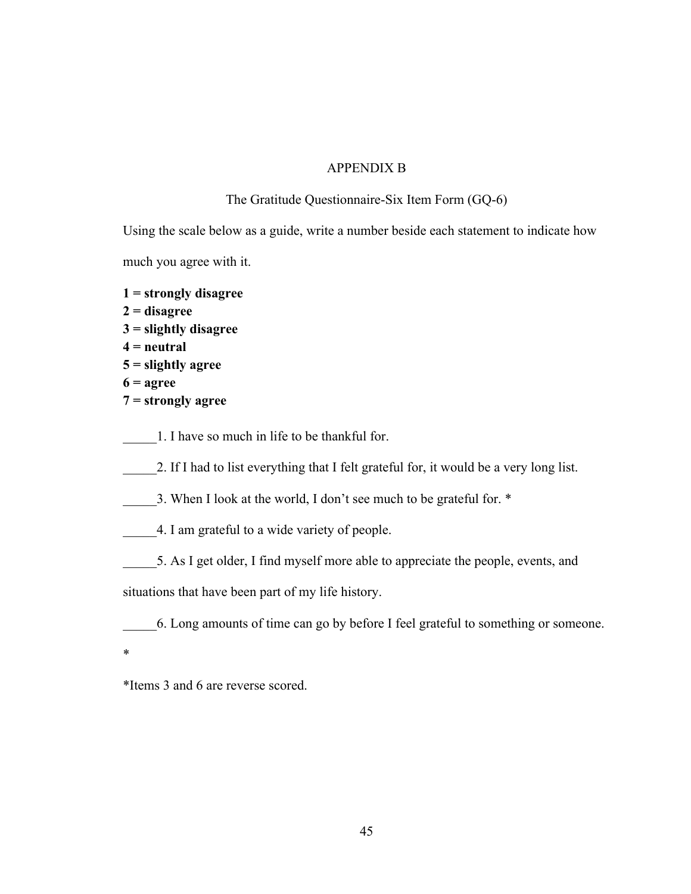# APPENDIX B

## The Gratitude Questionnaire-Six Item Form (GQ-6)

Using the scale below as a guide, write a number beside each statement to indicate how much you agree with it.

**1 = strongly disagree**
**2 = disagree**
**3 = slightly disagree**
**4 = neutral**
**5 = slightly agree**
**6 = agree**
**7 = strongly agree**

_____1. I have so much in life to be thankful for.

_____2. If I had to list everything that I felt grateful for, it would be a very long list.

_____3. When I look at the world, I don't see much to be grateful for. *

_____4. I am grateful to a wide variety of people.

_____5. As I get older, I find myself more able to appreciate the people, events, and situations that have been part of my life history.

_____6. Long amounts of time can go by before I feel grateful to something or someone. *

*Items 3 and 6 are reverse scored.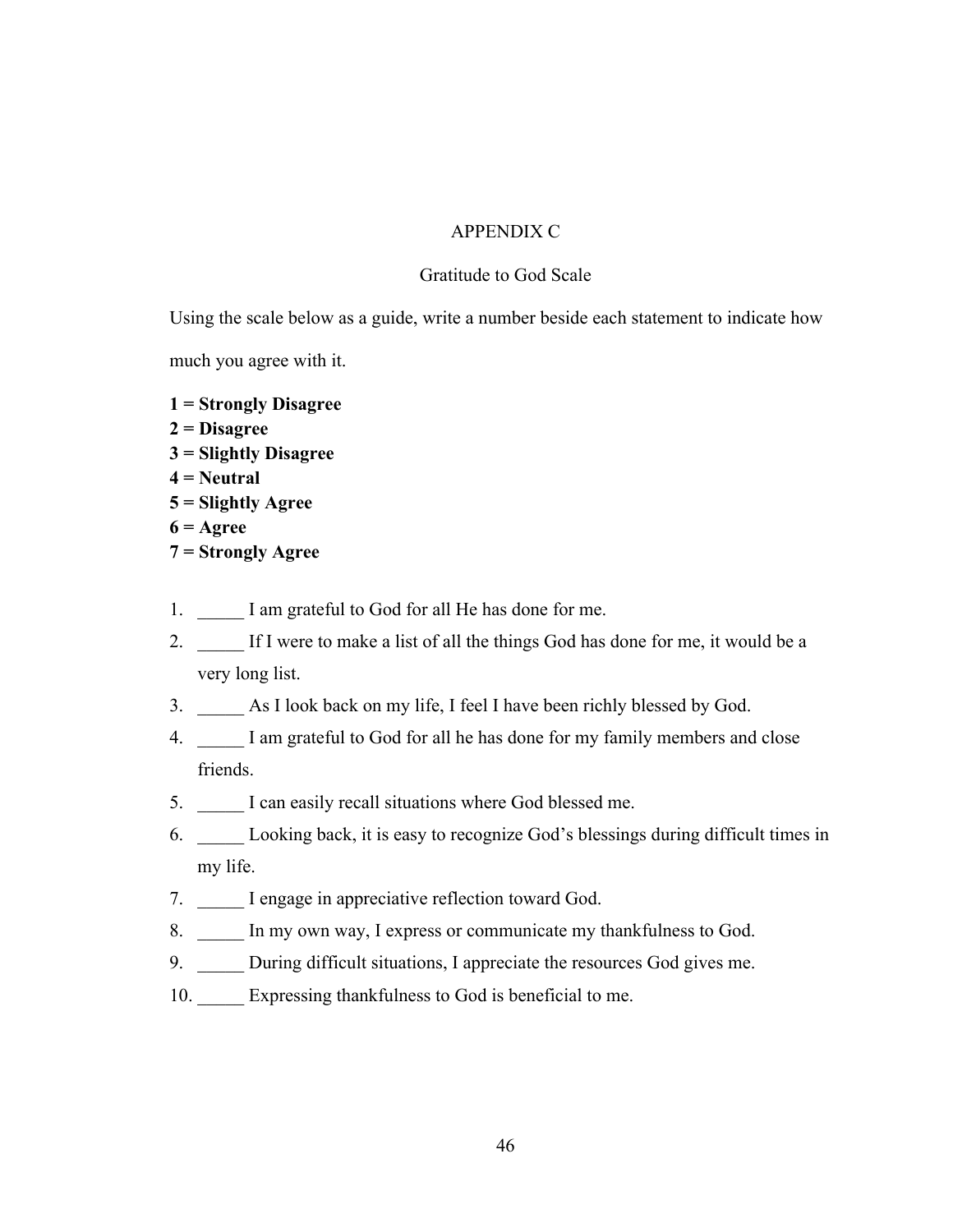# APPENDIX C

## Gratitude to God Scale

Using the scale below as a guide, write a number beside each statement to indicate how much you agree with it.

**1 = Strongly Disagree**
**2 = Disagree**
**3 = Slightly Disagree**
**4 = Neutral**
**5 = Slightly Agree**
**6 = Agree**
**7 = Strongly Agree**

1. _____ I am grateful to God for all He has done for me.
2. _____ If I were to make a list of all the things God has done for me, it would be a very long list.
3. _____ As I look back on my life, I feel I have been richly blessed by God.
4. _____ I am grateful to God for all he has done for my family members and close friends.
5. _____ I can easily recall situations where God blessed me.
6. _____ Looking back, it is easy to recognize God's blessings during difficult times in my life.
7. _____ I engage in appreciative reflection toward God.
8. _____ In my own way, I express or communicate my thankfulness to God.
9. _____ During difficult situations, I appreciate the resources God gives me.
10. _____ Expressing thankfulness to God is beneficial to me.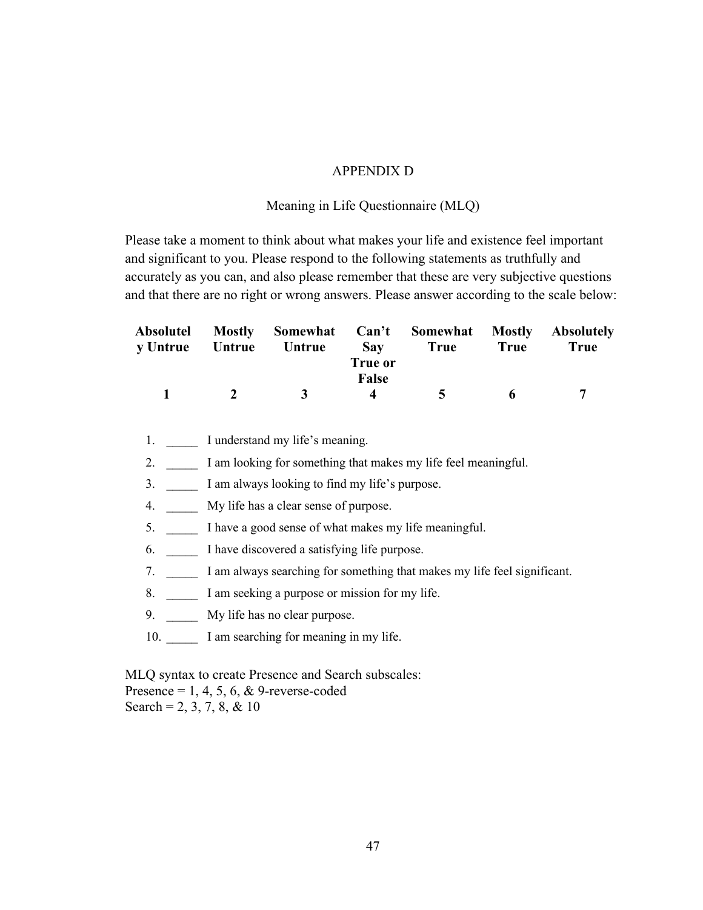# APPENDIX D

## Meaning in Life Questionnaire (MLQ)

Please take a moment to think about what makes your life and existence feel important and significant to you. Please respond to the following statements as truthfully and accurately as you can, and also please remember that these are very subjective questions and that there are no right or wrong answers. Please answer according to the scale below:

| Absolutely Untrue | Mostly Untrue | Somewhat Untrue | Can't Say True or False | Somewhat True | Mostly True | Absolutely True |
|---|---|---|---|---|---|---|
| 1 | 2 | 3 | 4 | 5 | 6 | 7 |

1. _____ I understand my life's meaning.
2. _____ I am looking for something that makes my life feel meaningful.
3. _____ I am always looking to find my life's purpose.
4. _____ My life has a clear sense of purpose.
5. _____ I have a good sense of what makes my life meaningful.
6. _____ I have discovered a satisfying life purpose.
7. _____ I am always searching for something that makes my life feel significant.
8. _____ I am seeking a purpose or mission for my life.
9. _____ My life has no clear purpose.
10. _____ I am searching for meaning in my life.

MLQ syntax to create Presence and Search subscales:
Presence = 1, 4, 5, 6, & 9-reverse-coded
Search = 2, 3, 7, 8, & 10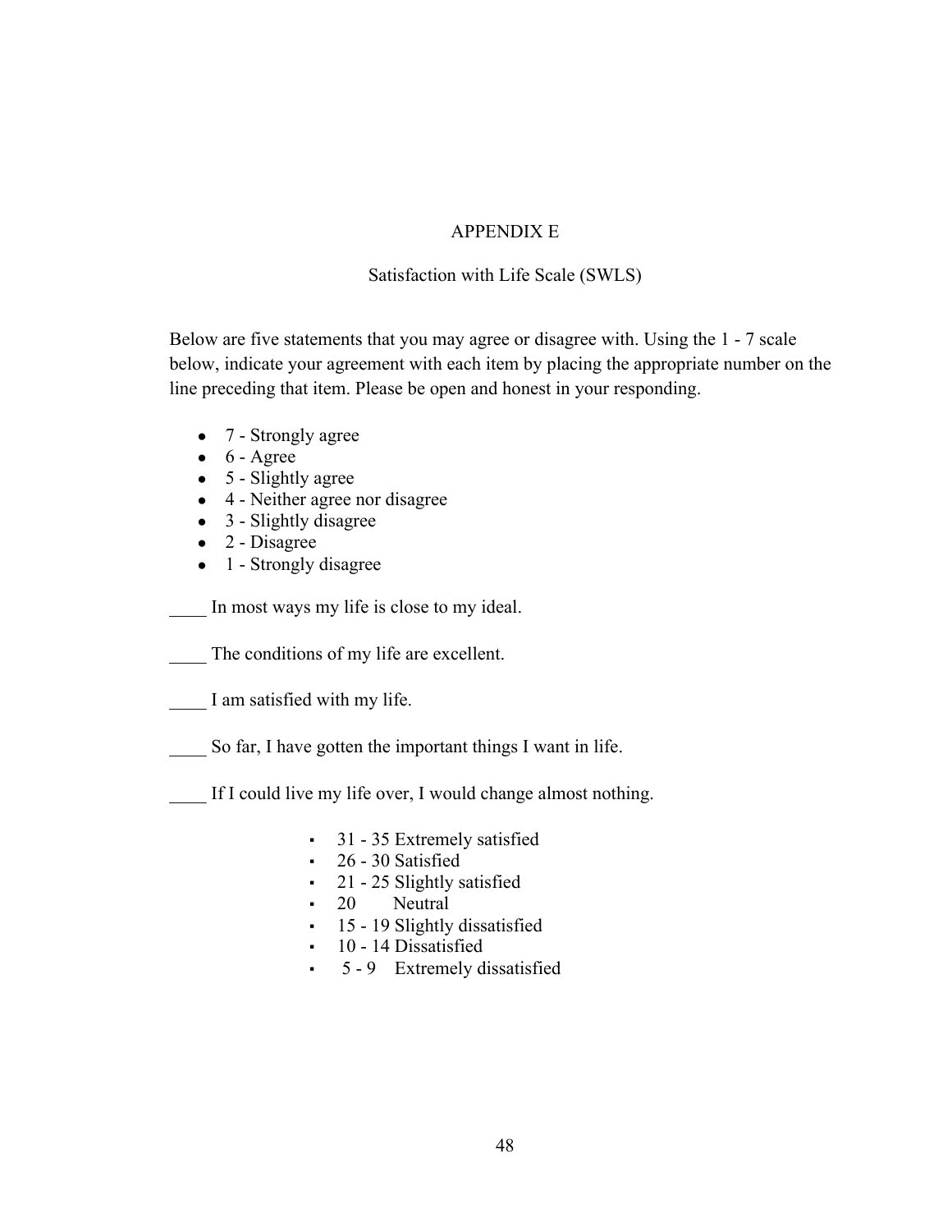# APPENDIX E

## Satisfaction with Life Scale (SWLS)

Below are five statements that you may agree or disagree with. Using the 1 - 7 scale below, indicate your agreement with each item by placing the appropriate number on the line preceding that item. Please be open and honest in your responding.

- 7 - Strongly agree
- 6 - Agree
- 5 - Slightly agree
- 4 - Neither agree nor disagree
- 3 - Slightly disagree
- 2 - Disagree
- 1 - Strongly disagree

____ In most ways my life is close to my ideal.

____ The conditions of my life are excellent.

____ I am satisfied with my life.

____ So far, I have gotten the important things I want in life.

____ If I could live my life over, I would change almost nothing.

- 31 - 35 Extremely satisfied
- 26 - 30 Satisfied
- 21 - 25 Slightly satisfied
- 20 Neutral
- 15 - 19 Slightly dissatisfied
- 10 - 14 Dissatisfied
- 5 - 9 Extremely dissatisfied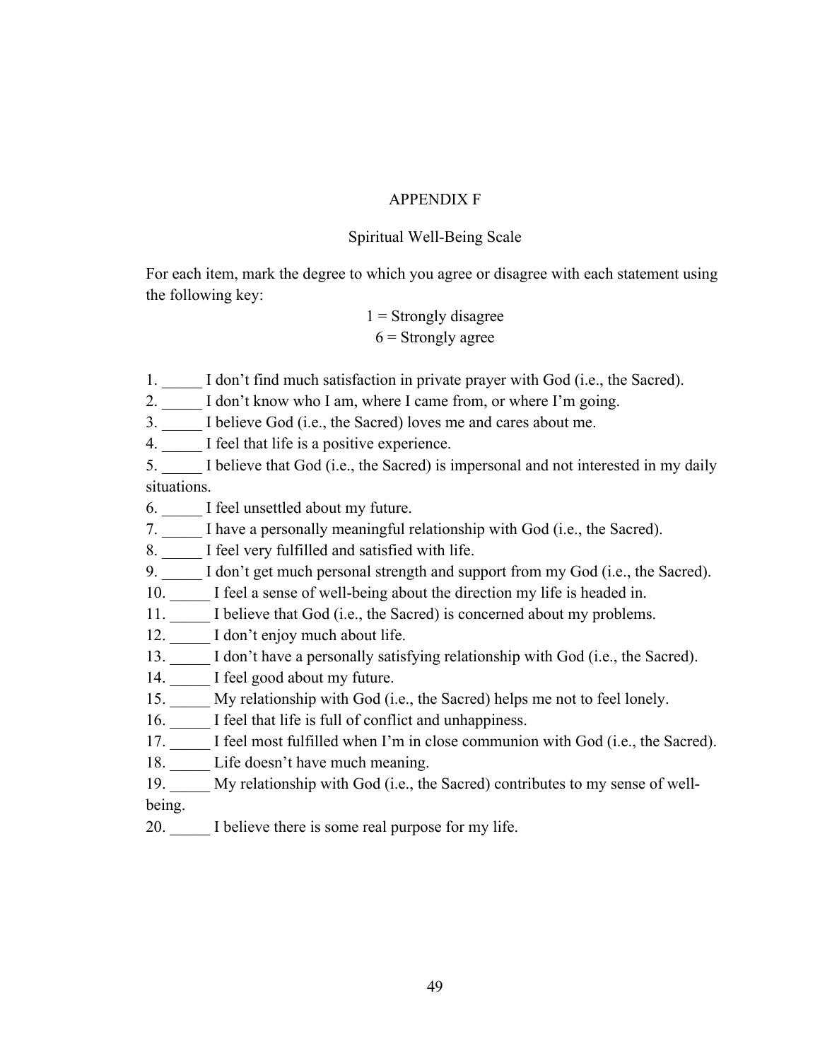# APPENDIX F

## Spiritual Well-Being Scale

For each item, mark the degree to which you agree or disagree with each statement using the following key:

1 = Strongly disagree
6 = Strongly agree

1. _____ I don't find much satisfaction in private prayer with God (i.e., the Sacred).
2. _____ I don't know who I am, where I came from, or where I'm going.
3. _____ I believe God (i.e., the Sacred) loves me and cares about me.
4. _____ I feel that life is a positive experience.
5. _____ I believe that God (i.e., the Sacred) is impersonal and not interested in my daily situations.
6. _____ I feel unsettled about my future.
7. _____ I have a personally meaningful relationship with God (i.e., the Sacred).
8. _____ I feel very fulfilled and satisfied with life.
9. _____ I don't get much personal strength and support from my God (i.e., the Sacred).
10. _____ I feel a sense of well-being about the direction my life is headed in.
11. _____ I believe that God (i.e., the Sacred) is concerned about my problems.
12. _____ I don't enjoy much about life.
13. _____ I don't have a personally satisfying relationship with God (i.e., the Sacred).
14. _____ I feel good about my future.
15. _____ My relationship with God (i.e., the Sacred) helps me not to feel lonely.
16. _____ I feel that life is full of conflict and unhappiness.
17. _____ I feel most fulfilled when I'm in close communion with God (i.e., the Sacred).
18. _____ Life doesn't have much meaning.
19. _____ My relationship with God (i.e., the Sacred) contributes to my sense of well-being.
20. _____ I believe there is some real purpose for my life.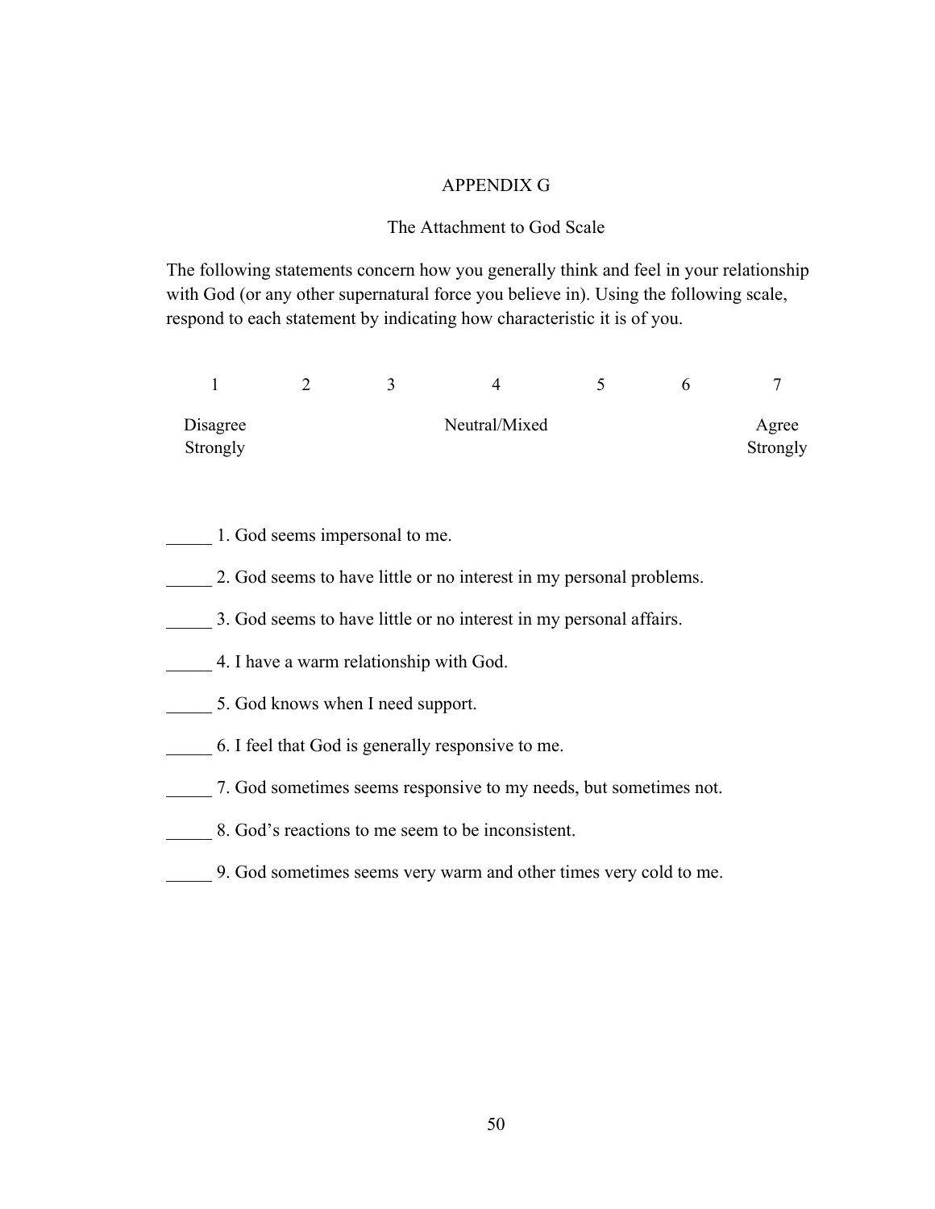# APPENDIX G

## The Attachment to God Scale

The following statements concern how you generally think and feel in your relationship with God (or any other supernatural force you believe in). Using the following scale, respond to each statement by indicating how characteristic it is of you.

| 1 | 2 | 3 | 4 | 5 | 6 | 7 |
|---|---|---|---|---|---|---|
| Disagree Strongly | | | Neutral/Mixed | | | Agree Strongly |

_____ 1. God seems impersonal to me.

_____ 2. God seems to have little or no interest in my personal problems.

_____ 3. God seems to have little or no interest in my personal affairs.

_____ 4. I have a warm relationship with God.

_____ 5. God knows when I need support.

_____ 6. I feel that God is generally responsive to me.

_____ 7. God sometimes seems responsive to my needs, but sometimes not.

_____ 8. God's reactions to me seem to be inconsistent.

_____ 9. God sometimes seems very warm and other times very cold to me.